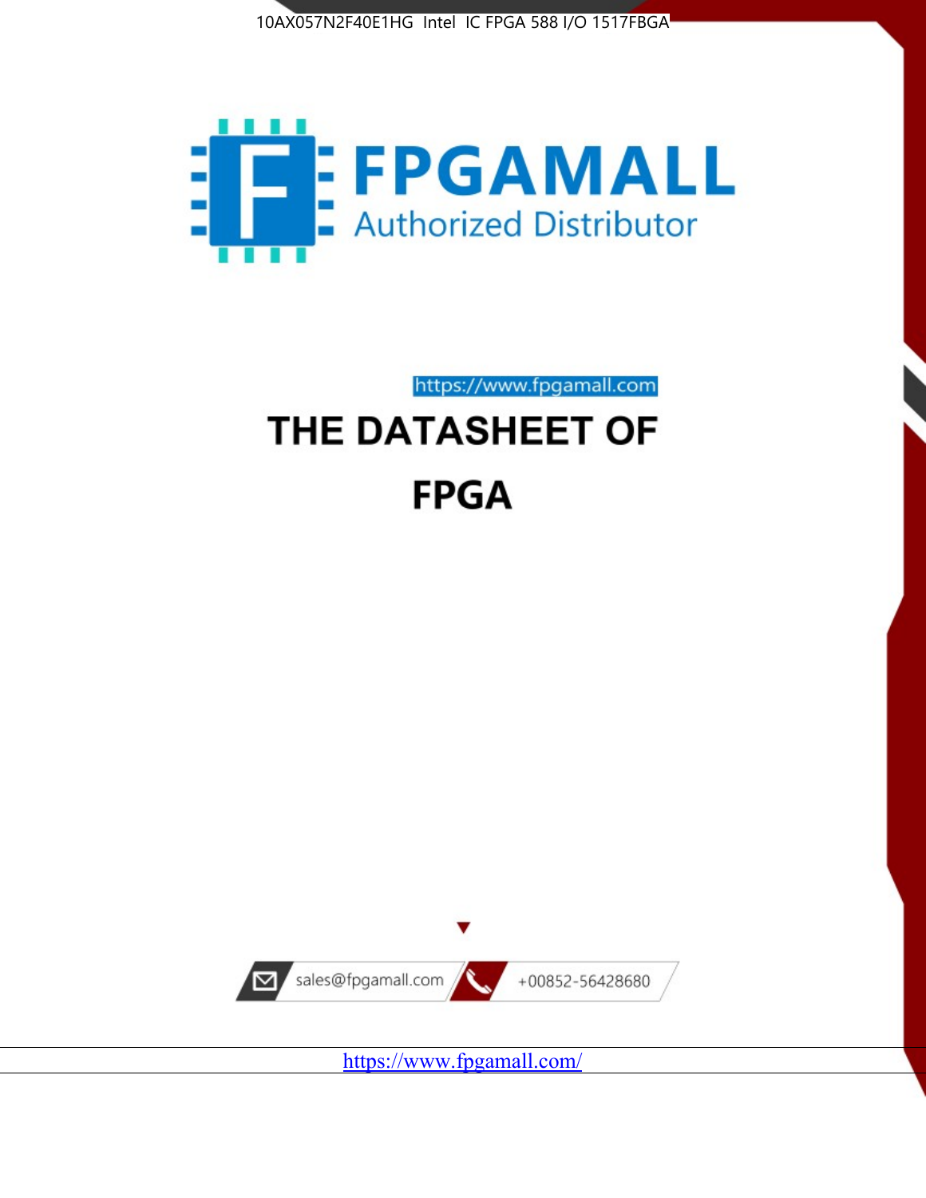10AX057N2F40E1HG Intel IC FPGA 588 I/O 1517FBGA

# FPGAMALL

Authorized Distributor

https://www.fpgamall.com

# THE DATASHEET OF

# FPGA

sales@fpgamall.com

+00852-56428680

https://www.fpgamall.com/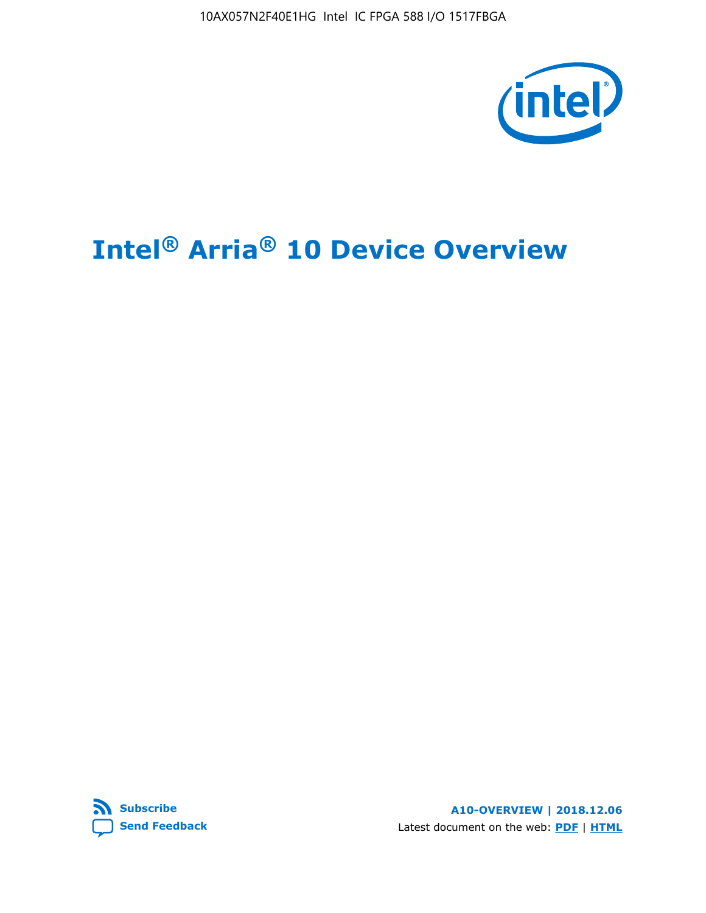# Intel® Arria® 10 Device Overview

Subscribe

Send Feedback

A10-OVERVIEW | 2018.12.06

Latest document on the web: PDF | HTML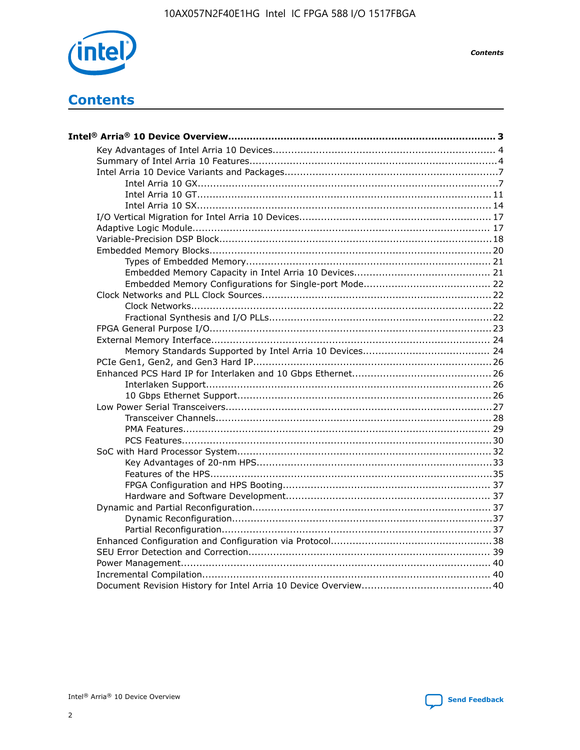# Contents

**Intel® Arria® 10 Device Overview....................................................................................... 3**

- Key Advantages of Intel Arria 10 Devices........................................................................ 4
- Summary of Intel Arria 10 Features................................................................................4
- Intel Arria 10 Device Variants and Packages.....................................................................7
  - Intel Arria 10 GX.................................................................................................7
  - Intel Arria 10 GT............................................................................................... 11
  - Intel Arria 10 SX............................................................................................... 14
- I/O Vertical Migration for Intel Arria 10 Devices.............................................................. 17
- Adaptive Logic Module................................................................................................ 17
- Variable-Precision DSP Block.......................................................................................18
- Embedded Memory Blocks........................................................................................... 20
  - Types of Embedded Memory............................................................................... 21
  - Embedded Memory Capacity in Intel Arria 10 Devices............................................ 21
  - Embedded Memory Configurations for Single-port Mode......................................... 22
- Clock Networks and PLL Clock Sources.........................................................................22
  - Clock Networks.................................................................................................22
  - Fractional Synthesis and I/O PLLs.......................................................................22
- FPGA General Purpose I/O..........................................................................................23
- External Memory Interface.......................................................................................... 24
  - Memory Standards Supported by Intel Arria 10 Devices......................................... 24
- PCIe Gen1, Gen2, and Gen3 Hard IP.............................................................................26
- Enhanced PCS Hard IP for Interlaken and 10 Gbps Ethernet.............................................26
  - Interlaken Support............................................................................................ 26
  - 10 Gbps Ethernet Support.................................................................................. 26
- Low Power Serial Transceivers.....................................................................................27
  - Transceiver Channels.........................................................................................28
  - PMA Features................................................................................................... 29
  - PCS Features....................................................................................................30
- SoC with Hard Processor System.................................................................................. 32
  - Key Advantages of 20-nm HPS............................................................................33
  - Features of the HPS...........................................................................................35
  - FPGA Configuration and HPS Booting................................................................... 37
  - Hardware and Software Development.................................................................. 37
- Dynamic and Partial Reconfiguration............................................................................. 37
  - Dynamic Reconfiguration...................................................................................37
  - Partial Reconfiguration.......................................................................................37
- Enhanced Configuration and Configuration via Protocol....................................................38
- SEU Error Detection and Correction.............................................................................. 39
- Power Management.................................................................................................... 40
- Incremental Compilation............................................................................................. 40
- Document Revision History for Intel Arria 10 Device Overview..........................................40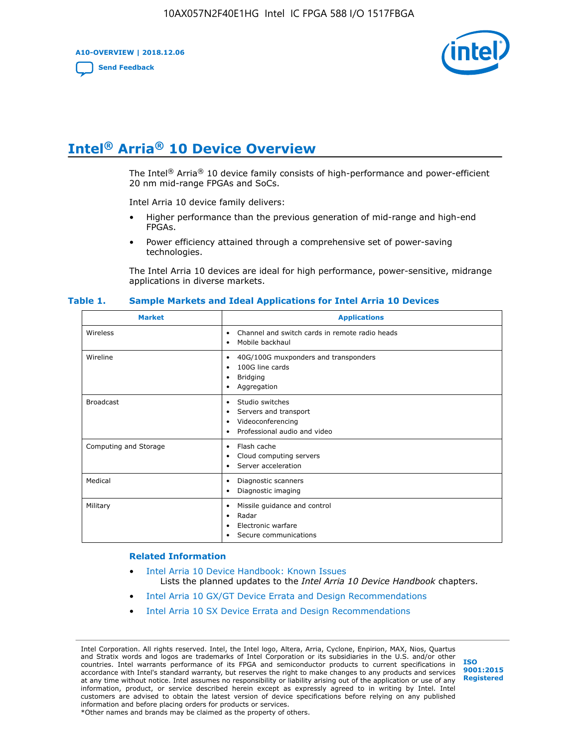# Intel® Arria® 10 Device Overview

The Intel® Arria® 10 device family consists of high-performance and power-efficient 20 nm mid-range FPGAs and SoCs.

Intel Arria 10 device family delivers:

- Higher performance than the previous generation of mid-range and high-end FPGAs.
- Power efficiency attained through a comprehensive set of power-saving technologies.

The Intel Arria 10 devices are ideal for high performance, power-sensitive, midrange applications in diverse markets.

**Table 1. Sample Markets and Ideal Applications for Intel Arria 10 Devices**

| Market | Applications |
| --- | --- |
| Wireless | • Channel and switch cards in remote radio heads<br>• Mobile backhaul |
| Wireline | • 40G/100G muxponders and transponders<br>• 100G line cards<br>• Bridging<br>• Aggregation |
| Broadcast | • Studio switches<br>• Servers and transport<br>• Videoconferencing<br>• Professional audio and video |
| Computing and Storage | • Flash cache<br>• Cloud computing servers<br>• Server acceleration |
| Medical | • Diagnostic scanners<br>• Diagnostic imaging |
| Military | • Missile guidance and control<br>• Radar<br>• Electronic warfare<br>• Secure communications |

**Related Information**

- Intel Arria 10 Device Handbook: Known Issues
  Lists the planned updates to the *Intel Arria 10 Device Handbook* chapters.
- Intel Arria 10 GX/GT Device Errata and Design Recommendations
- Intel Arria 10 SX Device Errata and Design Recommendations

Intel Corporation. All rights reserved. Intel, the Intel logo, Altera, Arria, Cyclone, Enpirion, MAX, Nios, Quartus and Stratix words and logos are trademarks of Intel Corporation or its subsidiaries in the U.S. and/or other countries. Intel warrants performance of its FPGA and semiconductor products to current specifications in accordance with Intel's standard warranty, but reserves the right to make changes to any products and services at any time without notice. Intel assumes no responsibility or liability arising out of the application or use of any information, product, or service described herein except as expressly agreed to in writing by Intel. Intel customers are advised to obtain the latest version of device specifications before relying on any published information and before placing orders for products or services.
*Other names and brands may be claimed as the property of others.

ISO 9001:2015 Registered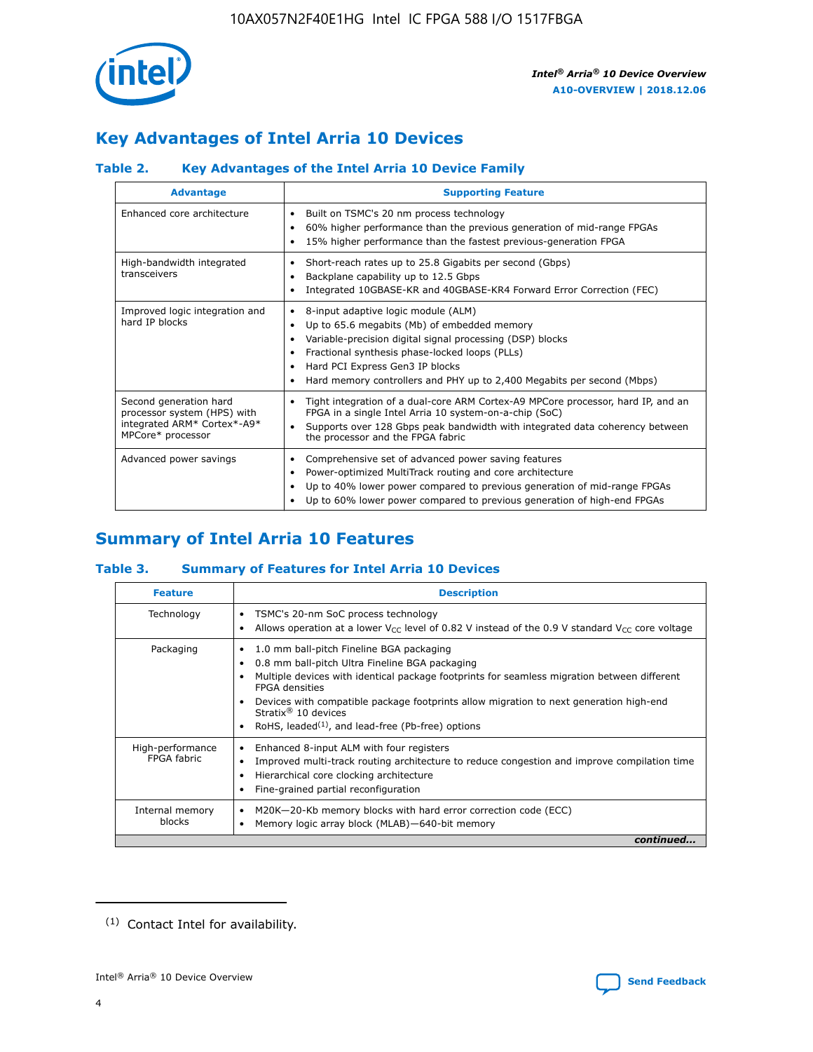## Key Advantages of Intel Arria 10 Devices

### Table 2. Key Advantages of the Intel Arria 10 Device Family

| Advantage | Supporting Feature |
|---|---|
| Enhanced core architecture | • Built on TSMC's 20 nm process technology<br>• 60% higher performance than the previous generation of mid-range FPGAs<br>• 15% higher performance than the fastest previous-generation FPGA |
| High-bandwidth integrated transceivers | • Short-reach rates up to 25.8 Gigabits per second (Gbps)<br>• Backplane capability up to 12.5 Gbps<br>• Integrated 10GBASE-KR and 40GBASE-KR4 Forward Error Correction (FEC) |
| Improved logic integration and hard IP blocks | • 8-input adaptive logic module (ALM)<br>• Up to 65.6 megabits (Mb) of embedded memory<br>• Variable-precision digital signal processing (DSP) blocks<br>• Fractional synthesis phase-locked loops (PLLs)<br>• Hard PCI Express Gen3 IP blocks<br>• Hard memory controllers and PHY up to 2,400 Megabits per second (Mbps) |
| Second generation hard processor system (HPS) with integrated ARM* Cortex*-A9* MPCore* processor | • Tight integration of a dual-core ARM Cortex-A9 MPCore processor, hard IP, and an FPGA in a single Intel Arria 10 system-on-a-chip (SoC)<br>• Supports over 128 Gbps peak bandwidth with integrated data coherency between the processor and the FPGA fabric |
| Advanced power savings | • Comprehensive set of advanced power saving features<br>• Power-optimized MultiTrack routing and core architecture<br>• Up to 40% lower power compared to previous generation of mid-range FPGAs<br>• Up to 60% lower power compared to previous generation of high-end FPGAs |

## Summary of Intel Arria 10 Features

### Table 3. Summary of Features for Intel Arria 10 Devices

| Feature | Description |
|---|---|
| Technology | • TSMC's 20-nm SoC process technology<br>• Allows operation at a lower $V_{CC}$ level of 0.82 V instead of the 0.9 V standard $V_{CC}$ core voltage |
| Packaging | • 1.0 mm ball-pitch Fineline BGA packaging<br>• 0.8 mm ball-pitch Ultra Fineline BGA packaging<br>• Multiple devices with identical package footprints for seamless migration between different FPGA densities<br>• Devices with compatible package footprints allow migration to next generation high-end Stratix® 10 devices<br>• RoHS, leaded[(1)], and lead-free (Pb-free) options |
| High-performance FPGA fabric | • Enhanced 8-input ALM with four registers<br>• Improved multi-track routing architecture to reduce congestion and improve compilation time<br>• Hierarchical core clocking architecture<br>• Fine-grained partial reconfiguration |
| Internal memory blocks | • M20K—20-Kb memory blocks with hard error correction code (ECC)<br>• Memory logic array block (MLAB)—640-bit memory |

*continued...*

(1) Contact Intel for availability.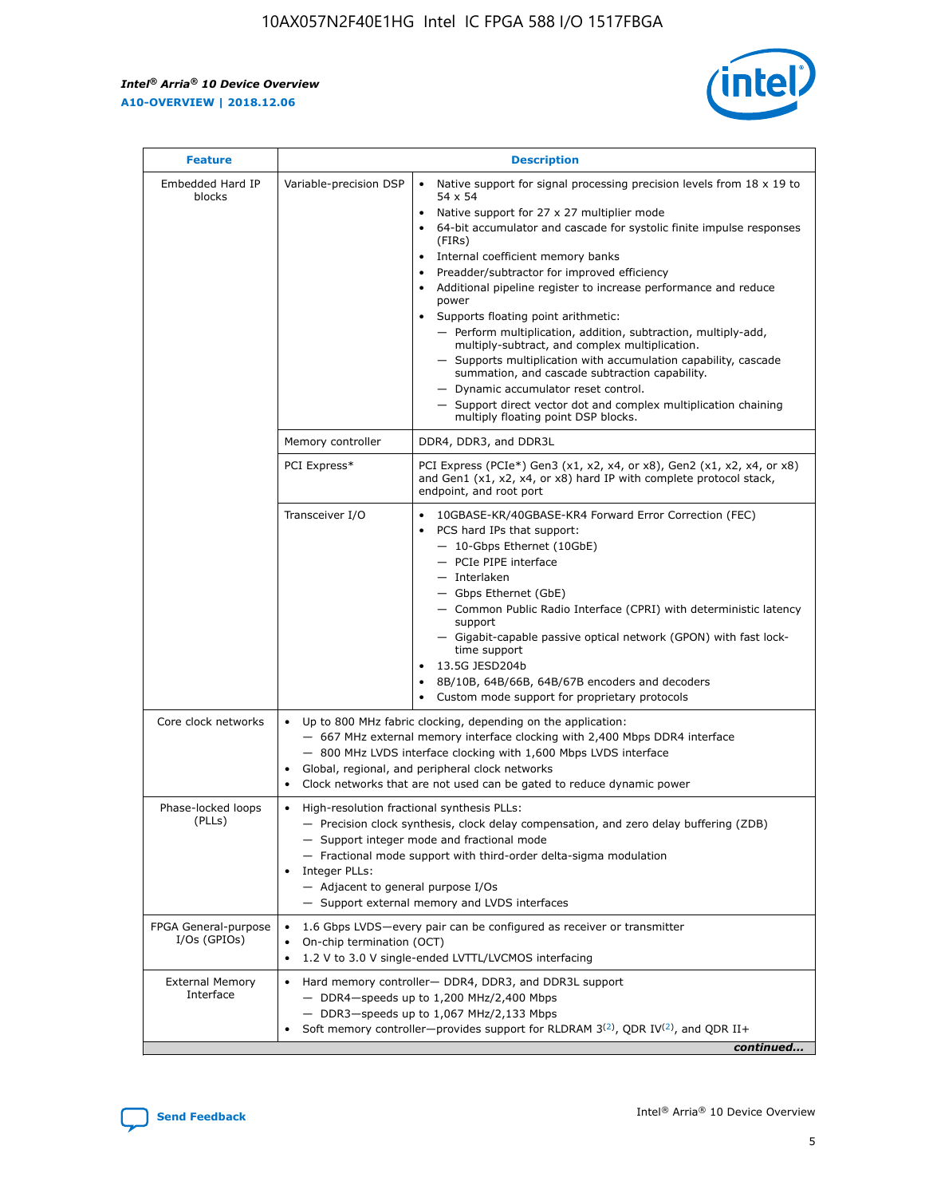| Feature | | Description |
|---|---|---|
| Embedded Hard IP blocks | Variable-precision DSP | • Native support for signal processing precision levels from 18 x 19 to 54 x 54<br>• Native support for 27 x 27 multiplier mode<br>• 64-bit accumulator and cascade for systolic finite impulse responses (FIRs)<br>• Internal coefficient memory banks<br>• Preadder/subtractor for improved efficiency<br>• Additional pipeline register to increase performance and reduce power<br>• Supports floating point arithmetic:<br>— Perform multiplication, addition, subtraction, multiply-add, multiply-subtract, and complex multiplication.<br>— Supports multiplication with accumulation capability, cascade summation, and cascade subtraction capability.<br>— Dynamic accumulator reset control.<br>— Support direct vector dot and complex multiplication chaining multiply floating point DSP blocks. |
| | Memory controller | DDR4, DDR3, and DDR3L |
| | PCI Express* | PCI Express (PCIe*) Gen3 (x1, x2, x4, or x8), Gen2 (x1, x2, x4, or x8) and Gen1 (x1, x2, x4, or x8) hard IP with complete protocol stack, endpoint, and root port |
| | Transceiver I/O | • 10GBASE-KR/40GBASE-KR4 Forward Error Correction (FEC)<br>• PCS hard IPs that support:<br>— 10-Gbps Ethernet (10GbE)<br>— PCIe PIPE interface<br>— Interlaken<br>— Gbps Ethernet (GbE)<br>— Common Public Radio Interface (CPRI) with deterministic latency support<br>— Gigabit-capable passive optical network (GPON) with fast lock-time support<br>• 13.5G JESD204b<br>• 8B/10B, 64B/66B, 64B/67B encoders and decoders<br>• Custom mode support for proprietary protocols |
| Core clock networks | | • Up to 800 MHz fabric clocking, depending on the application:<br>— 667 MHz external memory interface clocking with 2,400 Mbps DDR4 interface<br>— 800 MHz LVDS interface clocking with 1,600 Mbps LVDS interface<br>• Global, regional, and peripheral clock networks<br>• Clock networks that are not used can be gated to reduce dynamic power |
| Phase-locked loops (PLLs) | | • High-resolution fractional synthesis PLLs:<br>— Precision clock synthesis, clock delay compensation, and zero delay buffering (ZDB)<br>— Support integer mode and fractional mode<br>— Fractional mode support with third-order delta-sigma modulation<br>• Integer PLLs:<br>— Adjacent to general purpose I/Os<br>— Support external memory and LVDS interfaces |
| FPGA General-purpose I/Os (GPIOs) | | • 1.6 Gbps LVDS—every pair can be configured as receiver or transmitter<br>• On-chip termination (OCT)<br>• 1.2 V to 3.0 V single-ended LVTTL/LVCMOS interfacing |
| External Memory Interface | | • Hard memory controller— DDR4, DDR3, and DDR3L support<br>— DDR4—speeds up to 1,200 MHz/2,400 Mbps<br>— DDR3—speeds up to 1,067 MHz/2,133 Mbps<br>• Soft memory controller—provides support for RLDRAM 3[(2)], QDR IV[(2)], and QDR II+ |

*continued...*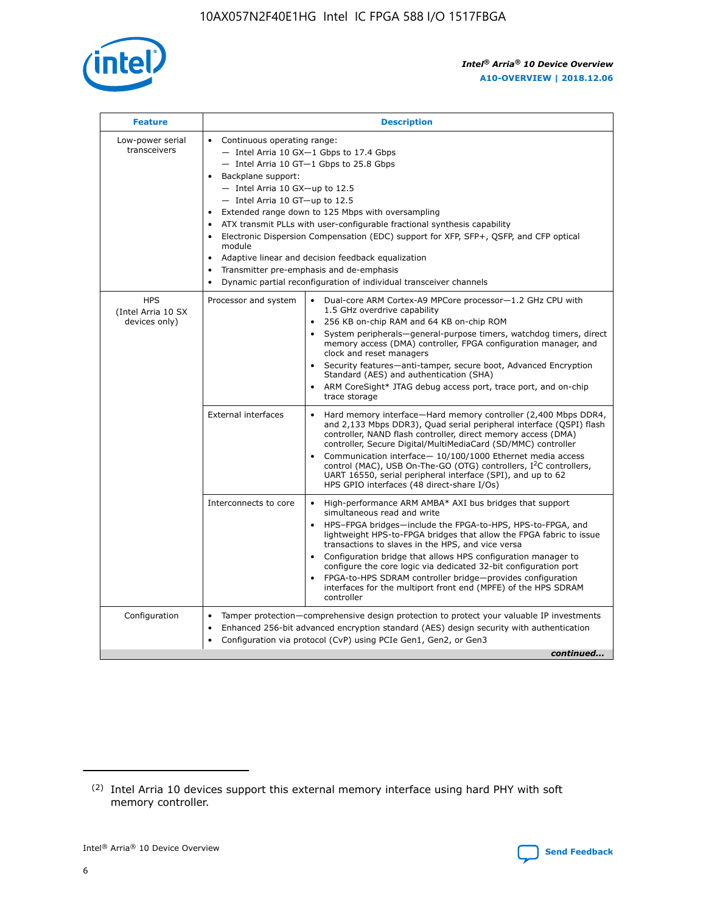| Feature | Description | |
|---|---|---|
| Low-power serial transceivers | • Continuous operating range:<br>— Intel Arria 10 GX—1 Gbps to 17.4 Gbps<br>— Intel Arria 10 GT—1 Gbps to 25.8 Gbps<br>• Backplane support:<br>— Intel Arria 10 GX—up to 12.5<br>— Intel Arria 10 GT—up to 12.5<br>• Extended range down to 125 Mbps with oversampling<br>• ATX transmit PLLs with user-configurable fractional synthesis capability<br>• Electronic Dispersion Compensation (EDC) support for XFP, SFP+, QSFP, and CFP optical module<br>• Adaptive linear and decision feedback equalization<br>• Transmitter pre-emphasis and de-emphasis<br>• Dynamic partial reconfiguration of individual transceiver channels | |
| HPS (Intel Arria 10 SX devices only) | Processor and system | • Dual-core ARM Cortex-A9 MPCore processor—1.2 GHz CPU with 1.5 GHz overdrive capability<br>• 256 KB on-chip RAM and 64 KB on-chip ROM<br>• System peripherals—general-purpose timers, watchdog timers, direct memory access (DMA) controller, FPGA configuration manager, and clock and reset managers<br>• Security features—anti-tamper, secure boot, Advanced Encryption Standard (AES) and authentication (SHA)<br>• ARM CoreSight* JTAG debug access port, trace port, and on-chip trace storage |
| | External interfaces | • Hard memory interface—Hard memory controller (2,400 Mbps DDR4, and 2,133 Mbps DDR3), Quad serial peripheral interface (QSPI) flash controller, NAND flash controller, direct memory access (DMA) controller, Secure Digital/MultiMediaCard (SD/MMC) controller<br>• Communication interface— 10/100/1000 Ethernet media access control (MAC), USB On-The-GO (OTG) controllers, I²C controllers, UART 16550, serial peripheral interface (SPI), and up to 62 HPS GPIO interfaces (48 direct-share I/Os) |
| | Interconnects to core | • High-performance ARM AMBA* AXI bus bridges that support simultaneous read and write<br>• HPS–FPGA bridges—include the FPGA-to-HPS, HPS-to-FPGA, and lightweight HPS-to-FPGA bridges that allow the FPGA fabric to issue transactions to slaves in the HPS, and vice versa<br>• Configuration bridge that allows HPS configuration manager to configure the core logic via dedicated 32-bit configuration port<br>• FPGA-to-HPS SDRAM controller bridge—provides configuration interfaces for the multiport front end (MPFE) of the HPS SDRAM controller |
| Configuration | • Tamper protection—comprehensive design protection to protect your valuable IP investments<br>• Enhanced 256-bit advanced encryption standard (AES) design security with authentication<br>• Configuration via protocol (CvP) using PCIe Gen1, Gen2, or Gen3 | |

*continued...*

(2) Intel Arria 10 devices support this external memory interface using hard PHY with soft memory controller.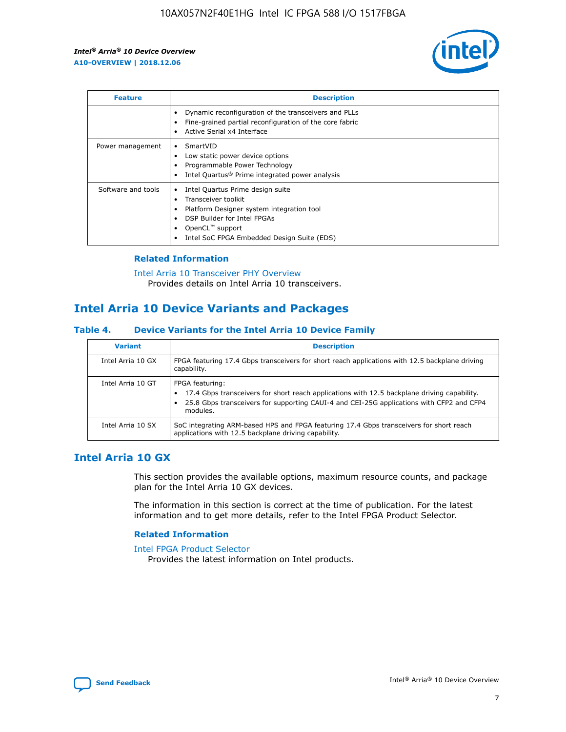| Feature | Description |
| --- | --- |
| | • Dynamic reconfiguration of the transceivers and PLLs<br>• Fine-grained partial reconfiguration of the core fabric<br>• Active Serial x4 Interface |
| Power management | • SmartVID<br>• Low static power device options<br>• Programmable Power Technology<br>• Intel Quartus® Prime integrated power analysis |
| Software and tools | • Intel Quartus Prime design suite<br>• Transceiver toolkit<br>• Platform Designer system integration tool<br>• DSP Builder for Intel FPGAs<br>• OpenCL™ support<br>• Intel SoC FPGA Embedded Design Suite (EDS) |

### Related Information

Intel Arria 10 Transceiver PHY Overview
Provides details on Intel Arria 10 transceivers.

## Intel Arria 10 Device Variants and Packages

### Table 4. Device Variants for the Intel Arria 10 Device Family

| Variant | Description |
| --- | --- |
| Intel Arria 10 GX | FPGA featuring 17.4 Gbps transceivers for short reach applications with 12.5 backplane driving capability. |
| Intel Arria 10 GT | FPGA featuring:<br>• 17.4 Gbps transceivers for short reach applications with 12.5 backplane driving capability.<br>• 25.8 Gbps transceivers for supporting CAUI-4 and CEI-25G applications with CFP2 and CFP4 modules. |
| Intel Arria 10 SX | SoC integrating ARM-based HPS and FPGA featuring 17.4 Gbps transceivers for short reach applications with 12.5 backplane driving capability. |

## Intel Arria 10 GX

This section provides the available options, maximum resource counts, and package plan for the Intel Arria 10 GX devices.

The information in this section is correct at the time of publication. For the latest information and to get more details, refer to the Intel FPGA Product Selector.

### Related Information

Intel FPGA Product Selector
Provides the latest information on Intel products.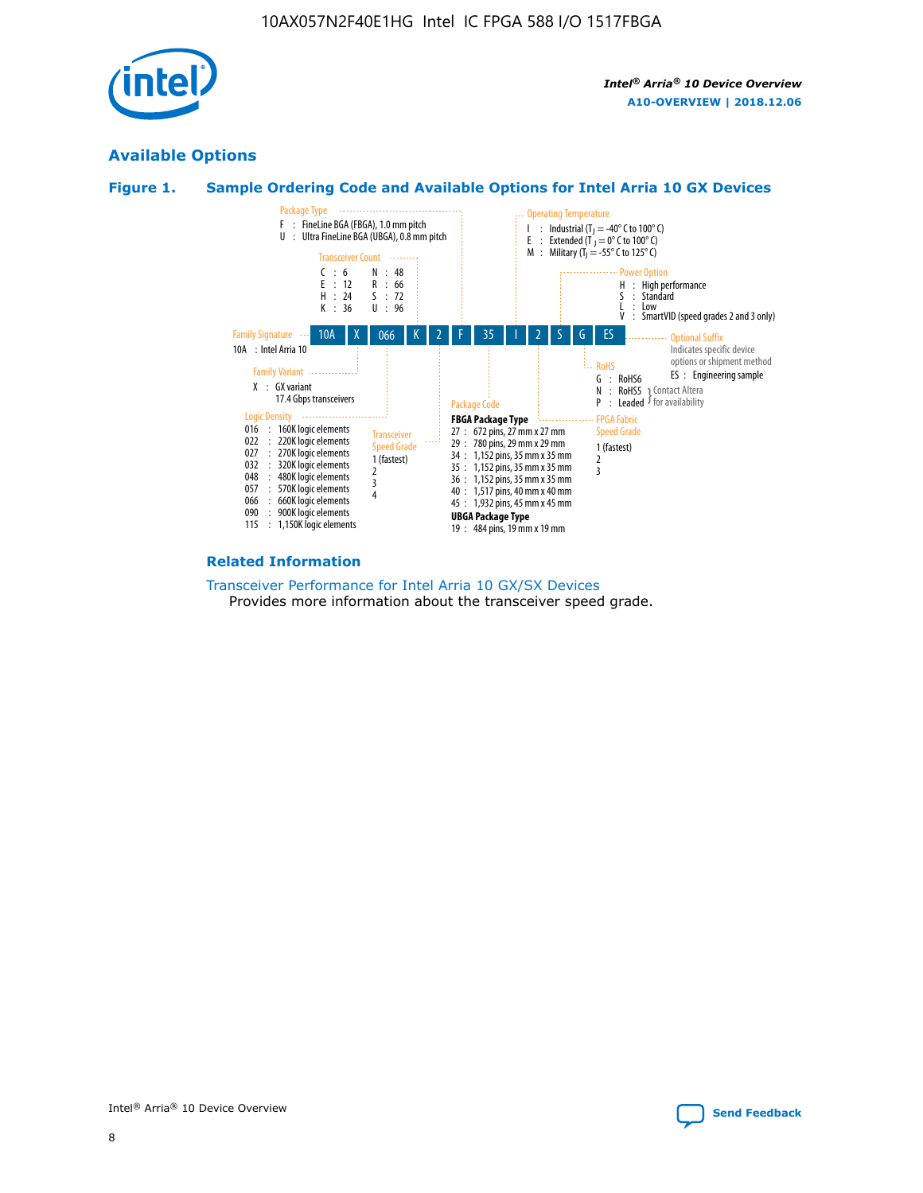## Available Options

### Figure 1. Sample Ordering Code and Available Options for Intel Arria 10 GX Devices

| 10A | X | 066 | K | 2 | F | 35 | I | 2 | S | G | ES |
|---|---|---|---|---|---|---|---|---|---|---|---|

**Family Signature**
10A : Intel Arria 10

**Family Variant**
X : GX variant
17.4 Gbps transceivers

**Logic Density**
016 : 160K logic elements
022 : 220K logic elements
027 : 270K logic elements
032 : 320K logic elements
048 : 480K logic elements
057 : 570K logic elements
066 : 660K logic elements
090 : 900K logic elements
115 : 1,150K logic elements

**Transceiver Count**
C : 6
E : 12
H : 24
K : 36
N : 48
R : 66
S : 72
U : 96

**Transceiver Speed Grade**
1 (fastest)
2
3
4

**Package Type**
F : FineLine BGA (FBGA), 1.0 mm pitch
U : Ultra FineLine BGA (UBGA), 0.8 mm pitch

**Package Code**

**FBGA Package Type**
27 : 672 pins, 27 mm x 27 mm
29 : 780 pins, 29 mm x 29 mm
34 : 1,152 pins, 35 mm x 35 mm
35 : 1,152 pins, 35 mm x 35 mm
36 : 1,152 pins, 35 mm x 35 mm
40 : 1,517 pins, 40 mm x 40 mm
45 : 1,932 pins, 45 mm x 45 mm

**UBGA Package Type**
19 : 484 pins, 19 mm x 19 mm

**Operating Temperature**
I : Industrial ($T_J$ = -40° C to 100° C)
E : Extended ($T_J$ = 0° C to 100° C)
M : Military ($T_J$ = -55° C to 125° C)

**FPGA Fabric Speed Grade**
1 (fastest)
2
3

**Power Option**
H : High performance
S : Standard
L : Low
V : SmartVID (speed grades 2 and 3 only)

**RoHS**
G : RoHS6
N : RoHS5 (Contact Altera for availability)
P : Leaded (Contact Altera for availability)

**Optional Suffix**
Indicates specific device options or shipment method
ES : Engineering sample

### Related Information

Transceiver Performance for Intel Arria 10 GX/SX Devices
Provides more information about the transceiver speed grade.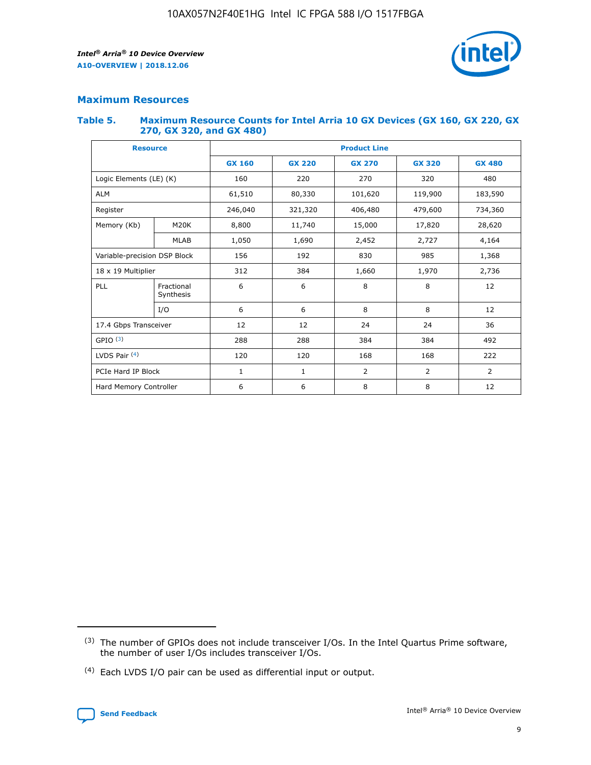## Maximum Resources

### Table 5. Maximum Resource Counts for Intel Arria 10 GX Devices (GX 160, GX 220, GX 270, GX 320, and GX 480)

| Resource | | Product Line | | | | |
|---|---|---|---|---|---|---|
| | | GX 160 | GX 220 | GX 270 | GX 320 | GX 480 |
| Logic Elements (LE) (K) | | 160 | 220 | 270 | 320 | 480 |
| ALM | | 61,510 | 80,330 | 101,620 | 119,900 | 183,590 |
| Register | | 246,040 | 321,320 | 406,480 | 479,600 | 734,360 |
| Memory (Kb) | M20K | 8,800 | 11,740 | 15,000 | 17,820 | 28,620 |
| | MLAB | 1,050 | 1,690 | 2,452 | 2,727 | 4,164 |
| Variable-precision DSP Block | | 156 | 192 | 830 | 985 | 1,368 |
| 18 x 19 Multiplier | | 312 | 384 | 1,660 | 1,970 | 2,736 |
| PLL | Fractional Synthesis | 6 | 6 | 8 | 8 | 12 |
| | I/O | 6 | 6 | 8 | 8 | 12 |
| 17.4 Gbps Transceiver | | 12 | 12 | 24 | 24 | 36 |
| GPIO [(3)] | | 288 | 288 | 384 | 384 | 492 |
| LVDS Pair [(4)] | | 120 | 120 | 168 | 168 | 222 |
| PCIe Hard IP Block | | 1 | 1 | 2 | 2 | 2 |
| Hard Memory Controller | | 6 | 6 | 8 | 8 | 12 |

(3) The number of GPIOs does not include transceiver I/Os. In the Intel Quartus Prime software, the number of user I/Os includes transceiver I/Os.

(4) Each LVDS I/O pair can be used as differential input or output.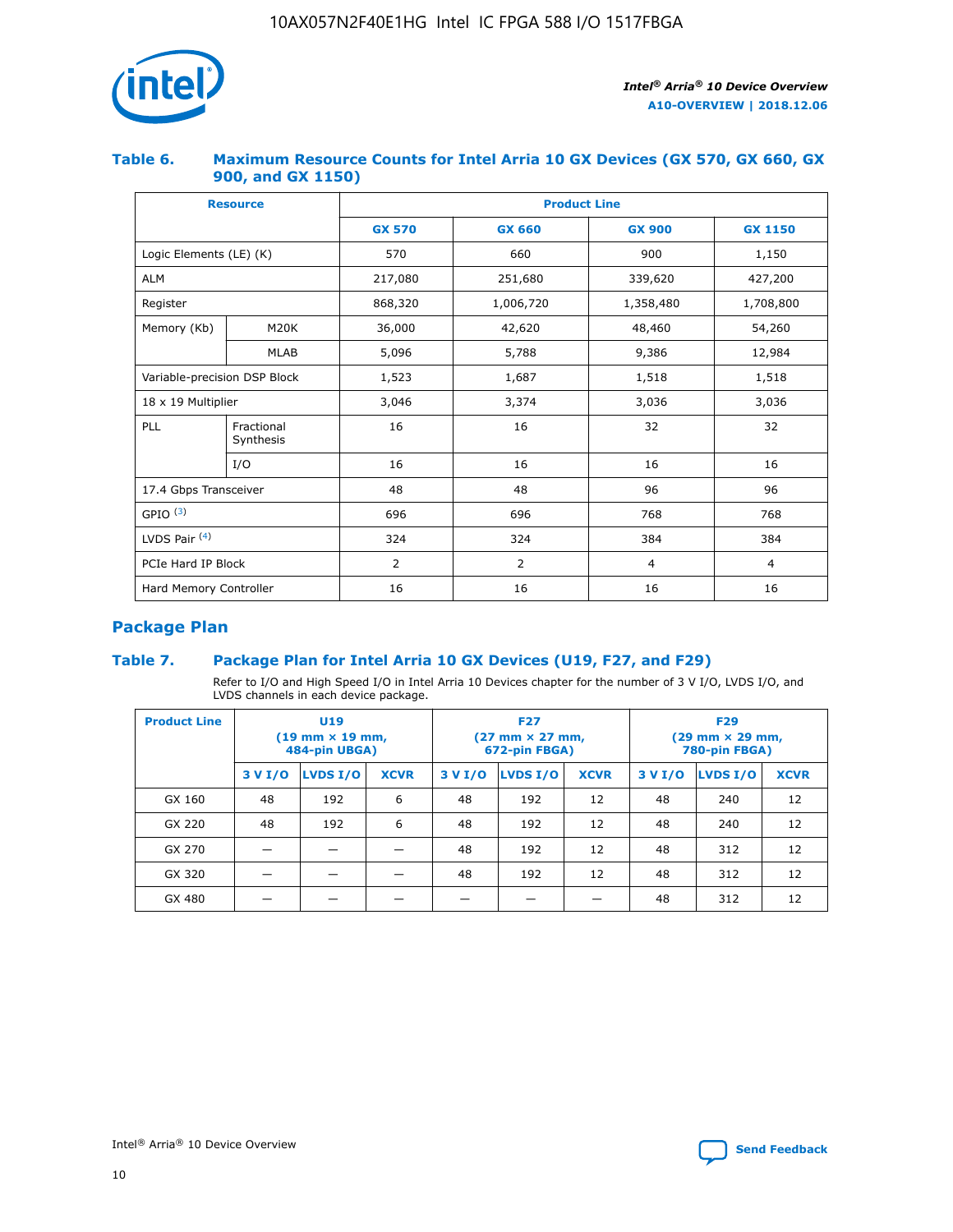### Table 6. Maximum Resource Counts for Intel Arria 10 GX Devices (GX 570, GX 660, GX 900, and GX 1150)

| Resource | | Product Line | | | |
|---|---|---|---|---|---|
| | | GX 570 | GX 660 | GX 900 | GX 1150 |
| Logic Elements (LE) (K) | | 570 | 660 | 900 | 1,150 |
| ALM | | 217,080 | 251,680 | 339,620 | 427,200 |
| Register | | 868,320 | 1,006,720 | 1,358,480 | 1,708,800 |
| Memory (Kb) | M20K | 36,000 | 42,620 | 48,460 | 54,260 |
| | MLAB | 5,096 | 5,788 | 9,386 | 12,984 |
| Variable-precision DSP Block | | 1,523 | 1,687 | 1,518 | 1,518 |
| 18 x 19 Multiplier | | 3,046 | 3,374 | 3,036 | 3,036 |
| PLL | Fractional Synthesis | 16 | 16 | 32 | 32 |
| | I/O | 16 | 16 | 16 | 16 |
| 17.4 Gbps Transceiver | | 48 | 48 | 96 | 96 |
| GPIO [3] | | 696 | 696 | 768 | 768 |
| LVDS Pair [4] | | 324 | 324 | 384 | 384 |
| PCIe Hard IP Block | | 2 | 2 | 4 | 4 |
| Hard Memory Controller | | 16 | 16 | 16 | 16 |

## Package Plan

### Table 7. Package Plan for Intel Arria 10 GX Devices (U19, F27, and F29)

Refer to I/O and High Speed I/O in Intel Arria 10 Devices chapter for the number of 3 V I/O, LVDS I/O, and LVDS channels in each device package.

| Product Line | U19 (19 mm × 19 mm, 484-pin UBGA) | | | F27 (27 mm × 27 mm, 672-pin FBGA) | | | F29 (29 mm × 29 mm, 780-pin FBGA) | | |
|---|---|---|---|---|---|---|---|---|---|
| | 3 V I/O | LVDS I/O | XCVR | 3 V I/O | LVDS I/O | XCVR | 3 V I/O | LVDS I/O | XCVR |
| GX 160 | 48 | 192 | 6 | 48 | 192 | 12 | 48 | 240 | 12 |
| GX 220 | 48 | 192 | 6 | 48 | 192 | 12 | 48 | 240 | 12 |
| GX 270 | — | — | — | 48 | 192 | 12 | 48 | 312 | 12 |
| GX 320 | — | — | — | 48 | 192 | 12 | 48 | 312 | 12 |
| GX 480 | — | — | — | — | — | — | 48 | 312 | 12 |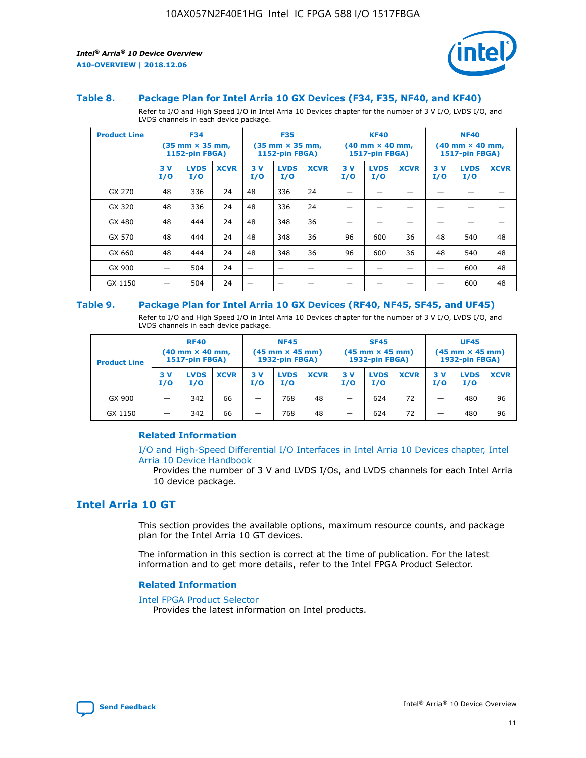### Table 8. Package Plan for Intel Arria 10 GX Devices (F34, F35, NF40, and KF40)

Refer to I/O and High Speed I/O in Intel Arria 10 Devices chapter for the number of 3 V I/O, LVDS I/O, and LVDS channels in each device package.

| Product Line | F34 (35 mm × 35 mm, 1152-pin FBGA) | | | F35 (35 mm × 35 mm, 1152-pin FBGA) | | | KF40 (40 mm × 40 mm, 1517-pin FBGA) | | | NF40 (40 mm × 40 mm, 1517-pin FBGA) | | |
|---|---|---|---|---|---|---|---|---|---|---|---|---|
| | 3 V I/O | LVDS I/O | XCVR | 3 V I/O | LVDS I/O | XCVR | 3 V I/O | LVDS I/O | XCVR | 3 V I/O | LVDS I/O | XCVR |
| GX 270 | 48 | 336 | 24 | 48 | 336 | 24 | — | — | — | — | — | — |
| GX 320 | 48 | 336 | 24 | 48 | 336 | 24 | — | — | — | — | — | — |
| GX 480 | 48 | 444 | 24 | 48 | 348 | 36 | — | — | — | — | — | — |
| GX 570 | 48 | 444 | 24 | 48 | 348 | 36 | 96 | 600 | 36 | 48 | 540 | 48 |
| GX 660 | 48 | 444 | 24 | 48 | 348 | 36 | 96 | 600 | 36 | 48 | 540 | 48 |
| GX 900 | — | 504 | 24 | — | — | — | — | — | — | — | 600 | 48 |
| GX 1150 | — | 504 | 24 | — | — | — | — | — | — | — | 600 | 48 |

### Table 9. Package Plan for Intel Arria 10 GX Devices (RF40, NF45, SF45, and UF45)

Refer to I/O and High Speed I/O in Intel Arria 10 Devices chapter for the number of 3 V I/O, LVDS I/O, and LVDS channels in each device package.

| Product Line | RF40 (40 mm × 40 mm, 1517-pin FBGA) | | | NF45 (45 mm × 45 mm) 1932-pin FBGA) | | | SF45 (45 mm × 45 mm) 1932-pin FBGA) | | | UF45 (45 mm × 45 mm) 1932-pin FBGA) | | |
|---|---|---|---|---|---|---|---|---|---|---|---|---|
| | 3 V I/O | LVDS I/O | XCVR | 3 V I/O | LVDS I/O | XCVR | 3 V I/O | LVDS I/O | XCVR | 3 V I/O | LVDS I/O | XCVR |
| GX 900 | — | 342 | 66 | — | 768 | 48 | — | 624 | 72 | — | 480 | 96 |
| GX 1150 | — | 342 | 66 | — | 768 | 48 | — | 624 | 72 | — | 480 | 96 |

#### Related Information

I/O and High-Speed Differential I/O Interfaces in Intel Arria 10 Devices chapter, Intel Arria 10 Device Handbook

Provides the number of 3 V and LVDS I/Os, and LVDS channels for each Intel Arria 10 device package.

## Intel Arria 10 GT

This section provides the available options, maximum resource counts, and package plan for the Intel Arria 10 GT devices.

The information in this section is correct at the time of publication. For the latest information and to get more details, refer to the Intel FPGA Product Selector.

#### Related Information

Intel FPGA Product Selector

Provides the latest information on Intel products.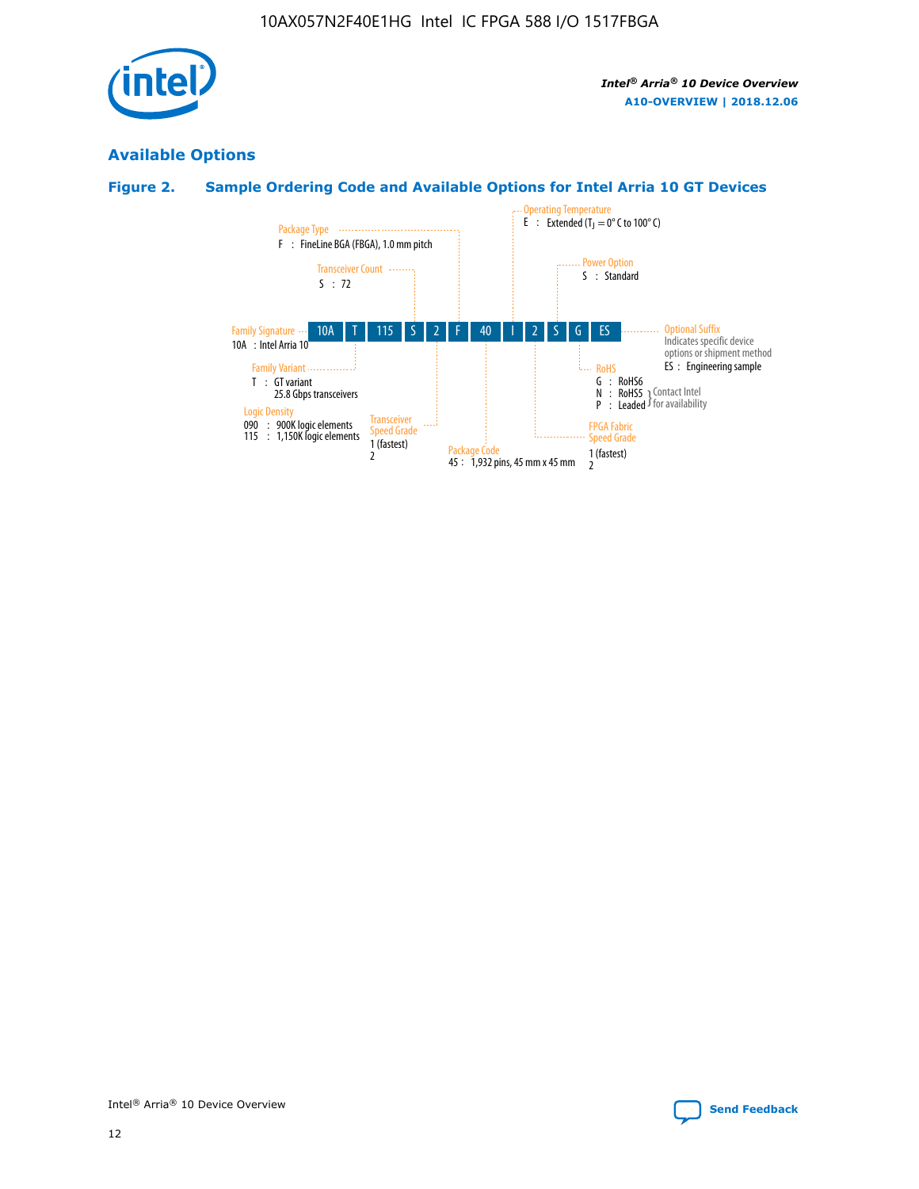## Available Options

### Figure 2. Sample Ordering Code and Available Options for Intel Arria 10 GT Devices

| 10A | T | 115 | S | 2 | F | 40 | I | 2 | S | G | ES |
|---|---|---|---|---|---|---|---|---|---|---|---|

**Family Signature**
10A : Intel Arria 10

**Family Variant**
T : GT variant
25.8 Gbps transceivers

**Logic Density**
090 : 900K logic elements
115 : 1,150K logic elements

**Transceiver Count**
S : 72

**Transceiver Speed Grade**
1 (fastest)
2

**Package Type**
F : FineLine BGA (FBGA), 1.0 mm pitch

**Package Code**
45 : 1,932 pins, 45 mm x 45 mm

**Operating Temperature**
E : Extended ($T_J$ = 0° C to 100° C)

**FPGA Fabric Speed Grade**
1 (fastest)
2

**Power Option**
S : Standard

**RoHS**
G : RoHS6
N : RoHS5 (Contact Intel for availability)
P : Leaded (Contact Intel for availability)

**Optional Suffix**
Indicates specific device options or shipment method
ES : Engineering sample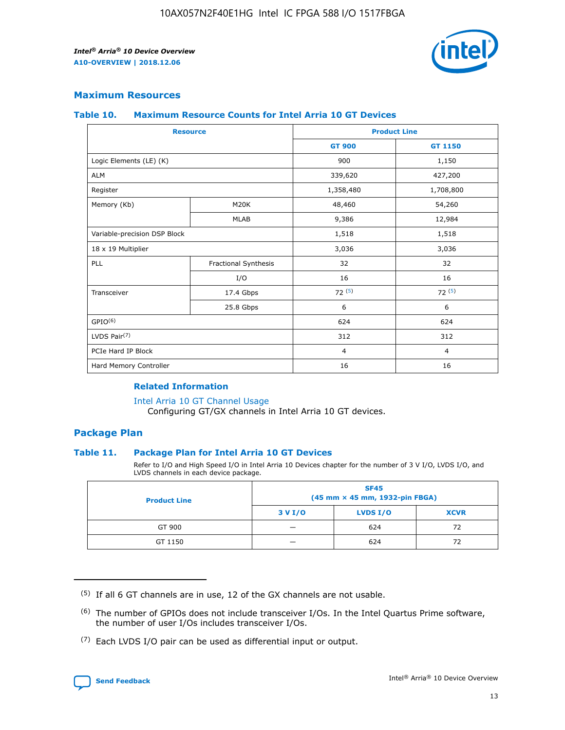## Maximum Resources

### Table 10. Maximum Resource Counts for Intel Arria 10 GT Devices

| Resource | | Product Line | |
|---|---|---|---|
| | | GT 900 | GT 1150 |
| Logic Elements (LE) (K) | | 900 | 1,150 |
| ALM | | 339,620 | 427,200 |
| Register | | 1,358,480 | 1,708,800 |
| Memory (Kb) | M20K | 48,460 | 54,260 |
| | MLAB | 9,386 | 12,984 |
| Variable-precision DSP Block | | 1,518 | 1,518 |
| 18 x 19 Multiplier | | 3,036 | 3,036 |
| PLL | Fractional Synthesis | 32 | 32 |
| | I/O | 16 | 16 |
| Transceiver | 17.4 Gbps | 72 [5] | 72 [5] |
| | 25.8 Gbps | 6 | 6 |
| GPIO[6] | | 624 | 624 |
| LVDS Pair[7] | | 312 | 312 |
| PCIe Hard IP Block | | 4 | 4 |
| Hard Memory Controller | | 16 | 16 |

#### Related Information

Intel Arria 10 GT Channel Usage
Configuring GT/GX channels in Intel Arria 10 GT devices.

## Package Plan

### Table 11. Package Plan for Intel Arria 10 GT Devices

Refer to I/O and High Speed I/O in Intel Arria 10 Devices chapter for the number of 3 V I/O, LVDS I/O, and LVDS channels in each device package.

| Product Line | SF45 (45 mm × 45 mm, 1932-pin FBGA) | | |
|---|---|---|---|
| | 3 V I/O | LVDS I/O | XCVR |
| GT 900 | — | 624 | 72 |
| GT 1150 | — | 624 | 72 |

(5) If all 6 GT channels are in use, 12 of the GX channels are not usable.

(6) The number of GPIOs does not include transceiver I/Os. In the Intel Quartus Prime software, the number of user I/Os includes transceiver I/Os.

(7) Each LVDS I/O pair can be used as differential input or output.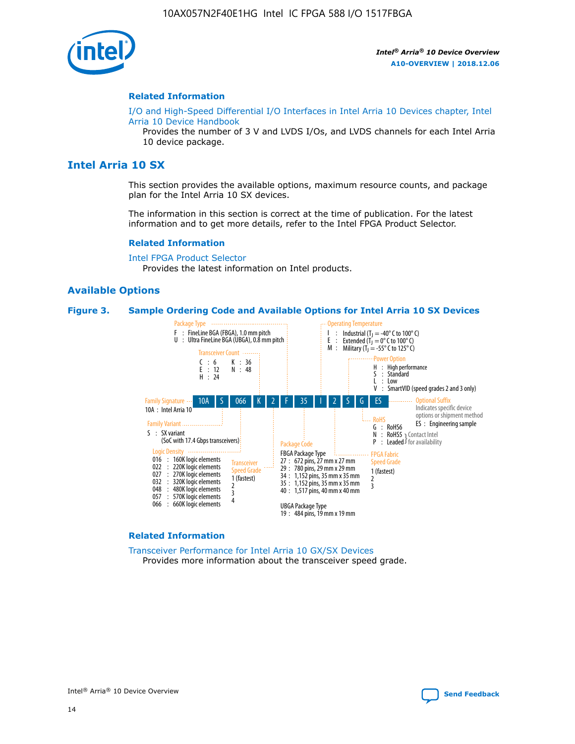## Related Information

I/O and High-Speed Differential I/O Interfaces in Intel Arria 10 Devices chapter, Intel Arria 10 Device Handbook

Provides the number of 3 V and LVDS I/Os, and LVDS channels for each Intel Arria 10 device package.

## Intel Arria 10 SX

This section provides the available options, maximum resource counts, and package plan for the Intel Arria 10 SX devices.

The information in this section is correct at the time of publication. For the latest information and to get more details, refer to the Intel FPGA Product Selector.

### Related Information

Intel FPGA Product Selector

Provides the latest information on Intel products.

### Available Options

**Figure 3. Sample Ordering Code and Available Options for Intel Arria 10 SX Devices**

Sample ordering code: 10A S 066 K 2 F 35 I 2 S G ES

- **Family Signature**
  - 10A : Intel Arria 10
- **Family Variant**
  - S : SX variant (SoC with 17.4 Gbps transceivers)
- **Logic Density**
  - 016 : 160K logic elements
  - 022 : 220K logic elements
  - 027 : 270K logic elements
  - 032 : 320K logic elements
  - 048 : 480K logic elements
  - 057 : 570K logic elements
  - 066 : 660K logic elements
- **Transceiver Count**
  - C : 6
  - E : 12
  - H : 24
  - K : 36
  - N : 48
- **Transceiver Speed Grade**
  - 1 (fastest)
  - 2
  - 3
  - 4
- **Package Type**
  - F : FineLine BGA (FBGA), 1.0 mm pitch
  - U : Ultra FineLine BGA (UBGA), 0.8 mm pitch
- **Package Code**
  - FBGA Package Type
    - 27 : 672 pins, 27 mm x 27 mm
    - 29 : 780 pins, 29 mm x 29 mm
    - 34 : 1,152 pins, 35 mm x 35 mm
    - 35 : 1,152 pins, 35 mm x 35 mm
    - 40 : 1,517 pins, 40 mm x 40 mm
  - UBGA Package Type
    - 19 : 484 pins, 19 mm x 19 mm
- **Operating Temperature**
  - I : Industrial ($T_J$ = -40° C to 100° C)
  - E : Extended ($T_J$ = 0° C to 100° C)
  - M : Military ($T_J$ = -55° C to 125° C)
- **FPGA Fabric Speed Grade**
  - 1 (fastest)
  - 2
  - 3
- **Power Option**
  - H : High performance
  - S : Standard
  - L : Low
  - V : SmartVID (speed grades 2 and 3 only)
- **RoHS**
  - G : RoHS6
  - N : RoHS5 (Contact Intel for availability)
  - P : Leaded (Contact Intel for availability)
- **Optional Suffix**
  - Indicates specific device options or shipment method
  - ES : Engineering sample

### Related Information

Transceiver Performance for Intel Arria 10 GX/SX Devices

Provides more information about the transceiver speed grade.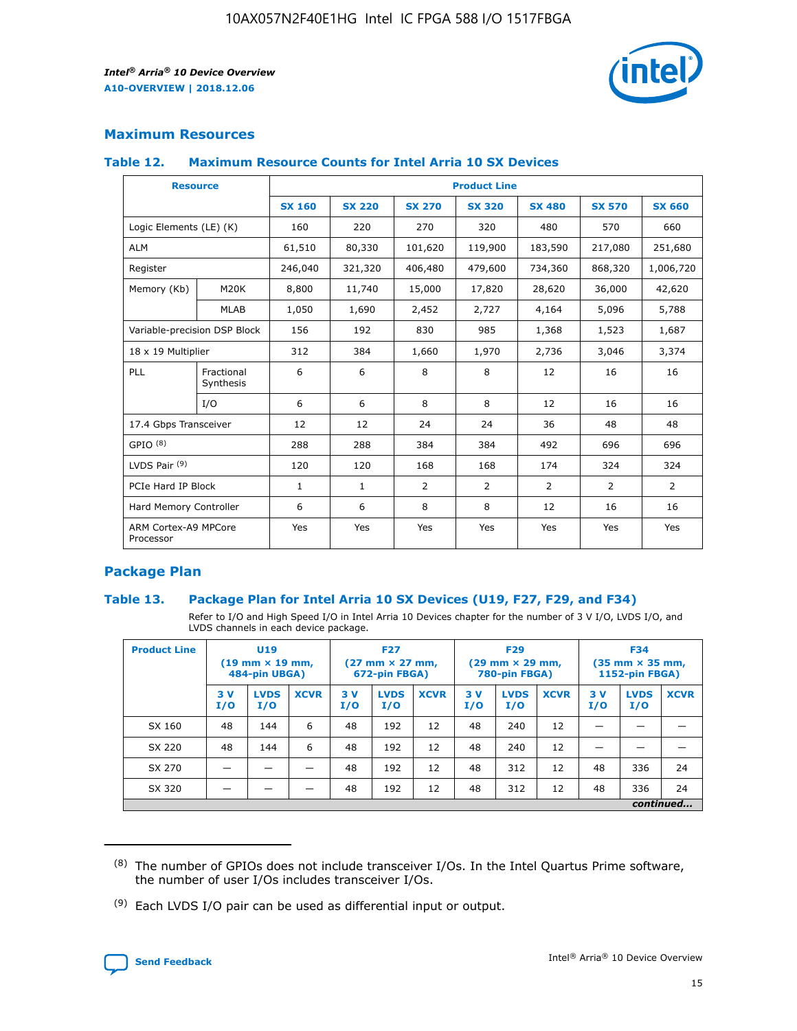## Maximum Resources

### Table 12. Maximum Resource Counts for Intel Arria 10 SX Devices

| Resource | | Product Line | | | | | | |
|---|---|---|---|---|---|---|---|---|
| | | SX 160 | SX 220 | SX 270 | SX 320 | SX 480 | SX 570 | SX 660 |
| Logic Elements (LE) (K) | | 160 | 220 | 270 | 320 | 480 | 570 | 660 |
| ALM | | 61,510 | 80,330 | 101,620 | 119,900 | 183,590 | 217,080 | 251,680 |
| Register | | 246,040 | 321,320 | 406,480 | 479,600 | 734,360 | 868,320 | 1,006,720 |
| Memory (Kb) | M20K | 8,800 | 11,740 | 15,000 | 17,820 | 28,620 | 36,000 | 42,620 |
| | MLAB | 1,050 | 1,690 | 2,452 | 2,727 | 4,164 | 5,096 | 5,788 |
| Variable-precision DSP Block | | 156 | 192 | 830 | 985 | 1,368 | 1,523 | 1,687 |
| 18 x 19 Multiplier | | 312 | 384 | 1,660 | 1,970 | 2,736 | 3,046 | 3,374 |
| PLL | Fractional Synthesis | 6 | 6 | 8 | 8 | 12 | 16 | 16 |
| | I/O | 6 | 6 | 8 | 8 | 12 | 16 | 16 |
| 17.4 Gbps Transceiver | | 12 | 12 | 24 | 24 | 36 | 48 | 48 |
| GPIO [8] | | 288 | 288 | 384 | 384 | 492 | 696 | 696 |
| LVDS Pair [9] | | 120 | 120 | 168 | 168 | 174 | 324 | 324 |
| PCIe Hard IP Block | | 1 | 1 | 2 | 2 | 2 | 2 | 2 |
| Hard Memory Controller | | 6 | 6 | 8 | 8 | 12 | 16 | 16 |
| ARM Cortex-A9 MPCore Processor | | Yes | Yes | Yes | Yes | Yes | Yes | Yes |

## Package Plan

### Table 13. Package Plan for Intel Arria 10 SX Devices (U19, F27, F29, and F34)

Refer to I/O and High Speed I/O in Intel Arria 10 Devices chapter for the number of 3 V I/O, LVDS I/O, and LVDS channels in each device package.

| Product Line | U19 (19 mm × 19 mm, 484-pin UBGA) | | | F27 (27 mm × 27 mm, 672-pin FBGA) | | | F29 (29 mm × 29 mm, 780-pin FBGA) | | | F34 (35 mm × 35 mm, 1152-pin FBGA) | | |
|---|---|---|---|---|---|---|---|---|---|---|---|---|
| | 3 V I/O | LVDS I/O | XCVR | 3 V I/O | LVDS I/O | XCVR | 3 V I/O | LVDS I/O | XCVR | 3 V I/O | LVDS I/O | XCVR |
| SX 160 | 48 | 144 | 6 | 48 | 192 | 12 | 48 | 240 | 12 | — | — | — |
| SX 220 | 48 | 144 | 6 | 48 | 192 | 12 | 48 | 240 | 12 | — | — | — |
| SX 270 | — | — | — | 48 | 192 | 12 | 48 | 312 | 12 | 48 | 336 | 24 |
| SX 320 | — | — | — | 48 | 192 | 12 | 48 | 312 | 12 | 48 | 336 | 24 |

*continued...*

(8) The number of GPIOs does not include transceiver I/Os. In the Intel Quartus Prime software, the number of user I/Os includes transceiver I/Os.

(9) Each LVDS I/O pair can be used as differential input or output.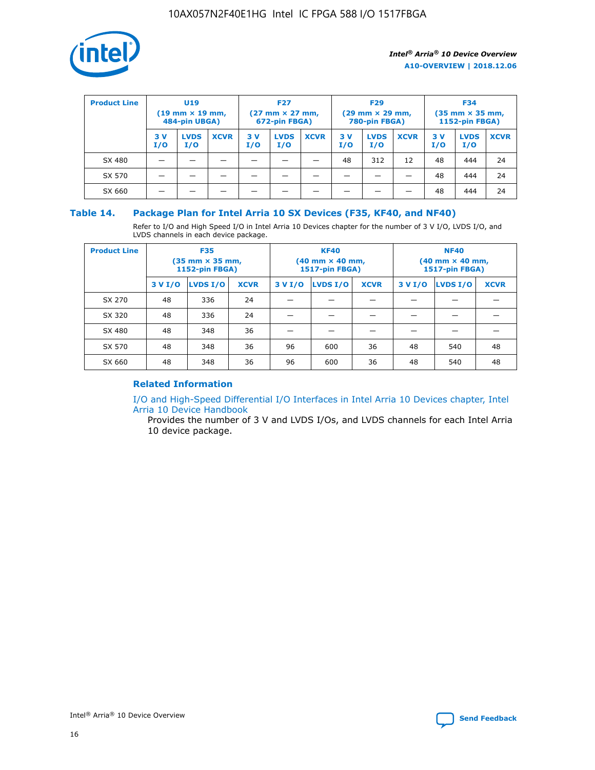| Product Line | U19 (19 mm × 19 mm, 484-pin UBGA) | | | F27 (27 mm × 27 mm, 672-pin FBGA) | | | F29 (29 mm × 29 mm, 780-pin FBGA) | | | F34 (35 mm × 35 mm, 1152-pin FBGA) | | |
|---|---|---|---|---|---|---|---|---|---|---|---|---|
| | 3 V I/O | LVDS I/O | XCVR | 3 V I/O | LVDS I/O | XCVR | 3 V I/O | LVDS I/O | XCVR | 3 V I/O | LVDS I/O | XCVR |
| SX 480 | — | — | — | — | — | — | 48 | 312 | 12 | 48 | 444 | 24 |
| SX 570 | — | — | — | — | — | — | — | — | — | 48 | 444 | 24 |
| SX 660 | — | — | — | — | — | — | — | — | — | 48 | 444 | 24 |

### Table 14. Package Plan for Intel Arria 10 SX Devices (F35, KF40, and NF40)

Refer to I/O and High Speed I/O in Intel Arria 10 Devices chapter for the number of 3 V I/O, LVDS I/O, and LVDS channels in each device package.

| Product Line | F35 (35 mm × 35 mm, 1152-pin FBGA) | | | KF40 (40 mm × 40 mm, 1517-pin FBGA) | | | NF40 (40 mm × 40 mm, 1517-pin FBGA) | | |
|---|---|---|---|---|---|---|---|---|---|
| | 3 V I/O | LVDS I/O | XCVR | 3 V I/O | LVDS I/O | XCVR | 3 V I/O | LVDS I/O | XCVR |
| SX 270 | 48 | 336 | 24 | — | — | — | — | — | — |
| SX 320 | 48 | 336 | 24 | — | — | — | — | — | — |
| SX 480 | 48 | 348 | 36 | — | — | — | — | — | — |
| SX 570 | 48 | 348 | 36 | 96 | 600 | 36 | 48 | 540 | 48 |
| SX 660 | 48 | 348 | 36 | 96 | 600 | 36 | 48 | 540 | 48 |

### Related Information

I/O and High-Speed Differential I/O Interfaces in Intel Arria 10 Devices chapter, Intel Arria 10 Device Handbook

Provides the number of 3 V and LVDS I/Os, and LVDS channels for each Intel Arria 10 device package.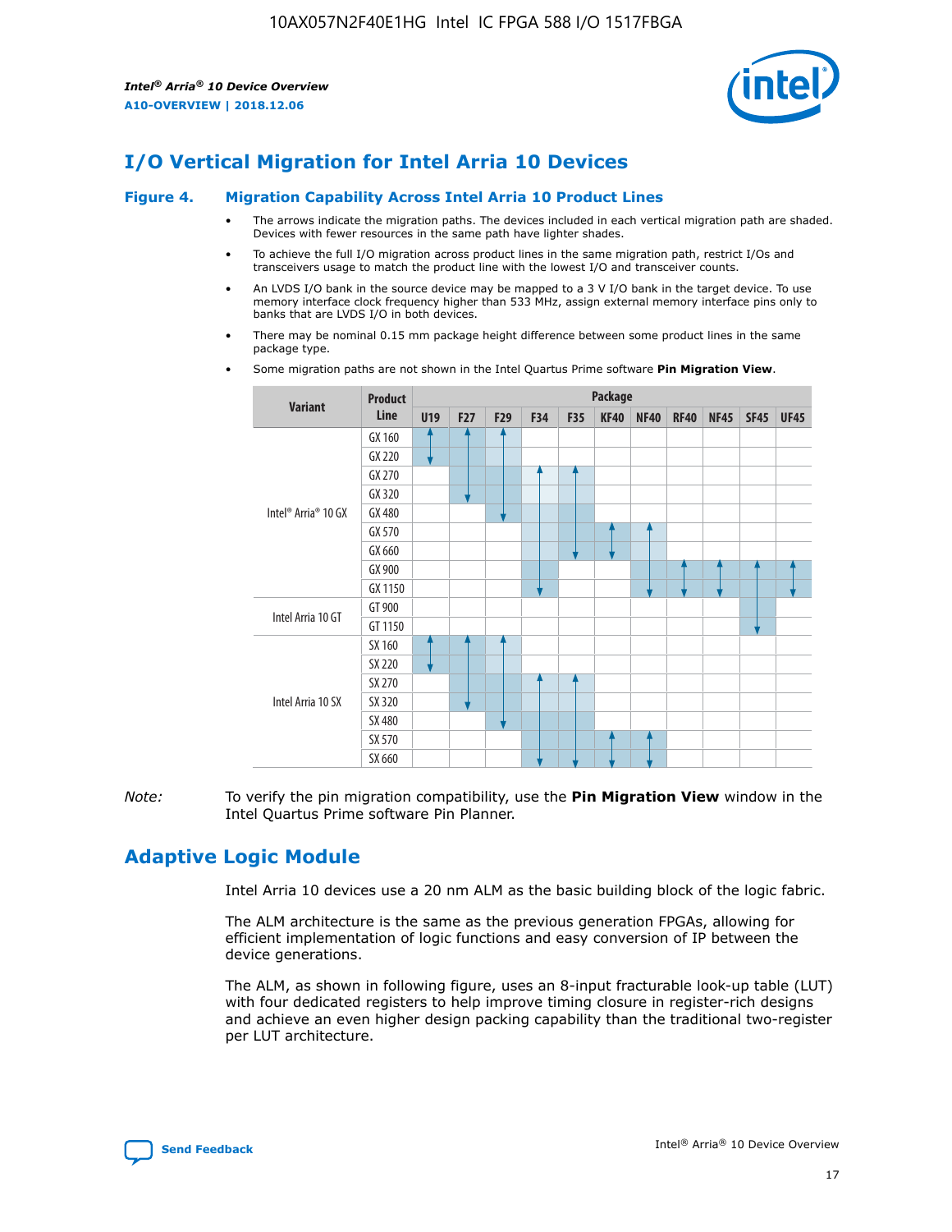# I/O Vertical Migration for Intel Arria 10 Devices

**Figure 4. Migration Capability Across Intel Arria 10 Product Lines**

- The arrows indicate the migration paths. The devices included in each vertical migration path are shaded. Devices with fewer resources in the same path have lighter shades.
- To achieve the full I/O migration across product lines in the same migration path, restrict I/Os and transceivers usage to match the product line with the lowest I/O and transceiver counts.
- An LVDS I/O bank in the source device may be mapped to a 3 V I/O bank in the target device. To use memory interface clock frequency higher than 533 MHz, assign external memory interface pins only to banks that are LVDS I/O in both devices.
- There may be nominal 0.15 mm package height difference between some product lines in the same package type.
- Some migration paths are not shown in the Intel Quartus Prime software **Pin Migration View**.

| Variant | Product Line | U19 | F27 | F29 | F34 | F35 | KF40 | NF40 | RF40 | NF45 | SF45 | UF45 |
|---|---|---|---|---|---|---|---|---|---|---|---|---|
| Intel® Arria® 10 GX | GX 160 | | | | | | | | | | | |
| | GX 220 | | | | | | | | | | | |
| | GX 270 | | | | | | | | | | | |
| | GX 320 | | | | | | | | | | | |
| | GX 480 | | | | | | | | | | | |
| | GX 570 | | | | | | | | | | | |
| | GX 660 | | | | | | | | | | | |
| | GX 900 | | | | | | | | | | | |
| | GX 1150 | | | | | | | | | | | |
| Intel Arria 10 GT | GT 900 | | | | | | | | | | | |
| | GT 1150 | | | | | | | | | | | |
| Intel Arria 10 SX | SX 160 | | | | | | | | | | | |
| | SX 220 | | | | | | | | | | | |
| | SX 270 | | | | | | | | | | | |
| | SX 320 | | | | | | | | | | | |
| | SX 480 | | | | | | | | | | | |
| | SX 570 | | | | | | | | | | | |
| | SX 660 | | | | | | | | | | | |

*Note:* To verify the pin migration compatibility, use the **Pin Migration View** window in the Intel Quartus Prime software Pin Planner.

# Adaptive Logic Module

Intel Arria 10 devices use a 20 nm ALM as the basic building block of the logic fabric.

The ALM architecture is the same as the previous generation FPGAs, allowing for efficient implementation of logic functions and easy conversion of IP between the device generations.

The ALM, as shown in following figure, uses an 8-input fracturable look-up table (LUT) with four dedicated registers to help improve timing closure in register-rich designs and achieve an even higher design packing capability than the traditional two-register per LUT architecture.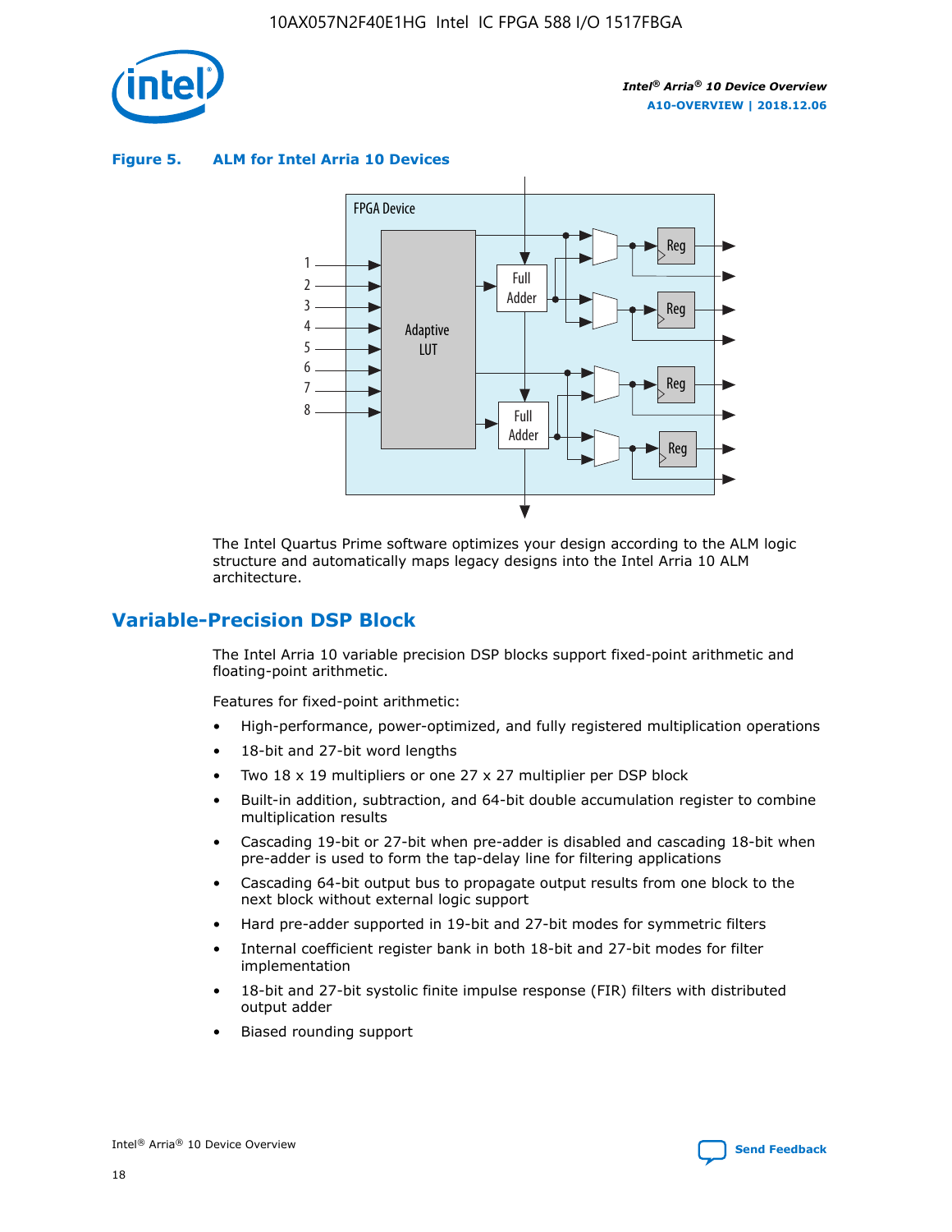**Figure 5. ALM for Intel Arria 10 Devices**

The Intel Quartus Prime software optimizes your design according to the ALM logic structure and automatically maps legacy designs into the Intel Arria 10 ALM architecture.

## Variable-Precision DSP Block

The Intel Arria 10 variable precision DSP blocks support fixed-point arithmetic and floating-point arithmetic.

Features for fixed-point arithmetic:

- High-performance, power-optimized, and fully registered multiplication operations
- 18-bit and 27-bit word lengths
- Two 18 x 19 multipliers or one 27 x 27 multiplier per DSP block
- Built-in addition, subtraction, and 64-bit double accumulation register to combine multiplication results
- Cascading 19-bit or 27-bit when pre-adder is disabled and cascading 18-bit when pre-adder is used to form the tap-delay line for filtering applications
- Cascading 64-bit output bus to propagate output results from one block to the next block without external logic support
- Hard pre-adder supported in 19-bit and 27-bit modes for symmetric filters
- Internal coefficient register bank in both 18-bit and 27-bit modes for filter implementation
- 18-bit and 27-bit systolic finite impulse response (FIR) filters with distributed output adder
- Biased rounding support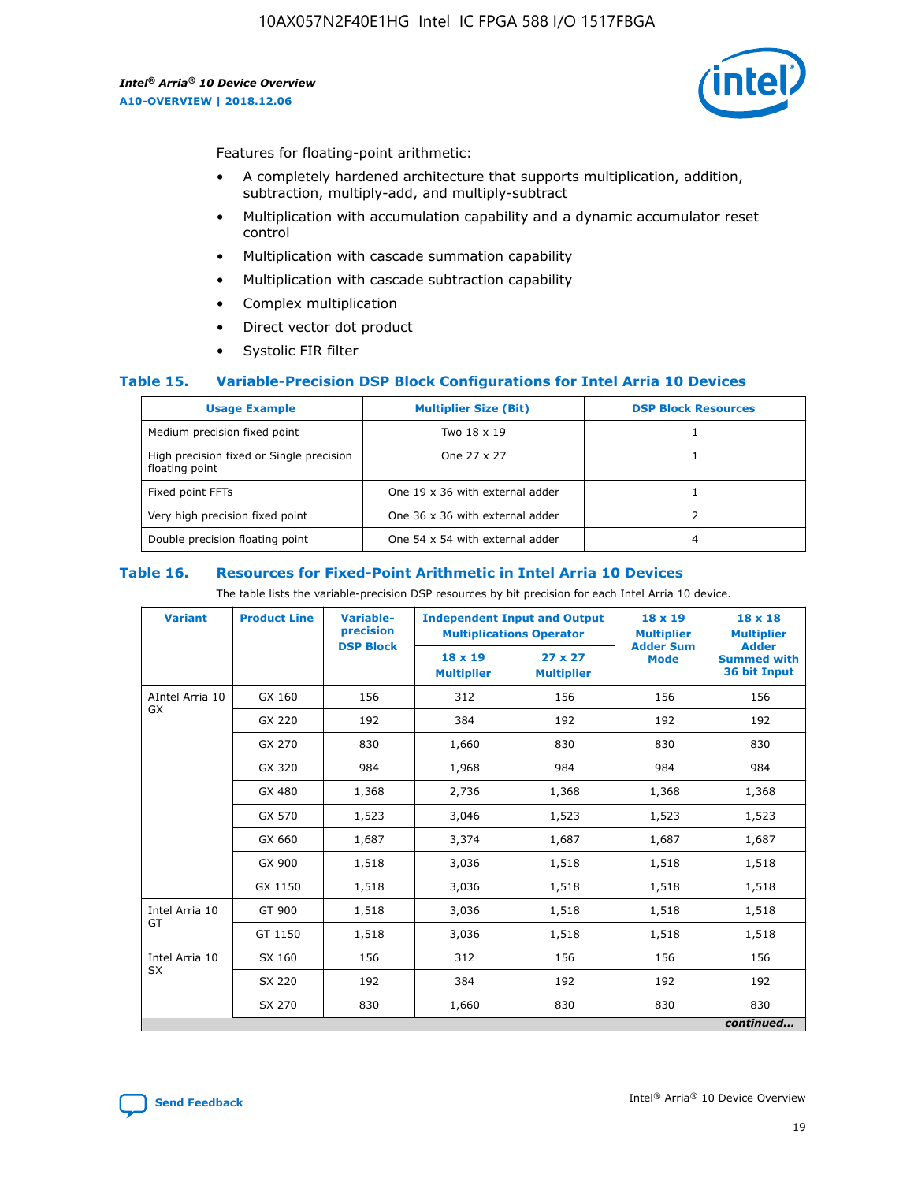Features for floating-point arithmetic:

- A completely hardened architecture that supports multiplication, addition, subtraction, multiply-add, and multiply-subtract
- Multiplication with accumulation capability and a dynamic accumulator reset control
- Multiplication with cascade summation capability
- Multiplication with cascade subtraction capability
- Complex multiplication
- Direct vector dot product
- Systolic FIR filter

### Table 15. Variable-Precision DSP Block Configurations for Intel Arria 10 Devices

| Usage Example | Multiplier Size (Bit) | DSP Block Resources |
|---|---|---|
| Medium precision fixed point | Two 18 x 19 | 1 |
| High precision fixed or Single precision floating point | One 27 x 27 | 1 |
| Fixed point FFTs | One 19 x 36 with external adder | 1 |
| Very high precision fixed point | One 36 x 36 with external adder | 2 |
| Double precision floating point | One 54 x 54 with external adder | 4 |

### Table 16. Resources for Fixed-Point Arithmetic in Intel Arria 10 Devices

The table lists the variable-precision DSP resources by bit precision for each Intel Arria 10 device.

| Variant | Product Line | Variable-precision DSP Block | Independent Input and Output Multiplications Operator | | 18 x 19 Multiplier Adder Sum Mode | 18 x 18 Multiplier Adder Summed with 36 bit Input |
|---|---|---|---|---|---|---|
| | | | 18 x 19 Multiplier | 27 x 27 Multiplier | | |
| AIntel Arria 10 GX | GX 160 | 156 | 312 | 156 | 156 | 156 |
| | GX 220 | 192 | 384 | 192 | 192 | 192 |
| | GX 270 | 830 | 1,660 | 830 | 830 | 830 |
| | GX 320 | 984 | 1,968 | 984 | 984 | 984 |
| | GX 480 | 1,368 | 2,736 | 1,368 | 1,368 | 1,368 |
| | GX 570 | 1,523 | 3,046 | 1,523 | 1,523 | 1,523 |
| | GX 660 | 1,687 | 3,374 | 1,687 | 1,687 | 1,687 |
| | GX 900 | 1,518 | 3,036 | 1,518 | 1,518 | 1,518 |
| | GX 1150 | 1,518 | 3,036 | 1,518 | 1,518 | 1,518 |
| Intel Arria 10 GT | GT 900 | 1,518 | 3,036 | 1,518 | 1,518 | 1,518 |
| | GT 1150 | 1,518 | 3,036 | 1,518 | 1,518 | 1,518 |
| Intel Arria 10 SX | SX 160 | 156 | 312 | 156 | 156 | 156 |
| | SX 220 | 192 | 384 | 192 | 192 | 192 |
| | SX 270 | 830 | 1,660 | 830 | 830 | 830 |

*continued...*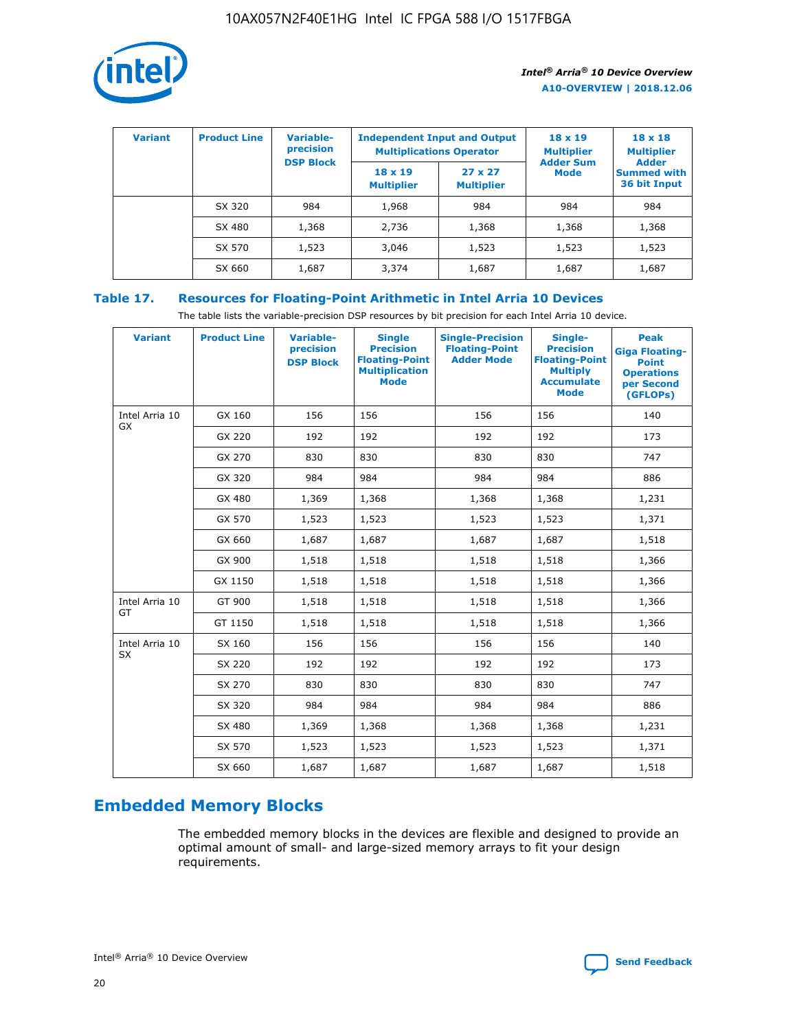| Variant | Product Line | Variable-precision DSP Block | Independent Input and Output Multiplications Operator | | 18 x 19 Multiplier Adder Sum Mode | 18 x 18 Multiplier Adder Summed with 36 bit Input |
|---|---|---|---|---|---|---|
| | | | 18 x 19 Multiplier | 27 x 27 Multiplier | | |
| | SX 320 | 984 | 1,968 | 984 | 984 | 984 |
| | SX 480 | 1,368 | 2,736 | 1,368 | 1,368 | 1,368 |
| | SX 570 | 1,523 | 3,046 | 1,523 | 1,523 | 1,523 |
| | SX 660 | 1,687 | 3,374 | 1,687 | 1,687 | 1,687 |

## Table 17. Resources for Floating-Point Arithmetic in Intel Arria 10 Devices

The table lists the variable-precision DSP resources by bit precision for each Intel Arria 10 device.

| Variant | Product Line | Variable-precision DSP Block | Single Precision Floating-Point Multiplication Mode | Single-Precision Floating-Point Adder Mode | Single-Precision Floating-Point Multiply Accumulate Mode | Peak Giga Floating-Point Operations per Second (GFLOPs) |
|---|---|---|---|---|---|---|
| Intel Arria 10 GX | GX 160 | 156 | 156 | 156 | 156 | 140 |
| | GX 220 | 192 | 192 | 192 | 192 | 173 |
| | GX 270 | 830 | 830 | 830 | 830 | 747 |
| | GX 320 | 984 | 984 | 984 | 984 | 886 |
| | GX 480 | 1,369 | 1,368 | 1,368 | 1,368 | 1,231 |
| | GX 570 | 1,523 | 1,523 | 1,523 | 1,523 | 1,371 |
| | GX 660 | 1,687 | 1,687 | 1,687 | 1,687 | 1,518 |
| | GX 900 | 1,518 | 1,518 | 1,518 | 1,518 | 1,366 |
| | GX 1150 | 1,518 | 1,518 | 1,518 | 1,518 | 1,366 |
| Intel Arria 10 GT | GT 900 | 1,518 | 1,518 | 1,518 | 1,518 | 1,366 |
| | GT 1150 | 1,518 | 1,518 | 1,518 | 1,518 | 1,366 |
| Intel Arria 10 SX | SX 160 | 156 | 156 | 156 | 156 | 140 |
| | SX 220 | 192 | 192 | 192 | 192 | 173 |
| | SX 270 | 830 | 830 | 830 | 830 | 747 |
| | SX 320 | 984 | 984 | 984 | 984 | 886 |
| | SX 480 | 1,369 | 1,368 | 1,368 | 1,368 | 1,231 |
| | SX 570 | 1,523 | 1,523 | 1,523 | 1,523 | 1,371 |
| | SX 660 | 1,687 | 1,687 | 1,687 | 1,687 | 1,518 |

# Embedded Memory Blocks

The embedded memory blocks in the devices are flexible and designed to provide an optimal amount of small- and large-sized memory arrays to fit your design requirements.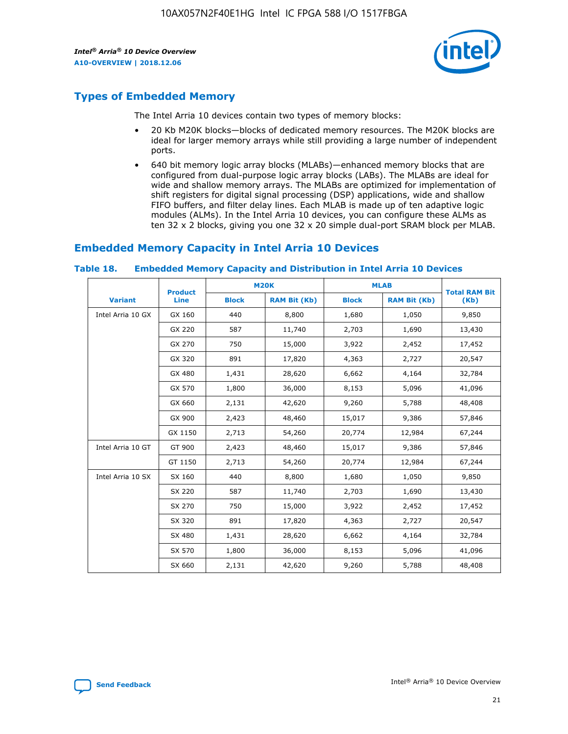## Types of Embedded Memory

The Intel Arria 10 devices contain two types of memory blocks:

- 20 Kb M20K blocks—blocks of dedicated memory resources. The M20K blocks are ideal for larger memory arrays while still providing a large number of independent ports.
- 640 bit memory logic array blocks (MLABs)—enhanced memory blocks that are configured from dual-purpose logic array blocks (LABs). The MLABs are ideal for wide and shallow memory arrays. The MLABs are optimized for implementation of shift registers for digital signal processing (DSP) applications, wide and shallow FIFO buffers, and filter delay lines. Each MLAB is made up of ten adaptive logic modules (ALMs). In the Intel Arria 10 devices, you can configure these ALMs as ten 32 x 2 blocks, giving you one 32 x 20 simple dual-port SRAM block per MLAB.

## Embedded Memory Capacity in Intel Arria 10 Devices

**Table 18. Embedded Memory Capacity and Distribution in Intel Arria 10 Devices**

| Variant | Product Line | M20K | | MLAB | | Total RAM Bit (Kb) |
|---|---|---|---|---|---|---|
| | | Block | RAM Bit (Kb) | Block | RAM Bit (Kb) | |
| Intel Arria 10 GX | GX 160 | 440 | 8,800 | 1,680 | 1,050 | 9,850 |
| | GX 220 | 587 | 11,740 | 2,703 | 1,690 | 13,430 |
| | GX 270 | 750 | 15,000 | 3,922 | 2,452 | 17,452 |
| | GX 320 | 891 | 17,820 | 4,363 | 2,727 | 20,547 |
| | GX 480 | 1,431 | 28,620 | 6,662 | 4,164 | 32,784 |
| | GX 570 | 1,800 | 36,000 | 8,153 | 5,096 | 41,096 |
| | GX 660 | 2,131 | 42,620 | 9,260 | 5,788 | 48,408 |
| | GX 900 | 2,423 | 48,460 | 15,017 | 9,386 | 57,846 |
| | GX 1150 | 2,713 | 54,260 | 20,774 | 12,984 | 67,244 |
| Intel Arria 10 GT | GT 900 | 2,423 | 48,460 | 15,017 | 9,386 | 57,846 |
| | GT 1150 | 2,713 | 54,260 | 20,774 | 12,984 | 67,244 |
| Intel Arria 10 SX | SX 160 | 440 | 8,800 | 1,680 | 1,050 | 9,850 |
| | SX 220 | 587 | 11,740 | 2,703 | 1,690 | 13,430 |
| | SX 270 | 750 | 15,000 | 3,922 | 2,452 | 17,452 |
| | SX 320 | 891 | 17,820 | 4,363 | 2,727 | 20,547 |
| | SX 480 | 1,431 | 28,620 | 6,662 | 4,164 | 32,784 |
| | SX 570 | 1,800 | 36,000 | 8,153 | 5,096 | 41,096 |
| | SX 660 | 2,131 | 42,620 | 9,260 | 5,788 | 48,408 |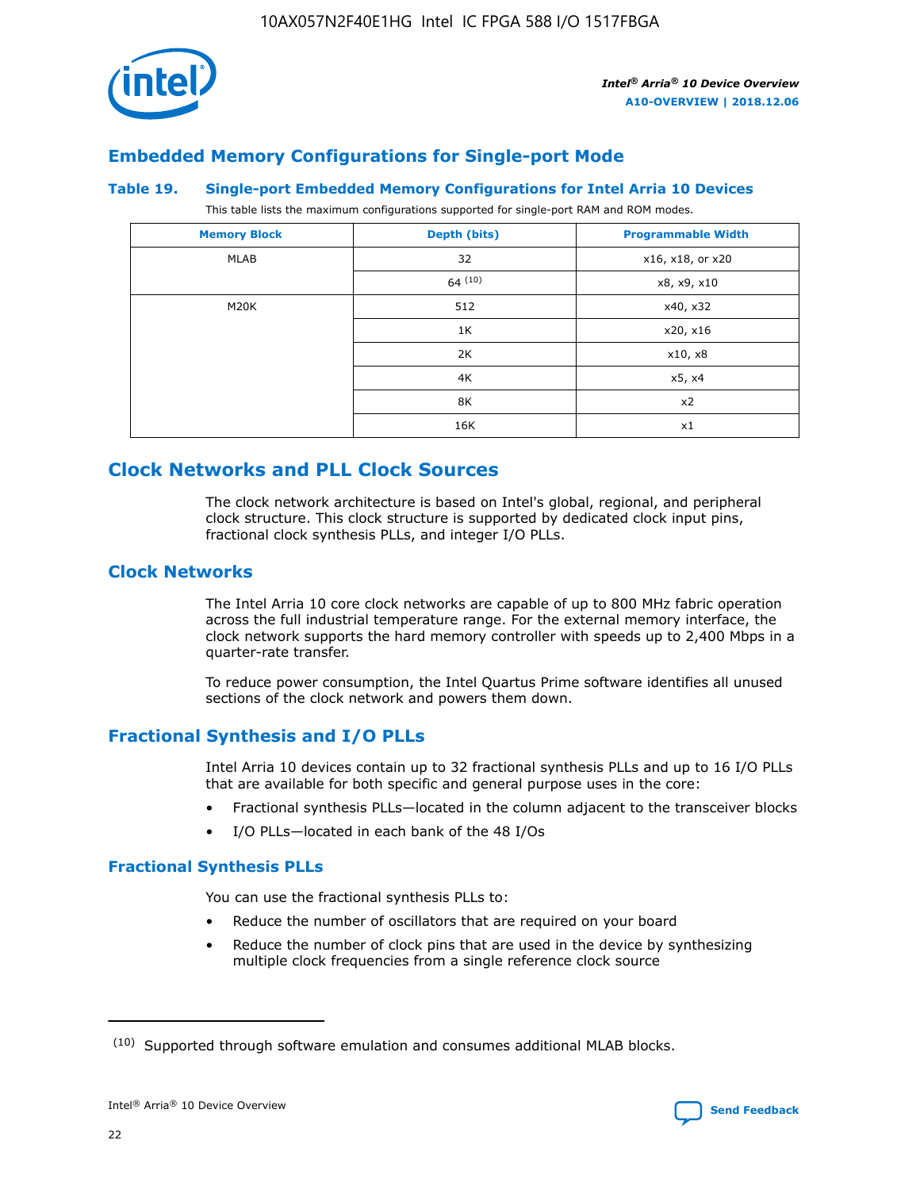## Embedded Memory Configurations for Single-port Mode

### Table 19. Single-port Embedded Memory Configurations for Intel Arria 10 Devices

This table lists the maximum configurations supported for single-port RAM and ROM modes.

| Memory Block | Depth (bits) | Programmable Width |
|---|---|---|
| MLAB | 32 | x16, x18, or x20 |
| | 64 (10) | x8, x9, x10 |
| M20K | 512 | x40, x32 |
| | 1K | x20, x16 |
| | 2K | x10, x8 |
| | 4K | x5, x4 |
| | 8K | x2 |
| | 16K | x1 |

## Clock Networks and PLL Clock Sources

The clock network architecture is based on Intel's global, regional, and peripheral clock structure. This clock structure is supported by dedicated clock input pins, fractional clock synthesis PLLs, and integer I/O PLLs.

## Clock Networks

The Intel Arria 10 core clock networks are capable of up to 800 MHz fabric operation across the full industrial temperature range. For the external memory interface, the clock network supports the hard memory controller with speeds up to 2,400 Mbps in a quarter-rate transfer.

To reduce power consumption, the Intel Quartus Prime software identifies all unused sections of the clock network and powers them down.

## Fractional Synthesis and I/O PLLs

Intel Arria 10 devices contain up to 32 fractional synthesis PLLs and up to 16 I/O PLLs that are available for both specific and general purpose uses in the core:

- Fractional synthesis PLLs—located in the column adjacent to the transceiver blocks
- I/O PLLs—located in each bank of the 48 I/Os

### Fractional Synthesis PLLs

You can use the fractional synthesis PLLs to:

- Reduce the number of oscillators that are required on your board
- Reduce the number of clock pins that are used in the device by synthesizing multiple clock frequencies from a single reference clock source

(10) Supported through software emulation and consumes additional MLAB blocks.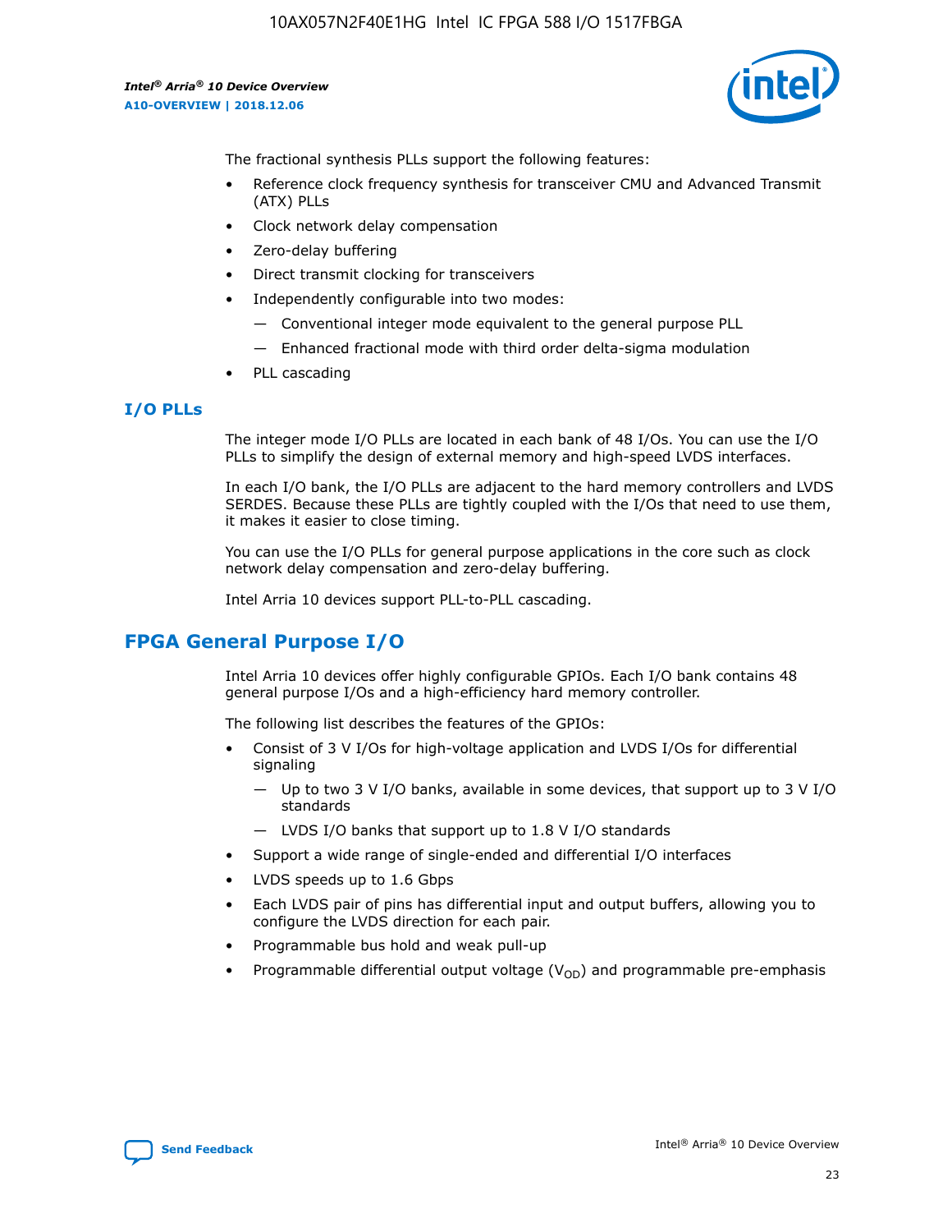The fractional synthesis PLLs support the following features:

- Reference clock frequency synthesis for transceiver CMU and Advanced Transmit (ATX) PLLs
- Clock network delay compensation
- Zero-delay buffering
- Direct transmit clocking for transceivers
- Independently configurable into two modes:
  - — Conventional integer mode equivalent to the general purpose PLL
  - — Enhanced fractional mode with third order delta-sigma modulation
- PLL cascading

### I/O PLLs

The integer mode I/O PLLs are located in each bank of 48 I/Os. You can use the I/O PLLs to simplify the design of external memory and high-speed LVDS interfaces.

In each I/O bank, the I/O PLLs are adjacent to the hard memory controllers and LVDS SERDES. Because these PLLs are tightly coupled with the I/Os that need to use them, it makes it easier to close timing.

You can use the I/O PLLs for general purpose applications in the core such as clock network delay compensation and zero-delay buffering.

Intel Arria 10 devices support PLL-to-PLL cascading.

## FPGA General Purpose I/O

Intel Arria 10 devices offer highly configurable GPIOs. Each I/O bank contains 48 general purpose I/Os and a high-efficiency hard memory controller.

The following list describes the features of the GPIOs:

- Consist of 3 V I/Os for high-voltage application and LVDS I/Os for differential signaling
  - — Up to two 3 V I/O banks, available in some devices, that support up to 3 V I/O standards
  - — LVDS I/O banks that support up to 1.8 V I/O standards
- Support a wide range of single-ended and differential I/O interfaces
- LVDS speeds up to 1.6 Gbps
- Each LVDS pair of pins has differential input and output buffers, allowing you to configure the LVDS direction for each pair.
- Programmable bus hold and weak pull-up
- Programmable differential output voltage ($V_{OD}$) and programmable pre-emphasis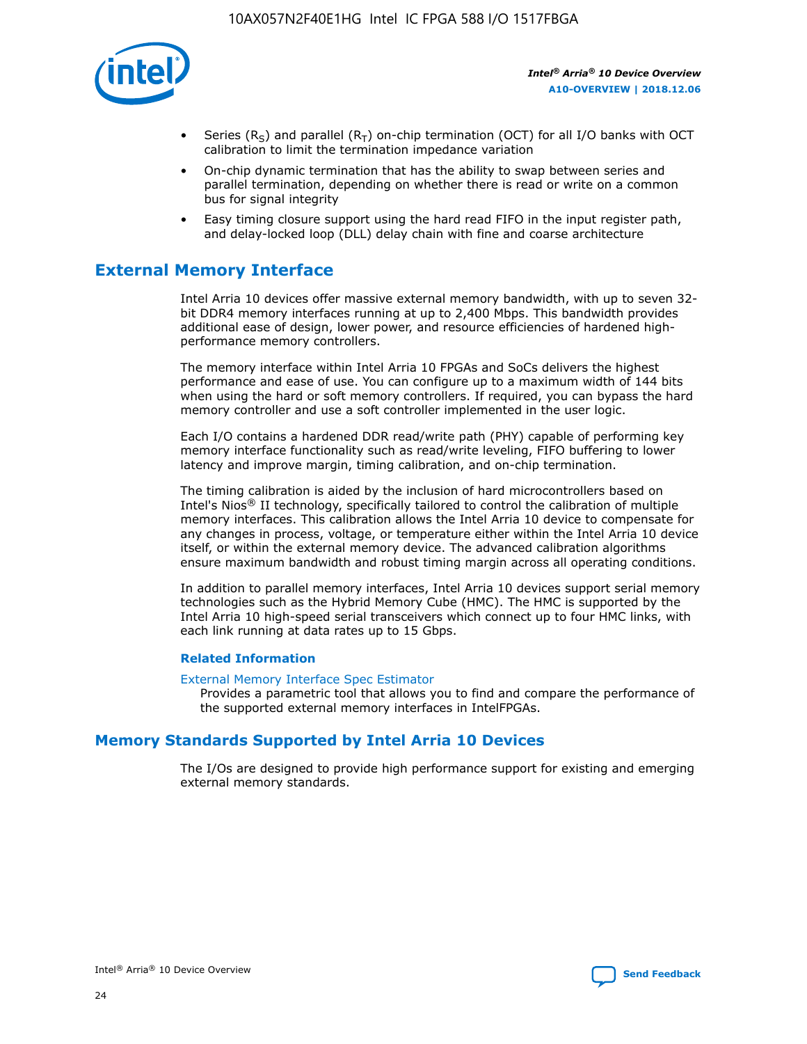- Series ($R_S$) and parallel ($R_T$) on-chip termination (OCT) for all I/O banks with OCT calibration to limit the termination impedance variation
- On-chip dynamic termination that has the ability to swap between series and parallel termination, depending on whether there is read or write on a common bus for signal integrity
- Easy timing closure support using the hard read FIFO in the input register path, and delay-locked loop (DLL) delay chain with fine and coarse architecture

## External Memory Interface

Intel Arria 10 devices offer massive external memory bandwidth, with up to seven 32-bit DDR4 memory interfaces running at up to 2,400 Mbps. This bandwidth provides additional ease of design, lower power, and resource efficiencies of hardened high-performance memory controllers.

The memory interface within Intel Arria 10 FPGAs and SoCs delivers the highest performance and ease of use. You can configure up to a maximum width of 144 bits when using the hard or soft memory controllers. If required, you can bypass the hard memory controller and use a soft controller implemented in the user logic.

Each I/O contains a hardened DDR read/write path (PHY) capable of performing key memory interface functionality such as read/write leveling, FIFO buffering to lower latency and improve margin, timing calibration, and on-chip termination.

The timing calibration is aided by the inclusion of hard microcontrollers based on Intel's Nios® II technology, specifically tailored to control the calibration of multiple memory interfaces. This calibration allows the Intel Arria 10 device to compensate for any changes in process, voltage, or temperature either within the Intel Arria 10 device itself, or within the external memory device. The advanced calibration algorithms ensure maximum bandwidth and robust timing margin across all operating conditions.

In addition to parallel memory interfaces, Intel Arria 10 devices support serial memory technologies such as the Hybrid Memory Cube (HMC). The HMC is supported by the Intel Arria 10 high-speed serial transceivers which connect up to four HMC links, with each link running at data rates up to 15 Gbps.

### Related Information

External Memory Interface Spec Estimator
Provides a parametric tool that allows you to find and compare the performance of the supported external memory interfaces in IntelFPGAs.

## Memory Standards Supported by Intel Arria 10 Devices

The I/Os are designed to provide high performance support for existing and emerging external memory standards.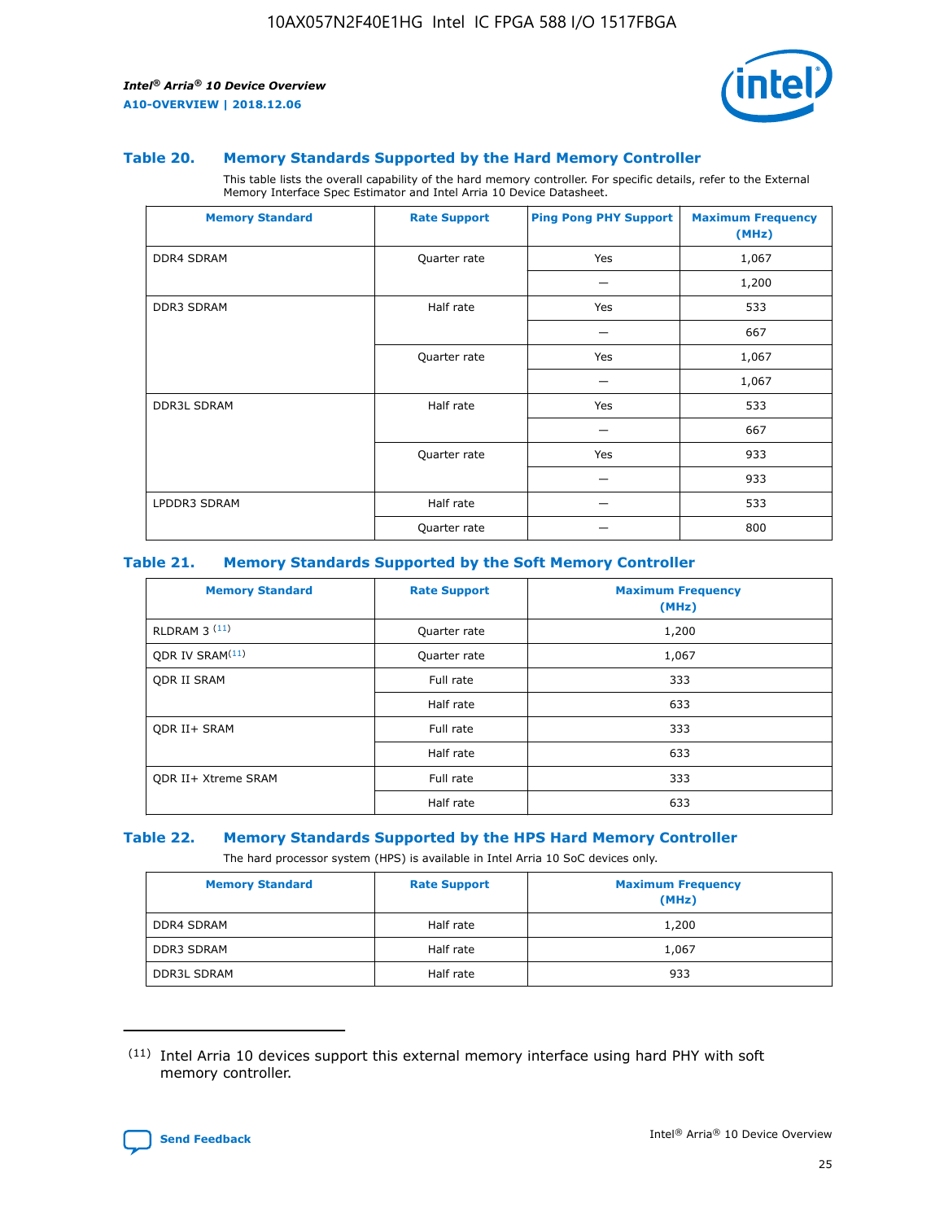### Table 20. Memory Standards Supported by the Hard Memory Controller

This table lists the overall capability of the hard memory controller. For specific details, refer to the External Memory Interface Spec Estimator and Intel Arria 10 Device Datasheet.

| Memory Standard | Rate Support | Ping Pong PHY Support | Maximum Frequency (MHz) |
|---|---|---|---|
| DDR4 SDRAM | Quarter rate | Yes | 1,067 |
| | | — | 1,200 |
| DDR3 SDRAM | Half rate | Yes | 533 |
| | | — | 667 |
| | Quarter rate | Yes | 1,067 |
| | | — | 1,067 |
| DDR3L SDRAM | Half rate | Yes | 533 |
| | | — | 667 |
| | Quarter rate | Yes | 933 |
| | | — | 933 |
| LPDDR3 SDRAM | Half rate | — | 533 |
| | Quarter rate | — | 800 |

### Table 21. Memory Standards Supported by the Soft Memory Controller

| Memory Standard | Rate Support | Maximum Frequency (MHz) |
|---|---|---|
| RLDRAM 3 (11) | Quarter rate | 1,200 |
| QDR IV SRAM(11) | Quarter rate | 1,067 |
| QDR II SRAM | Full rate | 333 |
| | Half rate | 633 |
| QDR II+ SRAM | Full rate | 333 |
| | Half rate | 633 |
| QDR II+ Xtreme SRAM | Full rate | 333 |
| | Half rate | 633 |

### Table 22. Memory Standards Supported by the HPS Hard Memory Controller

The hard processor system (HPS) is available in Intel Arria 10 SoC devices only.

| Memory Standard | Rate Support | Maximum Frequency (MHz) |
|---|---|---|
| DDR4 SDRAM | Half rate | 1,200 |
| DDR3 SDRAM | Half rate | 1,067 |
| DDR3L SDRAM | Half rate | 933 |

(11) Intel Arria 10 devices support this external memory interface using hard PHY with soft memory controller.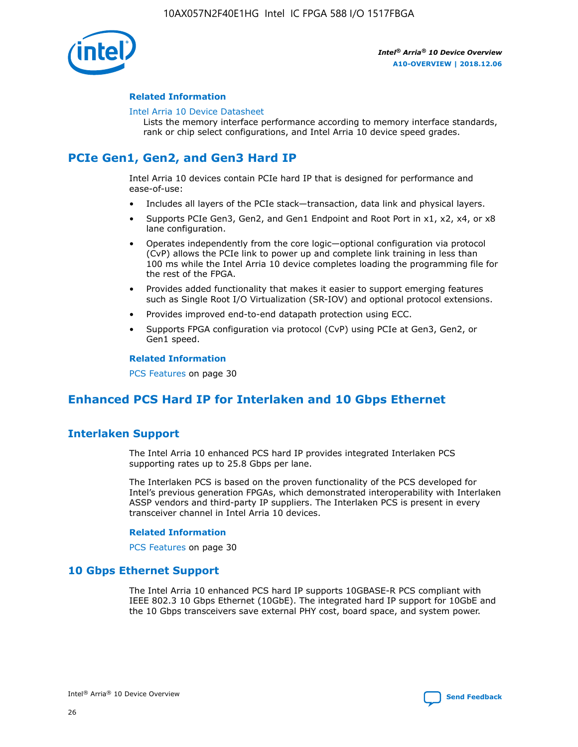#### Related Information

Intel Arria 10 Device Datasheet
Lists the memory interface performance according to memory interface standards, rank or chip select configurations, and Intel Arria 10 device speed grades.

## PCIe Gen1, Gen2, and Gen3 Hard IP

Intel Arria 10 devices contain PCIe hard IP that is designed for performance and ease-of-use:

- Includes all layers of the PCIe stack—transaction, data link and physical layers.
- Supports PCIe Gen3, Gen2, and Gen1 Endpoint and Root Port in x1, x2, x4, or x8 lane configuration.
- Operates independently from the core logic—optional configuration via protocol (CvP) allows the PCIe link to power up and complete link training in less than 100 ms while the Intel Arria 10 device completes loading the programming file for the rest of the FPGA.
- Provides added functionality that makes it easier to support emerging features such as Single Root I/O Virtualization (SR-IOV) and optional protocol extensions.
- Provides improved end-to-end datapath protection using ECC.
- Supports FPGA configuration via protocol (CvP) using PCIe at Gen3, Gen2, or Gen1 speed.

#### Related Information

PCS Features on page 30

## Enhanced PCS Hard IP for Interlaken and 10 Gbps Ethernet

### Interlaken Support

The Intel Arria 10 enhanced PCS hard IP provides integrated Interlaken PCS supporting rates up to 25.8 Gbps per lane.

The Interlaken PCS is based on the proven functionality of the PCS developed for Intel's previous generation FPGAs, which demonstrated interoperability with Interlaken ASSP vendors and third-party IP suppliers. The Interlaken PCS is present in every transceiver channel in Intel Arria 10 devices.

#### Related Information

PCS Features on page 30

### 10 Gbps Ethernet Support

The Intel Arria 10 enhanced PCS hard IP supports 10GBASE-R PCS compliant with IEEE 802.3 10 Gbps Ethernet (10GbE). The integrated hard IP support for 10GbE and the 10 Gbps transceivers save external PHY cost, board space, and system power.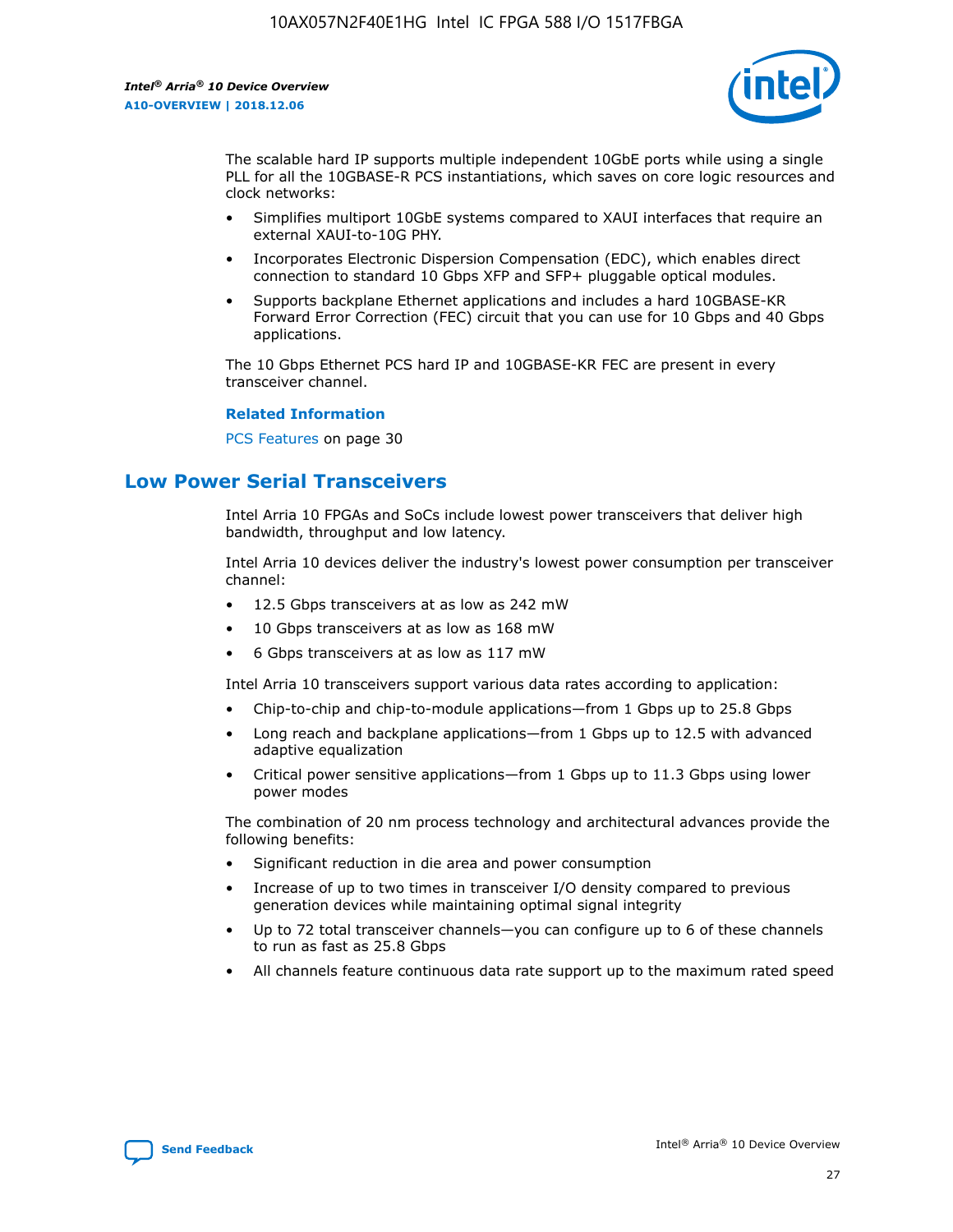The scalable hard IP supports multiple independent 10GbE ports while using a single PLL for all the 10GBASE-R PCS instantiations, which saves on core logic resources and clock networks:

- Simplifies multiport 10GbE systems compared to XAUI interfaces that require an external XAUI-to-10G PHY.
- Incorporates Electronic Dispersion Compensation (EDC), which enables direct connection to standard 10 Gbps XFP and SFP+ pluggable optical modules.
- Supports backplane Ethernet applications and includes a hard 10GBASE-KR Forward Error Correction (FEC) circuit that you can use for 10 Gbps and 40 Gbps applications.

The 10 Gbps Ethernet PCS hard IP and 10GBASE-KR FEC are present in every transceiver channel.

**Related Information**

PCS Features on page 30

## Low Power Serial Transceivers

Intel Arria 10 FPGAs and SoCs include lowest power transceivers that deliver high bandwidth, throughput and low latency.

Intel Arria 10 devices deliver the industry's lowest power consumption per transceiver channel:

- 12.5 Gbps transceivers at as low as 242 mW
- 10 Gbps transceivers at as low as 168 mW
- 6 Gbps transceivers at as low as 117 mW

Intel Arria 10 transceivers support various data rates according to application:

- Chip-to-chip and chip-to-module applications—from 1 Gbps up to 25.8 Gbps
- Long reach and backplane applications—from 1 Gbps up to 12.5 with advanced adaptive equalization
- Critical power sensitive applications—from 1 Gbps up to 11.3 Gbps using lower power modes

The combination of 20 nm process technology and architectural advances provide the following benefits:

- Significant reduction in die area and power consumption
- Increase of up to two times in transceiver I/O density compared to previous generation devices while maintaining optimal signal integrity
- Up to 72 total transceiver channels—you can configure up to 6 of these channels to run as fast as 25.8 Gbps
- All channels feature continuous data rate support up to the maximum rated speed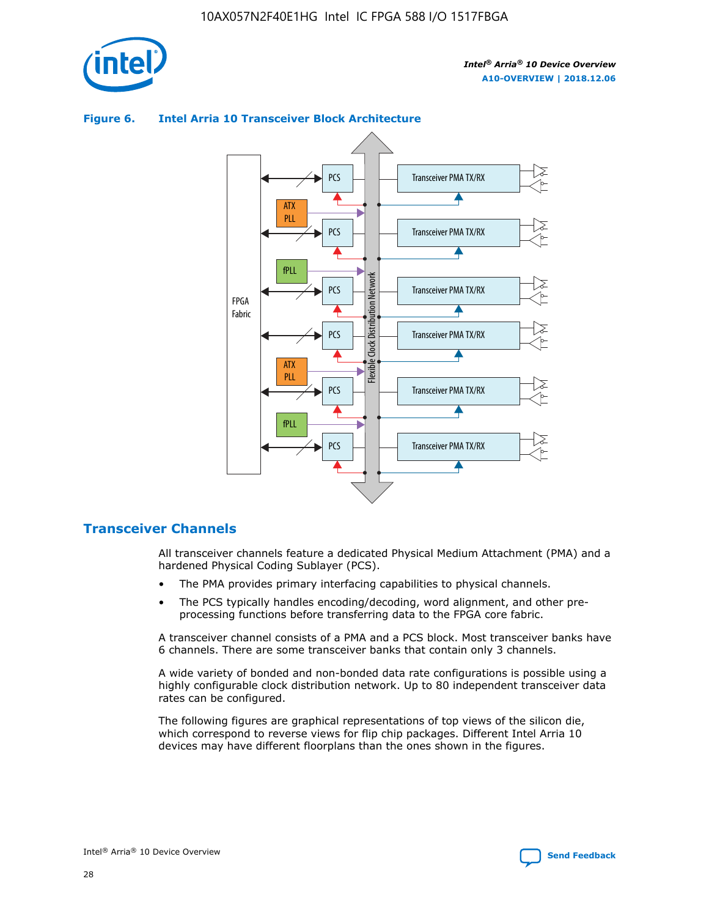**Figure 6. Intel Arria 10 Transceiver Block Architecture**

## Transceiver Channels

All transceiver channels feature a dedicated Physical Medium Attachment (PMA) and a hardened Physical Coding Sublayer (PCS).

- The PMA provides primary interfacing capabilities to physical channels.
- The PCS typically handles encoding/decoding, word alignment, and other pre-processing functions before transferring data to the FPGA core fabric.

A transceiver channel consists of a PMA and a PCS block. Most transceiver banks have 6 channels. There are some transceiver banks that contain only 3 channels.

A wide variety of bonded and non-bonded data rate configurations is possible using a highly configurable clock distribution network. Up to 80 independent transceiver data rates can be configured.

The following figures are graphical representations of top views of the silicon die, which correspond to reverse views for flip chip packages. Different Intel Arria 10 devices may have different floorplans than the ones shown in the figures.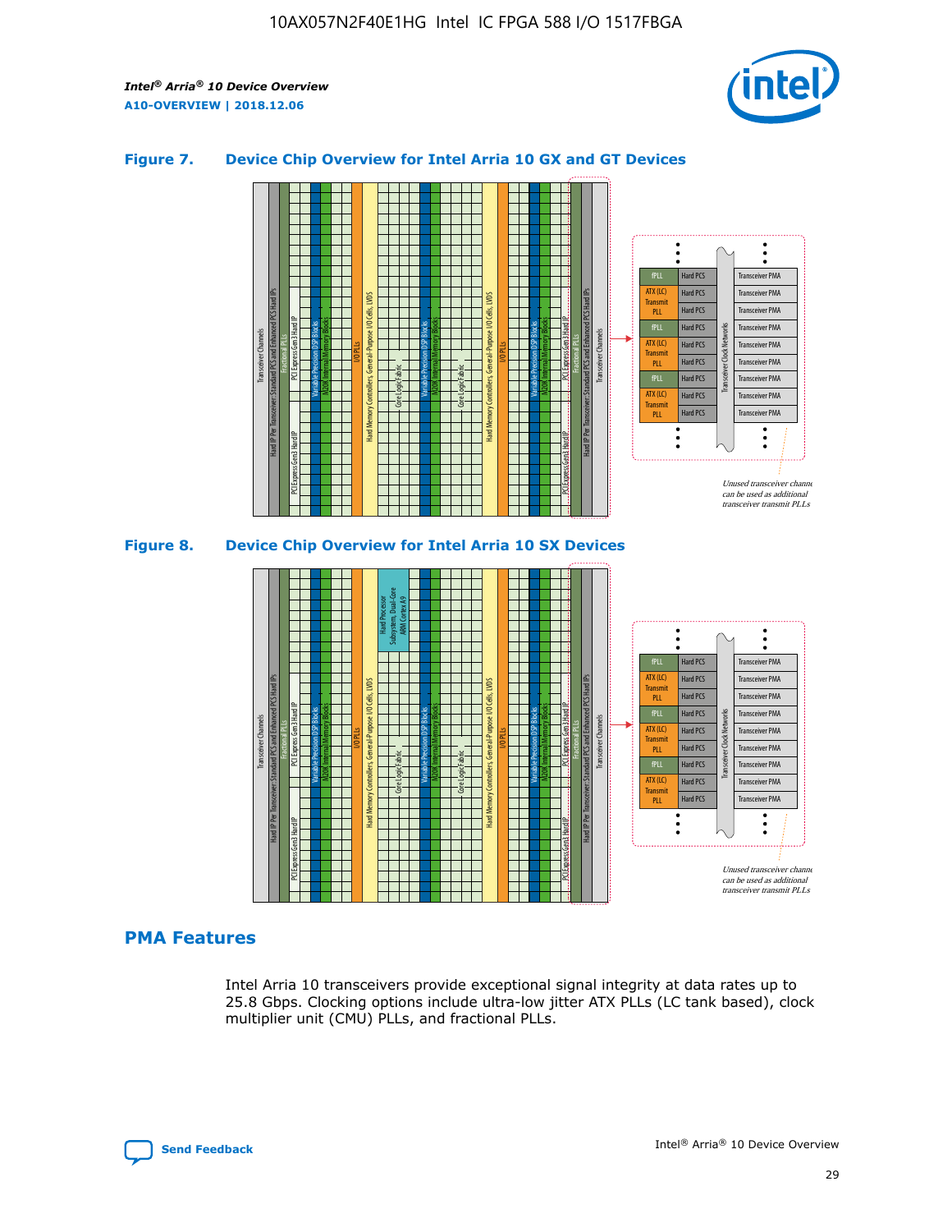## Figure 7. Device Chip Overview for Intel Arria 10 GX and GT Devices

## Figure 8. Device Chip Overview for Intel Arria 10 SX Devices

## PMA Features

Intel Arria 10 transceivers provide exceptional signal integrity at data rates up to 25.8 Gbps. Clocking options include ultra-low jitter ATX PLLs (LC tank based), clock multiplier unit (CMU) PLLs, and fractional PLLs.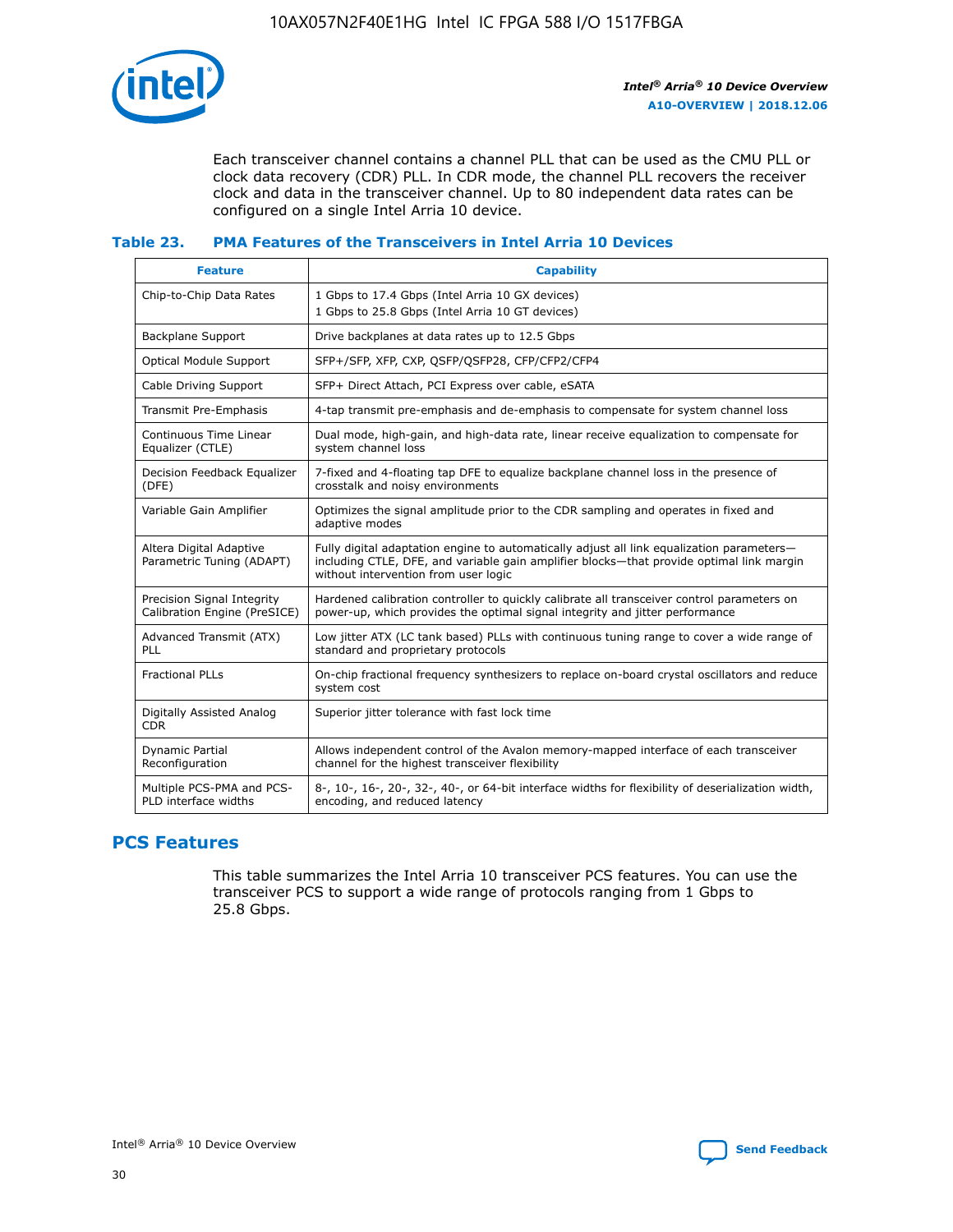Each transceiver channel contains a channel PLL that can be used as the CMU PLL or clock data recovery (CDR) PLL. In CDR mode, the channel PLL recovers the receiver clock and data in the transceiver channel. Up to 80 independent data rates can be configured on a single Intel Arria 10 device.

### Table 23. PMA Features of the Transceivers in Intel Arria 10 Devices

| Feature | Capability |
|---|---|
| Chip-to-Chip Data Rates | 1 Gbps to 17.4 Gbps (Intel Arria 10 GX devices)<br>1 Gbps to 25.8 Gbps (Intel Arria 10 GT devices) |
| Backplane Support | Drive backplanes at data rates up to 12.5 Gbps |
| Optical Module Support | SFP+/SFP, XFP, CXP, QSFP/QSFP28, CFP/CFP2/CFP4 |
| Cable Driving Support | SFP+ Direct Attach, PCI Express over cable, eSATA |
| Transmit Pre-Emphasis | 4-tap transmit pre-emphasis and de-emphasis to compensate for system channel loss |
| Continuous Time Linear Equalizer (CTLE) | Dual mode, high-gain, and high-data rate, linear receive equalization to compensate for system channel loss |
| Decision Feedback Equalizer (DFE) | 7-fixed and 4-floating tap DFE to equalize backplane channel loss in the presence of crosstalk and noisy environments |
| Variable Gain Amplifier | Optimizes the signal amplitude prior to the CDR sampling and operates in fixed and adaptive modes |
| Altera Digital Adaptive Parametric Tuning (ADAPT) | Fully digital adaptation engine to automatically adjust all link equalization parameters—including CTLE, DFE, and variable gain amplifier blocks—that provide optimal link margin without intervention from user logic |
| Precision Signal Integrity Calibration Engine (PreSICE) | Hardened calibration controller to quickly calibrate all transceiver control parameters on power-up, which provides the optimal signal integrity and jitter performance |
| Advanced Transmit (ATX) PLL | Low jitter ATX (LC tank based) PLLs with continuous tuning range to cover a wide range of standard and proprietary protocols |
| Fractional PLLs | On-chip fractional frequency synthesizers to replace on-board crystal oscillators and reduce system cost |
| Digitally Assisted Analog CDR | Superior jitter tolerance with fast lock time |
| Dynamic Partial Reconfiguration | Allows independent control of the Avalon memory-mapped interface of each transceiver channel for the highest transceiver flexibility |
| Multiple PCS-PMA and PCS-PLD interface widths | 8-, 10-, 16-, 20-, 32-, 40-, or 64-bit interface widths for flexibility of deserialization width, encoding, and reduced latency |

## PCS Features

This table summarizes the Intel Arria 10 transceiver PCS features. You can use the transceiver PCS to support a wide range of protocols ranging from 1 Gbps to 25.8 Gbps.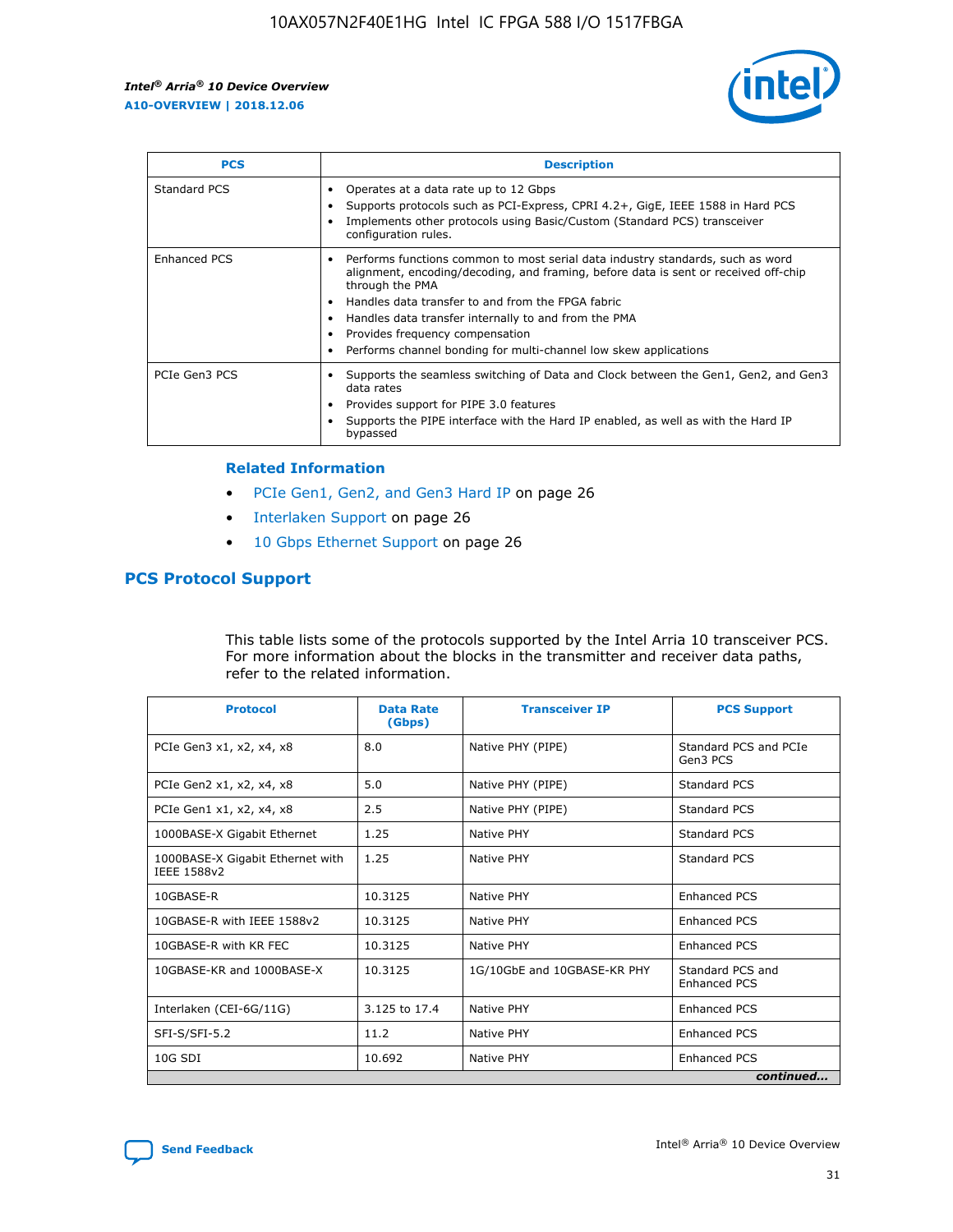| PCS | Description |
| --- | --- |
| Standard PCS | • Operates at a data rate up to 12 Gbps<br>• Supports protocols such as PCI-Express, CPRI 4.2+, GigE, IEEE 1588 in Hard PCS<br>• Implements other protocols using Basic/Custom (Standard PCS) transceiver configuration rules. |
| Enhanced PCS | • Performs functions common to most serial data industry standards, such as word alignment, encoding/decoding, and framing, before data is sent or received off-chip through the PMA<br>• Handles data transfer to and from the FPGA fabric<br>• Handles data transfer internally to and from the PMA<br>• Provides frequency compensation<br>• Performs channel bonding for multi-channel low skew applications |
| PCIe Gen3 PCS | • Supports the seamless switching of Data and Clock between the Gen1, Gen2, and Gen3 data rates<br>• Provides support for PIPE 3.0 features<br>• Supports the PIPE interface with the Hard IP enabled, as well as with the Hard IP bypassed |

**Related Information**

- PCIe Gen1, Gen2, and Gen3 Hard IP on page 26
- Interlaken Support on page 26
- 10 Gbps Ethernet Support on page 26

## PCS Protocol Support

This table lists some of the protocols supported by the Intel Arria 10 transceiver PCS. For more information about the blocks in the transmitter and receiver data paths, refer to the related information.

| Protocol | Data Rate (Gbps) | Transceiver IP | PCS Support |
| --- | --- | --- | --- |
| PCIe Gen3 x1, x2, x4, x8 | 8.0 | Native PHY (PIPE) | Standard PCS and PCIe Gen3 PCS |
| PCIe Gen2 x1, x2, x4, x8 | 5.0 | Native PHY (PIPE) | Standard PCS |
| PCIe Gen1 x1, x2, x4, x8 | 2.5 | Native PHY (PIPE) | Standard PCS |
| 1000BASE-X Gigabit Ethernet | 1.25 | Native PHY | Standard PCS |
| 1000BASE-X Gigabit Ethernet with IEEE 1588v2 | 1.25 | Native PHY | Standard PCS |
| 10GBASE-R | 10.3125 | Native PHY | Enhanced PCS |
| 10GBASE-R with IEEE 1588v2 | 10.3125 | Native PHY | Enhanced PCS |
| 10GBASE-R with KR FEC | 10.3125 | Native PHY | Enhanced PCS |
| 10GBASE-KR and 1000BASE-X | 10.3125 | 1G/10GbE and 10GBASE-KR PHY | Standard PCS and Enhanced PCS |
| Interlaken (CEI-6G/11G) | 3.125 to 17.4 | Native PHY | Enhanced PCS |
| SFI-S/SFI-5.2 | 11.2 | Native PHY | Enhanced PCS |
| 10G SDI | 10.692 | Native PHY | Enhanced PCS |

*continued...*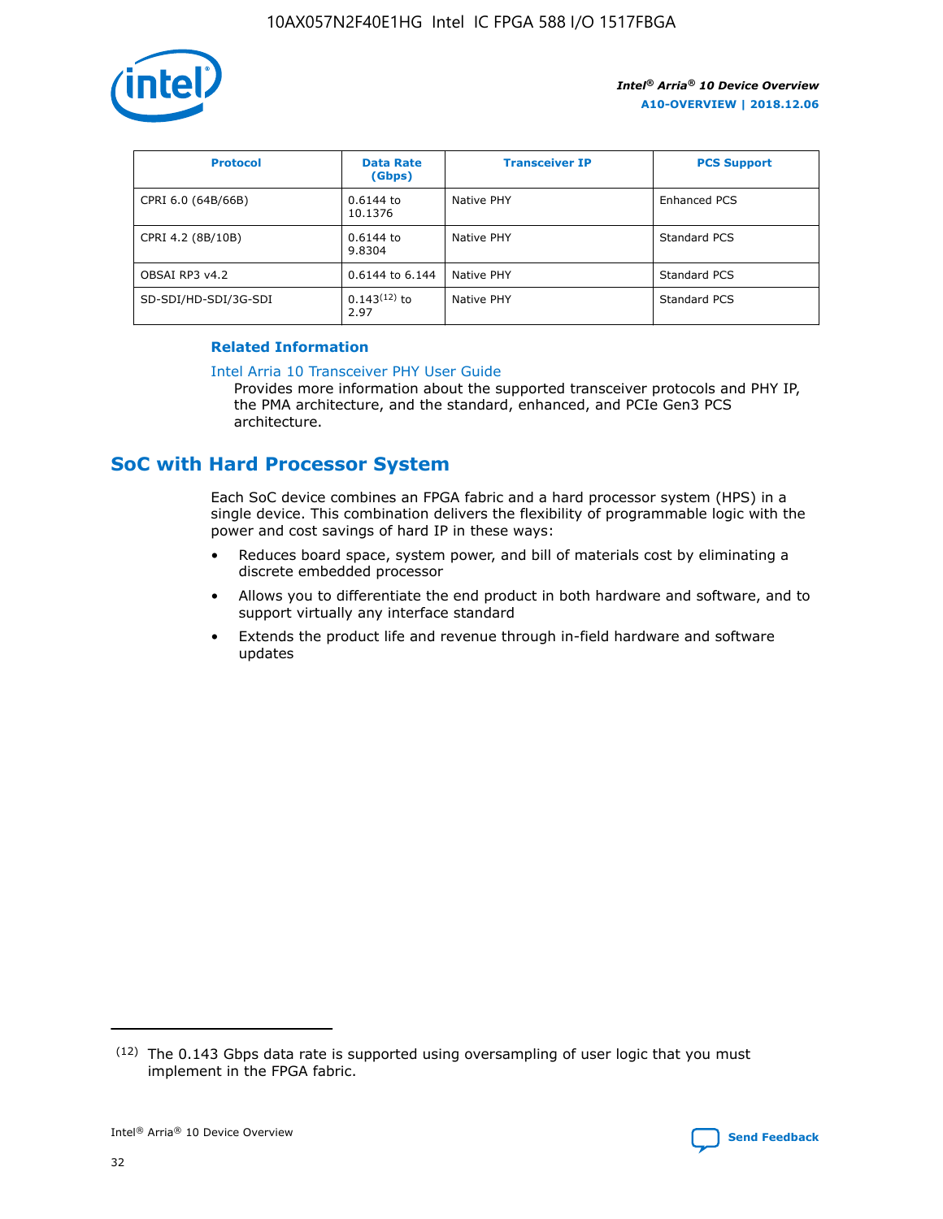| Protocol | Data Rate (Gbps) | Transceiver IP | PCS Support |
| --- | --- | --- | --- |
| CPRI 6.0 (64B/66B) | 0.6144 to 10.1376 | Native PHY | Enhanced PCS |
| CPRI 4.2 (8B/10B) | 0.6144 to 9.8304 | Native PHY | Standard PCS |
| OBSAI RP3 v4.2 | 0.6144 to 6.144 | Native PHY | Standard PCS |
| SD-SDI/HD-SDI/3G-SDI | 0.143[12] to 2.97 | Native PHY | Standard PCS |

**Related Information**

Intel Arria 10 Transceiver PHY User Guide

Provides more information about the supported transceiver protocols and PHY IP, the PMA architecture, and the standard, enhanced, and PCIe Gen3 PCS architecture.

## SoC with Hard Processor System

Each SoC device combines an FPGA fabric and a hard processor system (HPS) in a single device. This combination delivers the flexibility of programmable logic with the power and cost savings of hard IP in these ways:

- Reduces board space, system power, and bill of materials cost by eliminating a discrete embedded processor
- Allows you to differentiate the end product in both hardware and software, and to support virtually any interface standard
- Extends the product life and revenue through in-field hardware and software updates

[12] The 0.143 Gbps data rate is supported using oversampling of user logic that you must implement in the FPGA fabric.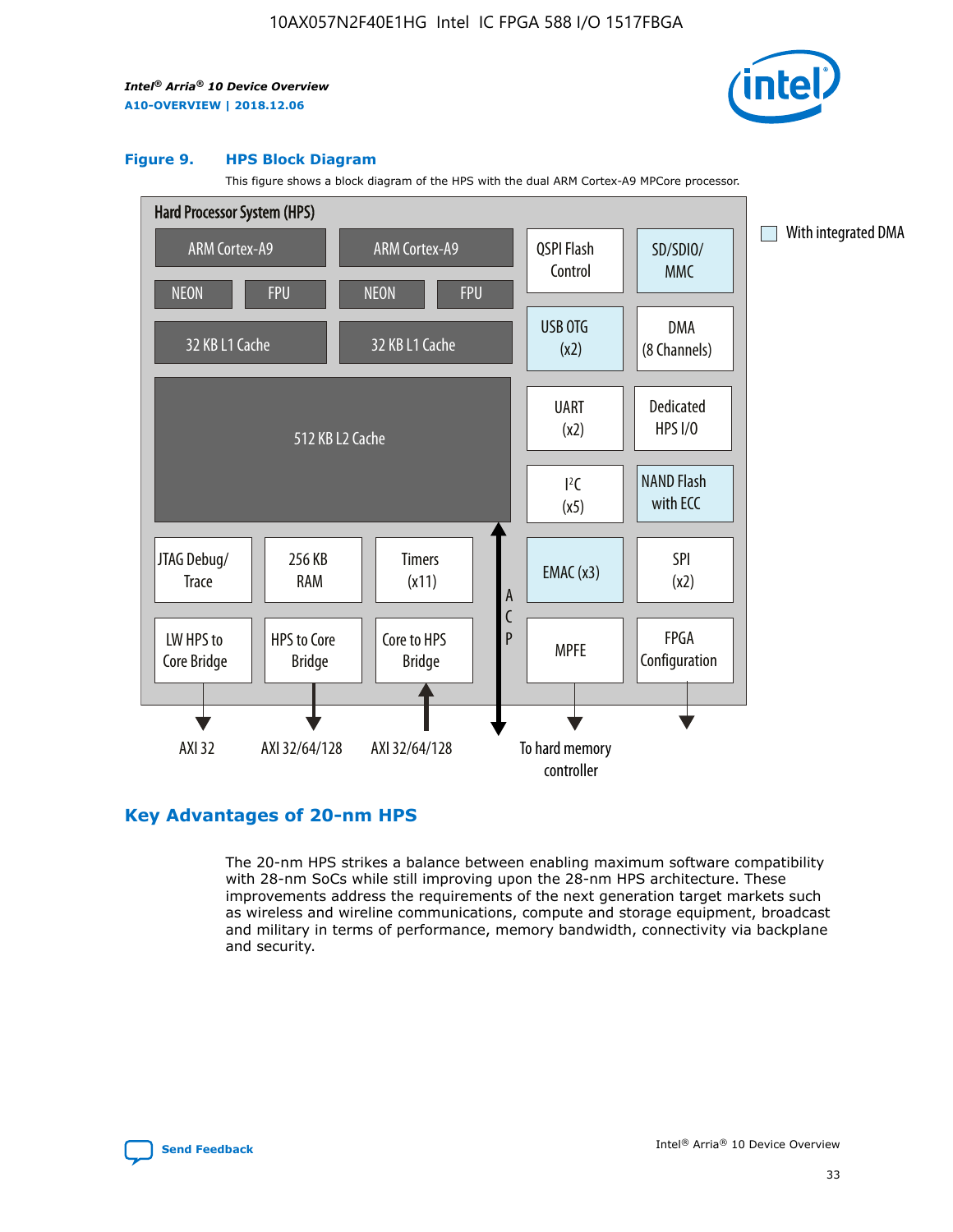**Figure 9. HPS Block Diagram**

This figure shows a block diagram of the HPS with the dual ARM Cortex-A9 MPCore processor.

Hard Processor System (HPS)

ARM Cortex-A9 | ARM Cortex-A9
NEON | FPU | NEON | FPU
32 KB L1 Cache | 32 KB L1 Cache
512 KB L2 Cache

QSPI Flash Control | SD/SDIO/MMC | USB OTG (x2) | DMA (8 Channels) | UART (x2) | Dedicated HPS I/O | I²C (x5) | NAND Flash with ECC | EMAC (x3) | SPI (x2) | MPFE | FPGA Configuration

JTAG Debug/Trace | 256 KB RAM | Timers (x11)
LW HPS to Core Bridge | HPS to Core Bridge | Core to HPS Bridge

ACP

AXI 32 | AXI 32/64/128 | AXI 32/64/128 | To hard memory controller

With integrated DMA

## Key Advantages of 20-nm HPS

The 20-nm HPS strikes a balance between enabling maximum software compatibility with 28-nm SoCs while still improving upon the 28-nm HPS architecture. These improvements address the requirements of the next generation target markets such as wireless and wireline communications, compute and storage equipment, broadcast and military in terms of performance, memory bandwidth, connectivity via backplane and security.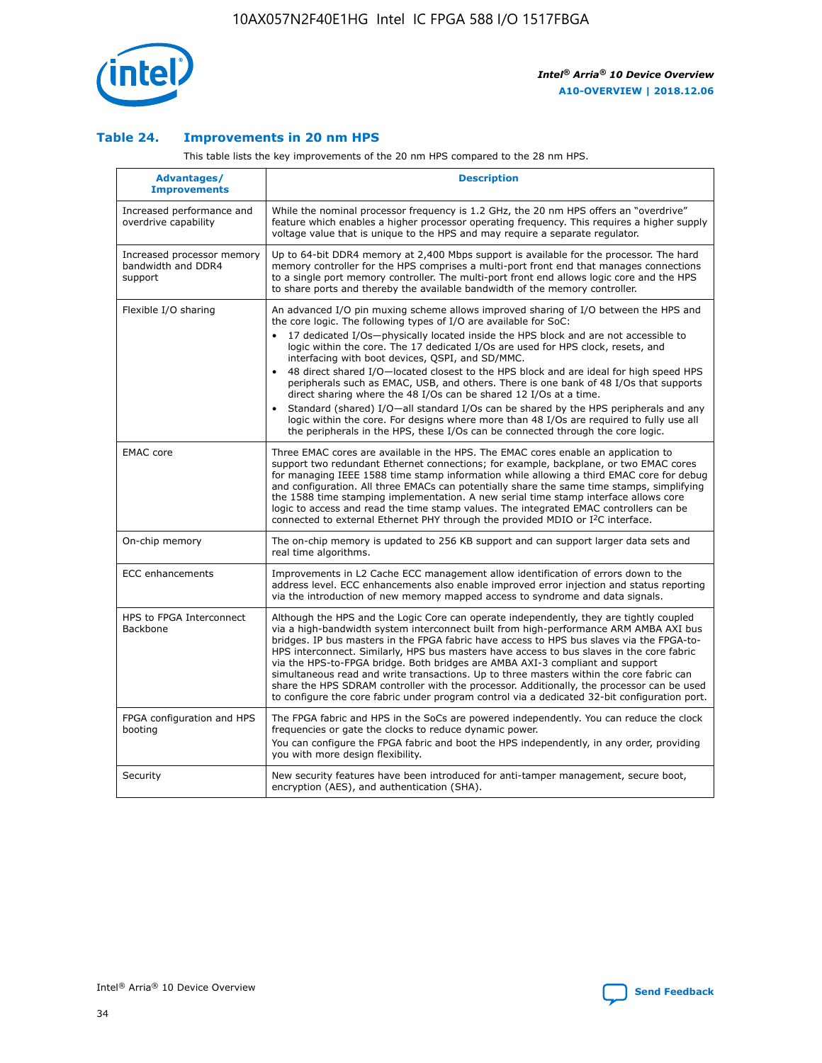### Table 24. Improvements in 20 nm HPS

This table lists the key improvements of the 20 nm HPS compared to the 28 nm HPS.

| Advantages/ Improvements | Description |
|---|---|
| Increased performance and overdrive capability | While the nominal processor frequency is 1.2 GHz, the 20 nm HPS offers an "overdrive" feature which enables a higher processor operating frequency. This requires a higher supply voltage value that is unique to the HPS and may require a separate regulator. |
| Increased processor memory bandwidth and DDR4 support | Up to 64-bit DDR4 memory at 2,400 Mbps support is available for the processor. The hard memory controller for the HPS comprises a multi-port front end that manages connections to a single port memory controller. The multi-port front end allows logic core and the HPS to share ports and thereby the available bandwidth of the memory controller. |
| Flexible I/O sharing | An advanced I/O pin muxing scheme allows improved sharing of I/O between the HPS and the core logic. The following types of I/O are available for SoC:<br>• 17 dedicated I/Os—physically located inside the HPS block and are not accessible to logic within the core. The 17 dedicated I/Os are used for HPS clock, resets, and interfacing with boot devices, QSPI, and SD/MMC.<br>• 48 direct shared I/O—located closest to the HPS block and are ideal for high speed HPS peripherals such as EMAC, USB, and others. There is one bank of 48 I/Os that supports direct sharing where the 48 I/Os can be shared 12 I/Os at a time.<br>• Standard (shared) I/O—all standard I/Os can be shared by the HPS peripherals and any logic within the core. For designs where more than 48 I/Os are required to fully use all the peripherals in the HPS, these I/Os can be connected through the core logic. |
| EMAC core | Three EMAC cores are available in the HPS. The EMAC cores enable an application to support two redundant Ethernet connections; for example, backplane, or two EMAC cores for managing IEEE 1588 time stamp information while allowing a third EMAC core for debug and configuration. All three EMACs can potentially share the same time stamps, simplifying the 1588 time stamping implementation. A new serial time stamp interface allows core logic to access and read the time stamp values. The integrated EMAC controllers can be connected to external Ethernet PHY through the provided MDIO or I²C interface. |
| On-chip memory | The on-chip memory is updated to 256 KB support and can support larger data sets and real time algorithms. |
| ECC enhancements | Improvements in L2 Cache ECC management allow identification of errors down to the address level. ECC enhancements also enable improved error injection and status reporting via the introduction of new memory mapped access to syndrome and data signals. |
| HPS to FPGA Interconnect Backbone | Although the HPS and the Logic Core can operate independently, they are tightly coupled via a high-bandwidth system interconnect built from high-performance ARM AMBA AXI bus bridges. IP bus masters in the FPGA fabric have access to HPS bus slaves via the FPGA-to-HPS interconnect. Similarly, HPS bus masters have access to bus slaves in the core fabric via the HPS-to-FPGA bridge. Both bridges are AMBA AXI-3 compliant and support simultaneous read and write transactions. Up to three masters within the core fabric can share the HPS SDRAM controller with the processor. Additionally, the processor can be used to configure the core fabric under program control via a dedicated 32-bit configuration port. |
| FPGA configuration and HPS booting | The FPGA fabric and HPS in the SoCs are powered independently. You can reduce the clock frequencies or gate the clocks to reduce dynamic power.<br>You can configure the FPGA fabric and boot the HPS independently, in any order, providing you with more design flexibility. |
| Security | New security features have been introduced for anti-tamper management, secure boot, encryption (AES), and authentication (SHA). |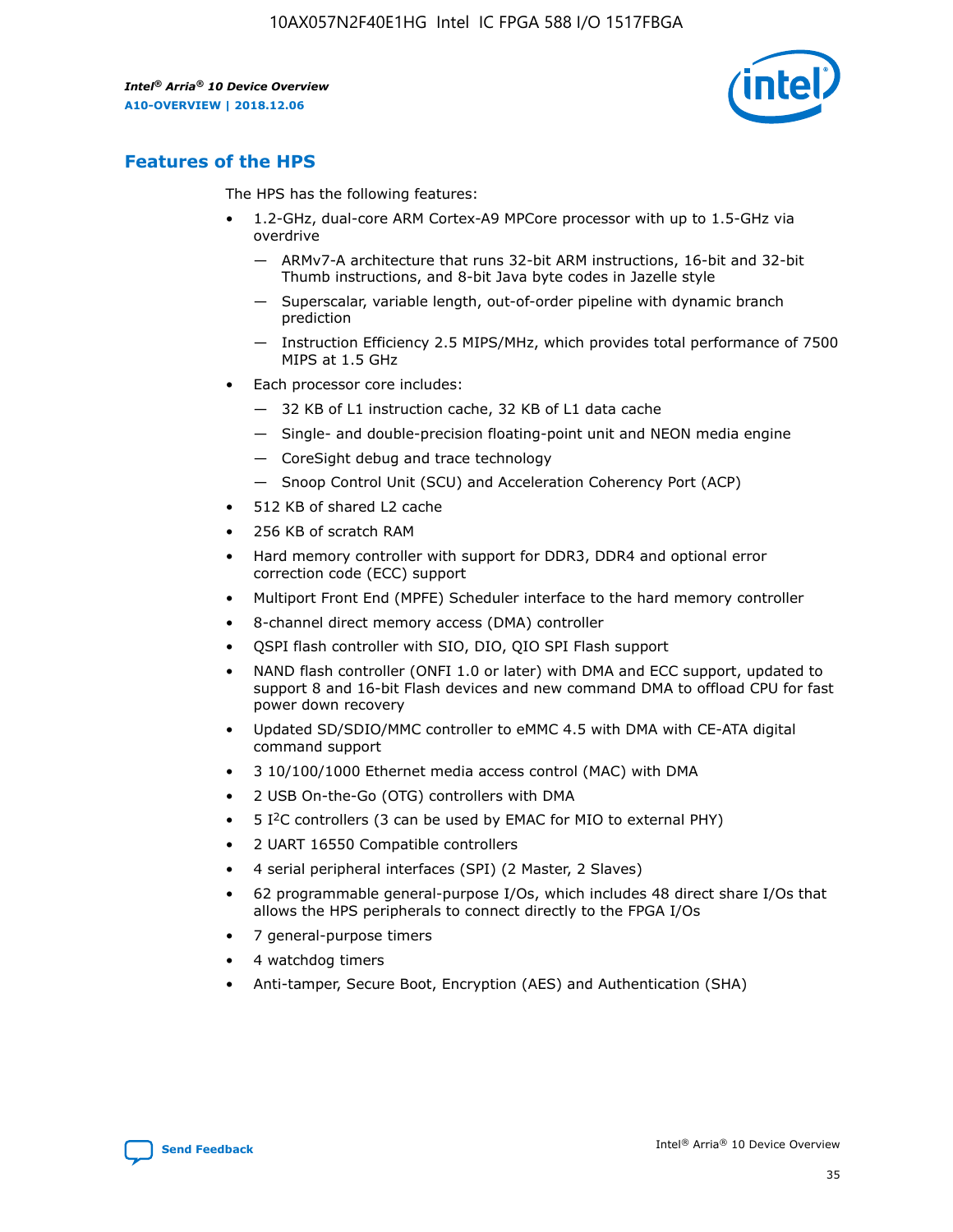## Features of the HPS

The HPS has the following features:

- 1.2-GHz, dual-core ARM Cortex-A9 MPCore processor with up to 1.5-GHz via overdrive
  - — ARMv7-A architecture that runs 32-bit ARM instructions, 16-bit and 32-bit Thumb instructions, and 8-bit Java byte codes in Jazelle style
  - — Superscalar, variable length, out-of-order pipeline with dynamic branch prediction
  - — Instruction Efficiency 2.5 MIPS/MHz, which provides total performance of 7500 MIPS at 1.5 GHz
- Each processor core includes:
  - — 32 KB of L1 instruction cache, 32 KB of L1 data cache
  - — Single- and double-precision floating-point unit and NEON media engine
  - — CoreSight debug and trace technology
  - — Snoop Control Unit (SCU) and Acceleration Coherency Port (ACP)
- 512 KB of shared L2 cache
- 256 KB of scratch RAM
- Hard memory controller with support for DDR3, DDR4 and optional error correction code (ECC) support
- Multiport Front End (MPFE) Scheduler interface to the hard memory controller
- 8-channel direct memory access (DMA) controller
- QSPI flash controller with SIO, DIO, QIO SPI Flash support
- NAND flash controller (ONFI 1.0 or later) with DMA and ECC support, updated to support 8 and 16-bit Flash devices and new command DMA to offload CPU for fast power down recovery
- Updated SD/SDIO/MMC controller to eMMC 4.5 with DMA with CE-ATA digital command support
- 3 10/100/1000 Ethernet media access control (MAC) with DMA
- 2 USB On-the-Go (OTG) controllers with DMA
- 5 I$^2$C controllers (3 can be used by EMAC for MIO to external PHY)
- 2 UART 16550 Compatible controllers
- 4 serial peripheral interfaces (SPI) (2 Master, 2 Slaves)
- 62 programmable general-purpose I/Os, which includes 48 direct share I/Os that allows the HPS peripherals to connect directly to the FPGA I/Os
- 7 general-purpose timers
- 4 watchdog timers
- Anti-tamper, Secure Boot, Encryption (AES) and Authentication (SHA)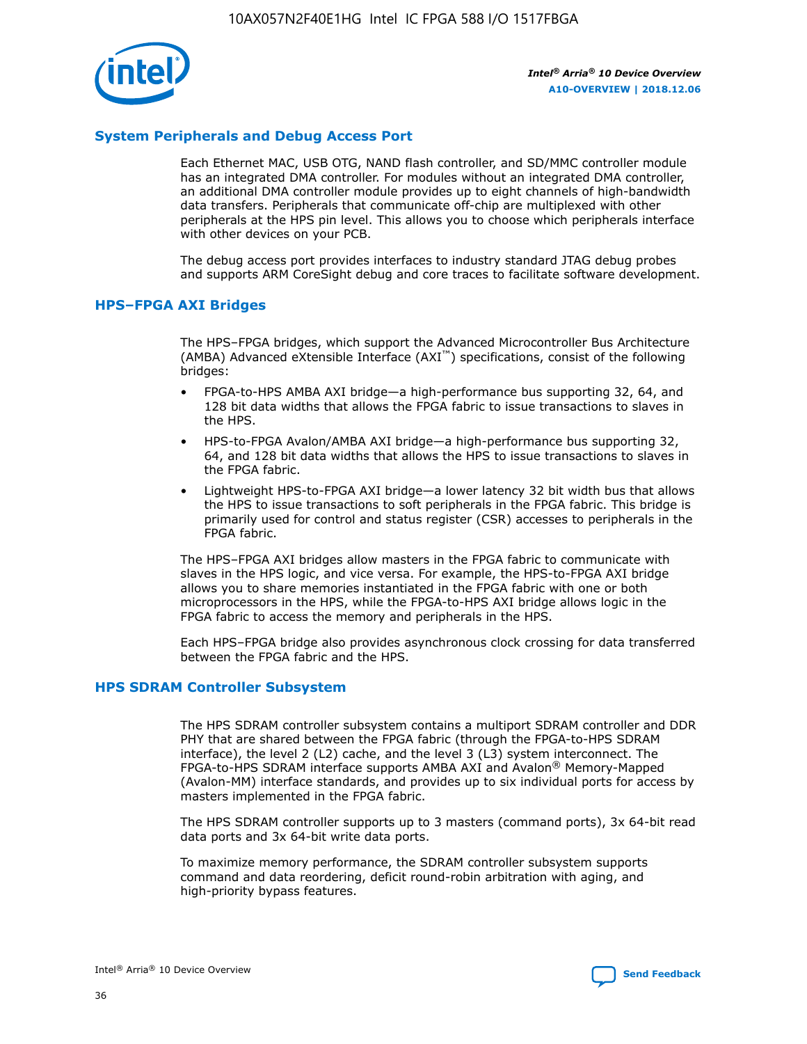## System Peripherals and Debug Access Port

Each Ethernet MAC, USB OTG, NAND flash controller, and SD/MMC controller module has an integrated DMA controller. For modules without an integrated DMA controller, an additional DMA controller module provides up to eight channels of high-bandwidth data transfers. Peripherals that communicate off-chip are multiplexed with other peripherals at the HPS pin level. This allows you to choose which peripherals interface with other devices on your PCB.

The debug access port provides interfaces to industry standard JTAG debug probes and supports ARM CoreSight debug and core traces to facilitate software development.

## HPS–FPGA AXI Bridges

The HPS–FPGA bridges, which support the Advanced Microcontroller Bus Architecture (AMBA) Advanced eXtensible Interface (AXI™) specifications, consist of the following bridges:

- FPGA-to-HPS AMBA AXI bridge—a high-performance bus supporting 32, 64, and 128 bit data widths that allows the FPGA fabric to issue transactions to slaves in the HPS.
- HPS-to-FPGA Avalon/AMBA AXI bridge—a high-performance bus supporting 32, 64, and 128 bit data widths that allows the HPS to issue transactions to slaves in the FPGA fabric.
- Lightweight HPS-to-FPGA AXI bridge—a lower latency 32 bit width bus that allows the HPS to issue transactions to soft peripherals in the FPGA fabric. This bridge is primarily used for control and status register (CSR) accesses to peripherals in the FPGA fabric.

The HPS–FPGA AXI bridges allow masters in the FPGA fabric to communicate with slaves in the HPS logic, and vice versa. For example, the HPS-to-FPGA AXI bridge allows you to share memories instantiated in the FPGA fabric with one or both microprocessors in the HPS, while the FPGA-to-HPS AXI bridge allows logic in the FPGA fabric to access the memory and peripherals in the HPS.

Each HPS–FPGA bridge also provides asynchronous clock crossing for data transferred between the FPGA fabric and the HPS.

## HPS SDRAM Controller Subsystem

The HPS SDRAM controller subsystem contains a multiport SDRAM controller and DDR PHY that are shared between the FPGA fabric (through the FPGA-to-HPS SDRAM interface), the level 2 (L2) cache, and the level 3 (L3) system interconnect. The FPGA-to-HPS SDRAM interface supports AMBA AXI and Avalon® Memory-Mapped (Avalon-MM) interface standards, and provides up to six individual ports for access by masters implemented in the FPGA fabric.

The HPS SDRAM controller supports up to 3 masters (command ports), 3x 64-bit read data ports and 3x 64-bit write data ports.

To maximize memory performance, the SDRAM controller subsystem supports command and data reordering, deficit round-robin arbitration with aging, and high-priority bypass features.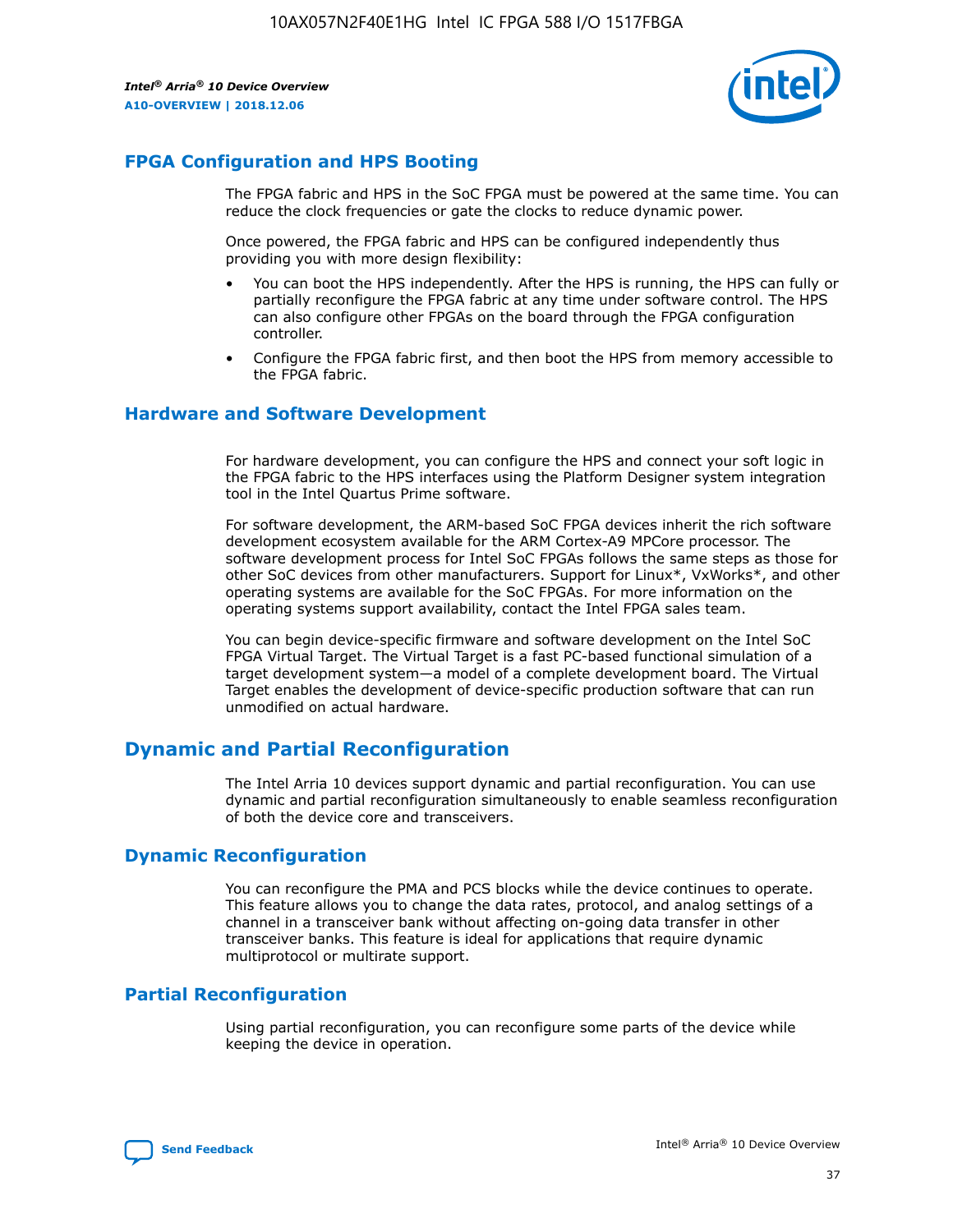## FPGA Configuration and HPS Booting

The FPGA fabric and HPS in the SoC FPGA must be powered at the same time. You can reduce the clock frequencies or gate the clocks to reduce dynamic power.

Once powered, the FPGA fabric and HPS can be configured independently thus providing you with more design flexibility:

- You can boot the HPS independently. After the HPS is running, the HPS can fully or partially reconfigure the FPGA fabric at any time under software control. The HPS can also configure other FPGAs on the board through the FPGA configuration controller.
- Configure the FPGA fabric first, and then boot the HPS from memory accessible to the FPGA fabric.

## Hardware and Software Development

For hardware development, you can configure the HPS and connect your soft logic in the FPGA fabric to the HPS interfaces using the Platform Designer system integration tool in the Intel Quartus Prime software.

For software development, the ARM-based SoC FPGA devices inherit the rich software development ecosystem available for the ARM Cortex-A9 MPCore processor. The software development process for Intel SoC FPGAs follows the same steps as those for other SoC devices from other manufacturers. Support for Linux*, VxWorks*, and other operating systems are available for the SoC FPGAs. For more information on the operating systems support availability, contact the Intel FPGA sales team.

You can begin device-specific firmware and software development on the Intel SoC FPGA Virtual Target. The Virtual Target is a fast PC-based functional simulation of a target development system—a model of a complete development board. The Virtual Target enables the development of device-specific production software that can run unmodified on actual hardware.

# Dynamic and Partial Reconfiguration

The Intel Arria 10 devices support dynamic and partial reconfiguration. You can use dynamic and partial reconfiguration simultaneously to enable seamless reconfiguration of both the device core and transceivers.

## Dynamic Reconfiguration

You can reconfigure the PMA and PCS blocks while the device continues to operate. This feature allows you to change the data rates, protocol, and analog settings of a channel in a transceiver bank without affecting on-going data transfer in other transceiver banks. This feature is ideal for applications that require dynamic multiprotocol or multirate support.

## Partial Reconfiguration

Using partial reconfiguration, you can reconfigure some parts of the device while keeping the device in operation.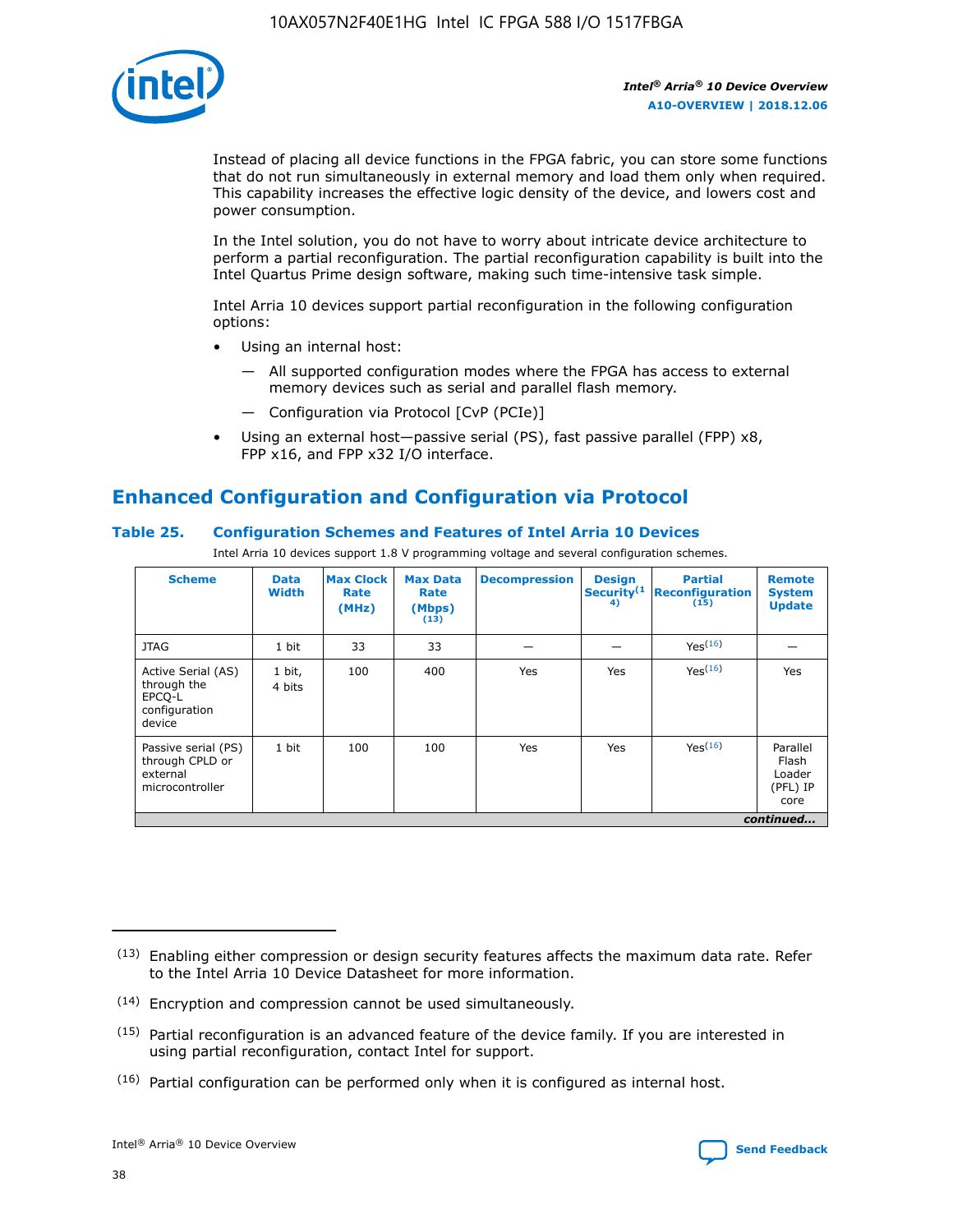Instead of placing all device functions in the FPGA fabric, you can store some functions that do not run simultaneously in external memory and load them only when required. This capability increases the effective logic density of the device, and lowers cost and power consumption.

In the Intel solution, you do not have to worry about intricate device architecture to perform a partial reconfiguration. The partial reconfiguration capability is built into the Intel Quartus Prime design software, making such time-intensive task simple.

Intel Arria 10 devices support partial reconfiguration in the following configuration options:

- Using an internal host:
  - — All supported configuration modes where the FPGA has access to external memory devices such as serial and parallel flash memory.
  - — Configuration via Protocol [CvP (PCIe)]
- Using an external host—passive serial (PS), fast passive parallel (FPP) x8, FPP x16, and FPP x32 I/O interface.

## Enhanced Configuration and Configuration via Protocol

### Table 25. Configuration Schemes and Features of Intel Arria 10 Devices

Intel Arria 10 devices support 1.8 V programming voltage and several configuration schemes.

| Scheme | Data Width | Max Clock Rate (MHz) | Max Data Rate (Mbps) (13) | Decompression | Design Security (14) | Partial Reconfiguration (15) | Remote System Update |
|---|---|---|---|---|---|---|---|
| JTAG | 1 bit | 33 | 33 | — | — | Yes(16) | — |
| Active Serial (AS) through the EPCQ-L configuration device | 1 bit, 4 bits | 100 | 400 | Yes | Yes | Yes(16) | Yes |
| Passive serial (PS) through CPLD or external microcontroller | 1 bit | 100 | 100 | Yes | Yes | Yes(16) | Parallel Flash Loader (PFL) IP core |

*continued...*

(13) Enabling either compression or design security features affects the maximum data rate. Refer to the Intel Arria 10 Device Datasheet for more information.

(14) Encryption and compression cannot be used simultaneously.

(15) Partial reconfiguration is an advanced feature of the device family. If you are interested in using partial reconfiguration, contact Intel for support.

(16) Partial configuration can be performed only when it is configured as internal host.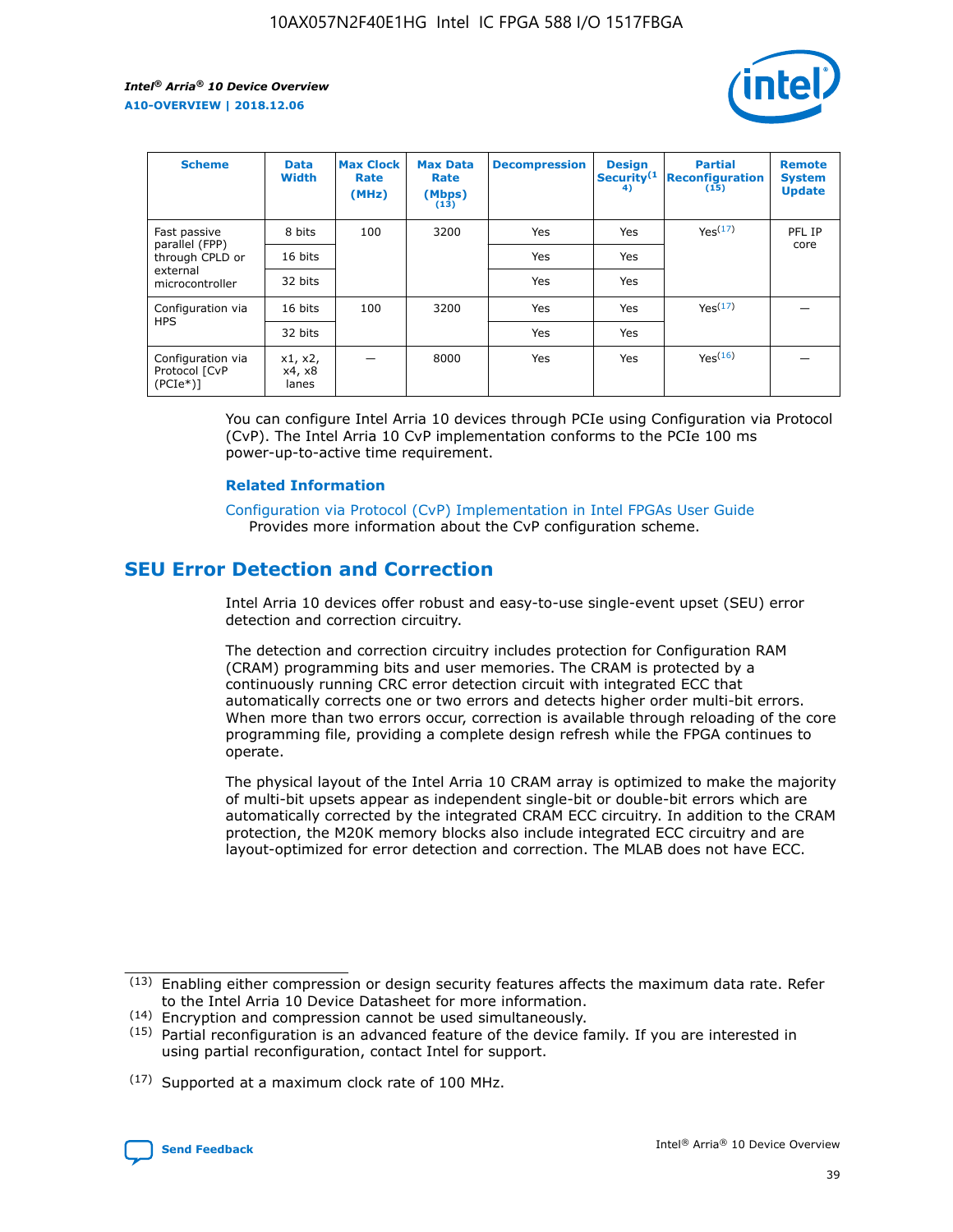| Scheme | Data Width | Max Clock Rate (MHz) | Max Data Rate (Mbps) (13) | Decompression | Design Security(14) | Partial Reconfiguration (15) | Remote System Update |
|---|---|---|---|---|---|---|---|
| Fast passive parallel (FPP) through CPLD or external microcontroller | 8 bits | 100 | 3200 | Yes | Yes | Yes(17) | PFL IP core |
| | 16 bits | | | Yes | Yes | | |
| | 32 bits | | | Yes | Yes | | |
| Configuration via HPS | 16 bits | 100 | 3200 | Yes | Yes | Yes(17) | — |
| | 32 bits | | | Yes | Yes | | |
| Configuration via Protocol [CvP (PCIe*)] | x1, x2, x4, x8 lanes | — | 8000 | Yes | Yes | Yes(16) | — |

You can configure Intel Arria 10 devices through PCIe using Configuration via Protocol (CvP). The Intel Arria 10 CvP implementation conforms to the PCIe 100 ms power-up-to-active time requirement.

### Related Information

Configuration via Protocol (CvP) Implementation in Intel FPGAs User Guide
Provides more information about the CvP configuration scheme.

## SEU Error Detection and Correction

Intel Arria 10 devices offer robust and easy-to-use single-event upset (SEU) error detection and correction circuitry.

The detection and correction circuitry includes protection for Configuration RAM (CRAM) programming bits and user memories. The CRAM is protected by a continuously running CRC error detection circuit with integrated ECC that automatically corrects one or two errors and detects higher order multi-bit errors. When more than two errors occur, correction is available through reloading of the core programming file, providing a complete design refresh while the FPGA continues to operate.

The physical layout of the Intel Arria 10 CRAM array is optimized to make the majority of multi-bit upsets appear as independent single-bit or double-bit errors which are automatically corrected by the integrated CRAM ECC circuitry. In addition to the CRAM protection, the M20K memory blocks also include integrated ECC circuitry and are layout-optimized for error detection and correction. The MLAB does not have ECC.

(13) Enabling either compression or design security features affects the maximum data rate. Refer to the Intel Arria 10 Device Datasheet for more information.

(14) Encryption and compression cannot be used simultaneously.

(15) Partial reconfiguration is an advanced feature of the device family. If you are interested in using partial reconfiguration, contact Intel for support.

(17) Supported at a maximum clock rate of 100 MHz.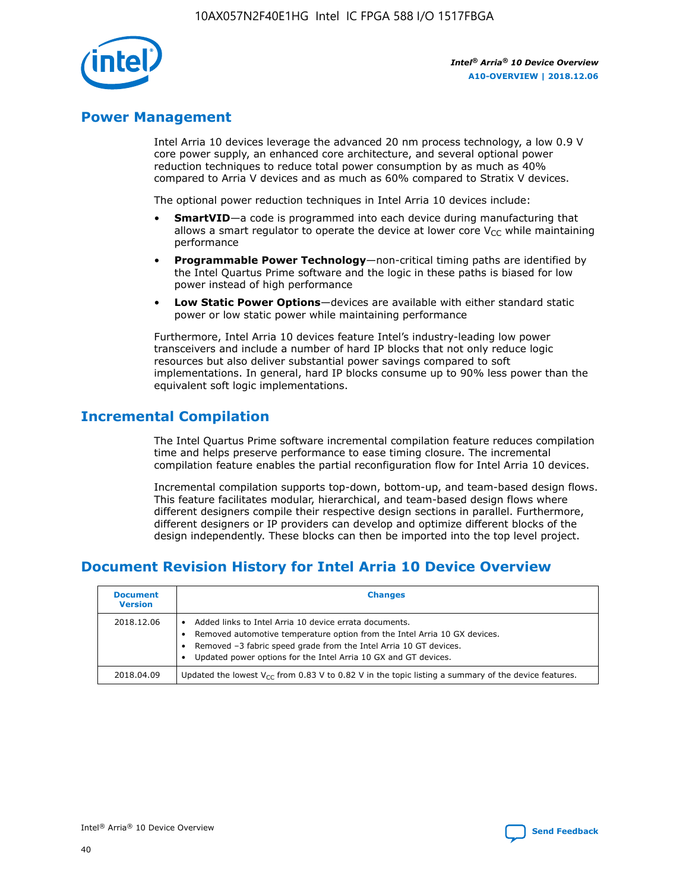## Power Management

Intel Arria 10 devices leverage the advanced 20 nm process technology, a low 0.9 V core power supply, an enhanced core architecture, and several optional power reduction techniques to reduce total power consumption by as much as 40% compared to Arria V devices and as much as 60% compared to Stratix V devices.

The optional power reduction techniques in Intel Arria 10 devices include:

- **SmartVID**—a code is programmed into each device during manufacturing that allows a smart regulator to operate the device at lower core $V_{CC}$ while maintaining performance
- **Programmable Power Technology**—non-critical timing paths are identified by the Intel Quartus Prime software and the logic in these paths is biased for low power instead of high performance
- **Low Static Power Options**—devices are available with either standard static power or low static power while maintaining performance

Furthermore, Intel Arria 10 devices feature Intel's industry-leading low power transceivers and include a number of hard IP blocks that not only reduce logic resources but also deliver substantial power savings compared to soft implementations. In general, hard IP blocks consume up to 90% less power than the equivalent soft logic implementations.

## Incremental Compilation

The Intel Quartus Prime software incremental compilation feature reduces compilation time and helps preserve performance to ease timing closure. The incremental compilation feature enables the partial reconfiguration flow for Intel Arria 10 devices.

Incremental compilation supports top-down, bottom-up, and team-based design flows. This feature facilitates modular, hierarchical, and team-based design flows where different designers compile their respective design sections in parallel. Furthermore, different designers or IP providers can develop and optimize different blocks of the design independently. These blocks can then be imported into the top level project.

## Document Revision History for Intel Arria 10 Device Overview

| Document Version | Changes |
|---|---|
| 2018.12.06 | • Added links to Intel Arria 10 device errata documents.<br>• Removed automotive temperature option from the Intel Arria 10 GX devices.<br>• Removed –3 fabric speed grade from the Intel Arria 10 GT devices.<br>• Updated power options for the Intel Arria 10 GX and GT devices. |
| 2018.04.09 | Updated the lowest $V_{CC}$ from 0.83 V to 0.82 V in the topic listing a summary of the device features. |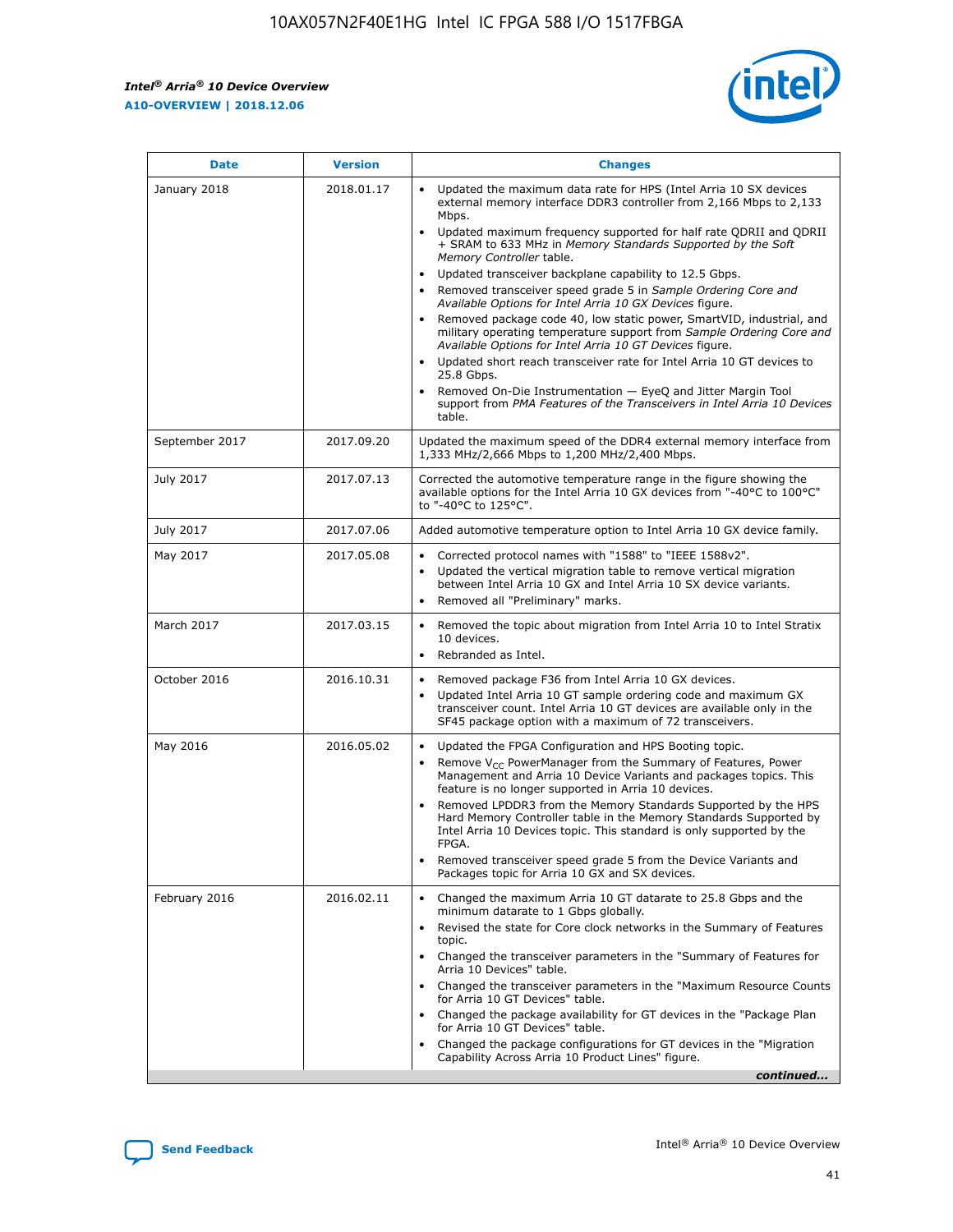| Date | Version | Changes |
| --- | --- | --- |
| January 2018 | 2018.01.17 | • Updated the maximum data rate for HPS (Intel Arria 10 SX devices external memory interface DDR3 controller from 2,166 Mbps to 2,133 Mbps.<br>• Updated maximum frequency supported for half rate QDRII and QDRII + SRAM to 633 MHz in *Memory Standards Supported by the Soft Memory Controller* table.<br>• Updated transceiver backplane capability to 12.5 Gbps.<br>• Removed transceiver speed grade 5 in *Sample Ordering Core and Available Options for Intel Arria 10 GX Devices* figure.<br>• Removed package code 40, low static power, SmartVID, industrial, and military operating temperature support from *Sample Ordering Core and Available Options for Intel Arria 10 GT Devices* figure.<br>• Updated short reach transceiver rate for Intel Arria 10 GT devices to 25.8 Gbps.<br>• Removed On-Die Instrumentation — EyeQ and Jitter Margin Tool support from *PMA Features of the Transceivers in Intel Arria 10 Devices* table. |
| September 2017 | 2017.09.20 | Updated the maximum speed of the DDR4 external memory interface from 1,333 MHz/2,666 Mbps to 1,200 MHz/2,400 Mbps. |
| July 2017 | 2017.07.13 | Corrected the automotive temperature range in the figure showing the available options for the Intel Arria 10 GX devices from "-40°C to 100°C" to "-40°C to 125°C". |
| July 2017 | 2017.07.06 | Added automotive temperature option to Intel Arria 10 GX device family. |
| May 2017 | 2017.05.08 | • Corrected protocol names with "1588" to "IEEE 1588v2".<br>• Updated the vertical migration table to remove vertical migration between Intel Arria 10 GX and Intel Arria 10 SX device variants.<br>• Removed all "Preliminary" marks. |
| March 2017 | 2017.03.15 | • Removed the topic about migration from Intel Arria 10 to Intel Stratix 10 devices.<br>• Rebranded as Intel. |
| October 2016 | 2016.10.31 | • Removed package F36 from Intel Arria 10 GX devices.<br>• Updated Intel Arria 10 GT sample ordering code and maximum GX transceiver count. Intel Arria 10 GT devices are available only in the SF45 package option with a maximum of 72 transceivers. |
| May 2016 | 2016.05.02 | • Updated the FPGA Configuration and HPS Booting topic.<br>• Remove $V_{CC}$ PowerManager from the Summary of Features, Power Management and Arria 10 Device Variants and packages topics. This feature is no longer supported in Arria 10 devices.<br>• Removed LPDDR3 from the Memory Standards Supported by the HPS Hard Memory Controller table in the Memory Standards Supported by Intel Arria 10 Devices topic. This standard is only supported by the FPGA.<br>• Removed transceiver speed grade 5 from the Device Variants and Packages topic for Arria 10 GX and SX devices. |
| February 2016 | 2016.02.11 | • Changed the maximum Arria 10 GT datarate to 25.8 Gbps and the minimum datarate to 1 Gbps globally.<br>• Revised the state for Core clock networks in the Summary of Features topic.<br>• Changed the transceiver parameters in the "Summary of Features for Arria 10 Devices" table.<br>• Changed the transceiver parameters in the "Maximum Resource Counts for Arria 10 GT Devices" table.<br>• Changed the package availability for GT devices in the "Package Plan for Arria 10 GT Devices" table.<br>• Changed the package configurations for GT devices in the "Migration Capability Across Arria 10 Product Lines" figure. |

*continued...*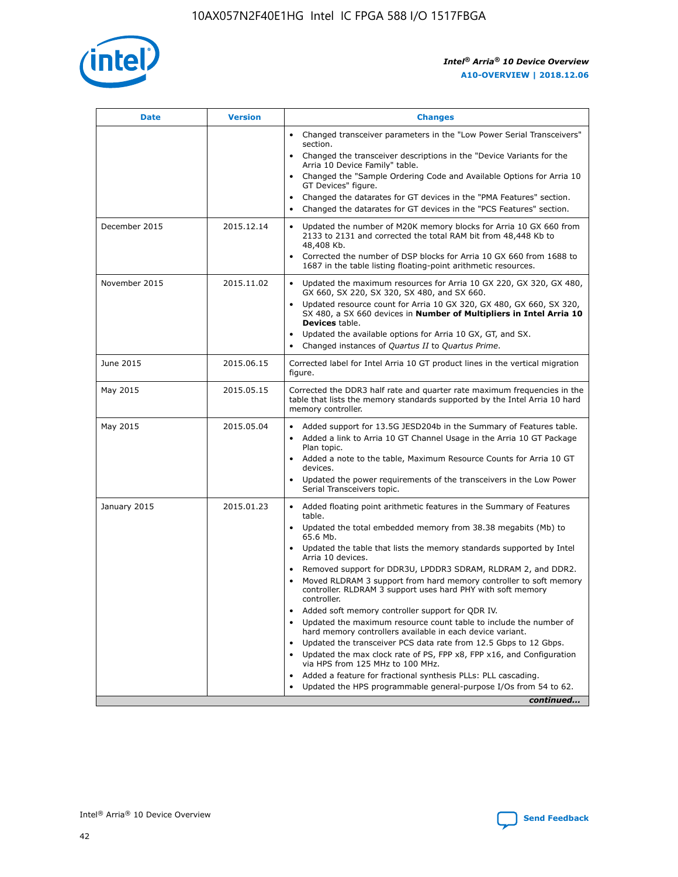| Date | Version | Changes |
| --- | --- | --- |
| | | • Changed transceiver parameters in the "Low Power Serial Transceivers" section.<br>• Changed the transceiver descriptions in the "Device Variants for the Arria 10 Device Family" table.<br>• Changed the "Sample Ordering Code and Available Options for Arria 10 GT Devices" figure.<br>• Changed the datarates for GT devices in the "PMA Features" section.<br>• Changed the datarates for GT devices in the "PCS Features" section. |
| December 2015 | 2015.12.14 | • Updated the number of M20K memory blocks for Arria 10 GX 660 from 2133 to 2131 and corrected the total RAM bit from 48,448 Kb to 48,408 Kb.<br>• Corrected the number of DSP blocks for Arria 10 GX 660 from 1688 to 1687 in the table listing floating-point arithmetic resources. |
| November 2015 | 2015.11.02 | • Updated the maximum resources for Arria 10 GX 220, GX 320, GX 480, GX 660, SX 220, SX 320, SX 480, and SX 660.<br>• Updated resource count for Arria 10 GX 320, GX 480, GX 660, SX 320, SX 480, a SX 660 devices in **Number of Multipliers in Intel Arria 10 Devices** table.<br>• Updated the available options for Arria 10 GX, GT, and SX.<br>• Changed instances of *Quartus II* to *Quartus Prime*. |
| June 2015 | 2015.06.15 | Corrected label for Intel Arria 10 GT product lines in the vertical migration figure. |
| May 2015 | 2015.05.15 | Corrected the DDR3 half rate and quarter rate maximum frequencies in the table that lists the memory standards supported by the Intel Arria 10 hard memory controller. |
| May 2015 | 2015.05.04 | • Added support for 13.5G JESD204b in the Summary of Features table.<br>• Added a link to Arria 10 GT Channel Usage in the Arria 10 GT Package Plan topic.<br>• Added a note to the table, Maximum Resource Counts for Arria 10 GT devices.<br>• Updated the power requirements of the transceivers in the Low Power Serial Transceivers topic. |
| January 2015 | 2015.01.23 | • Added floating point arithmetic features in the Summary of Features table.<br>• Updated the total embedded memory from 38.38 megabits (Mb) to 65.6 Mb.<br>• Updated the table that lists the memory standards supported by Intel Arria 10 devices.<br>• Removed support for DDR3U, LPDDR3 SDRAM, RLDRAM 2, and DDR2.<br>• Moved RLDRAM 3 support from hard memory controller to soft memory controller. RLDRAM 3 support uses hard PHY with soft memory controller.<br>• Added soft memory controller support for QDR IV.<br>• Updated the maximum resource count table to include the number of hard memory controllers available in each device variant.<br>• Updated the transceiver PCS data rate from 12.5 Gbps to 12 Gbps.<br>• Updated the max clock rate of PS, FPP x8, FPP x16, and Configuration via HPS from 125 MHz to 100 MHz.<br>• Added a feature for fractional synthesis PLLs: PLL cascading.<br>• Updated the HPS programmable general-purpose I/Os from 54 to 62. |

*continued...*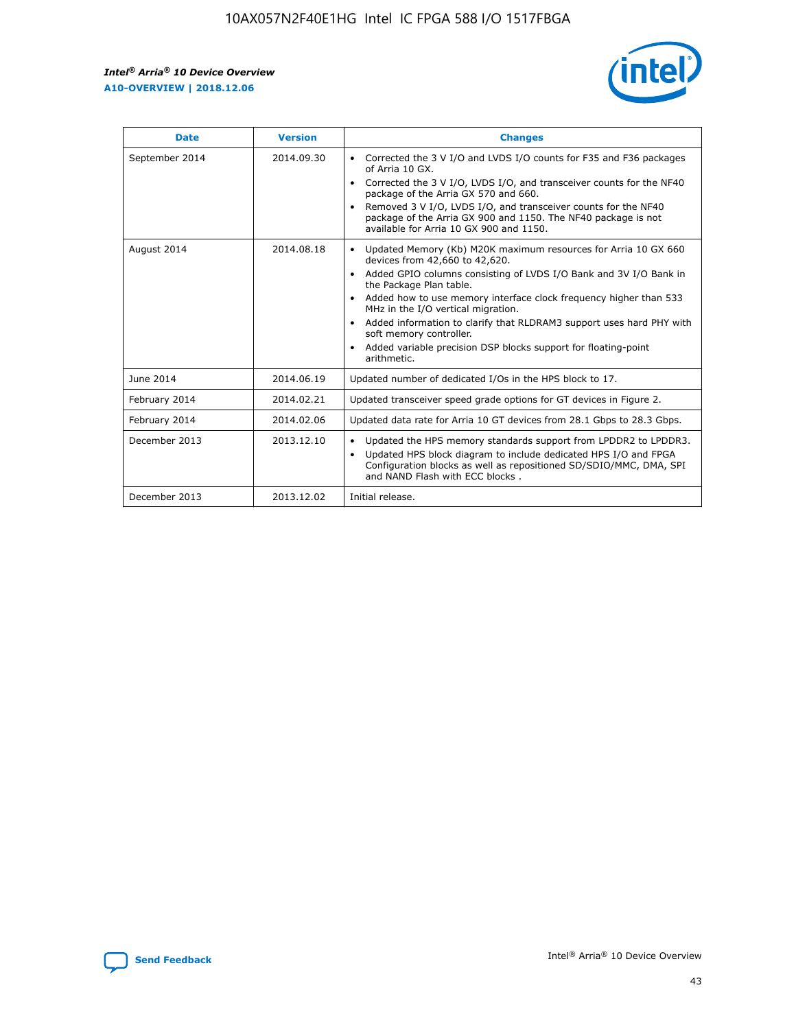| Date | Version | Changes |
| --- | --- | --- |
| September 2014 | 2014.09.30 | • Corrected the 3 V I/O and LVDS I/O counts for F35 and F36 packages of Arria 10 GX.<br>• Corrected the 3 V I/O, LVDS I/O, and transceiver counts for the NF40 package of the Arria GX 570 and 660.<br>• Removed 3 V I/O, LVDS I/O, and transceiver counts for the NF40 package of the Arria GX 900 and 1150. The NF40 package is not available for Arria 10 GX 900 and 1150. |
| August 2014 | 2014.08.18 | • Updated Memory (Kb) M20K maximum resources for Arria 10 GX 660 devices from 42,660 to 42,620.<br>• Added GPIO columns consisting of LVDS I/O Bank and 3V I/O Bank in the Package Plan table.<br>• Added how to use memory interface clock frequency higher than 533 MHz in the I/O vertical migration.<br>• Added information to clarify that RLDRAM3 support uses hard PHY with soft memory controller.<br>• Added variable precision DSP blocks support for floating-point arithmetic. |
| June 2014 | 2014.06.19 | Updated number of dedicated I/Os in the HPS block to 17. |
| February 2014 | 2014.02.21 | Updated transceiver speed grade options for GT devices in Figure 2. |
| February 2014 | 2014.02.06 | Updated data rate for Arria 10 GT devices from 28.1 Gbps to 28.3 Gbps. |
| December 2013 | 2013.12.10 | • Updated the HPS memory standards support from LPDDR2 to LPDDR3.<br>• Updated HPS block diagram to include dedicated HPS I/O and FPGA Configuration blocks as well as repositioned SD/SDIO/MMC, DMA, SPI and NAND Flash with ECC blocks . |
| December 2013 | 2013.12.02 | Initial release. |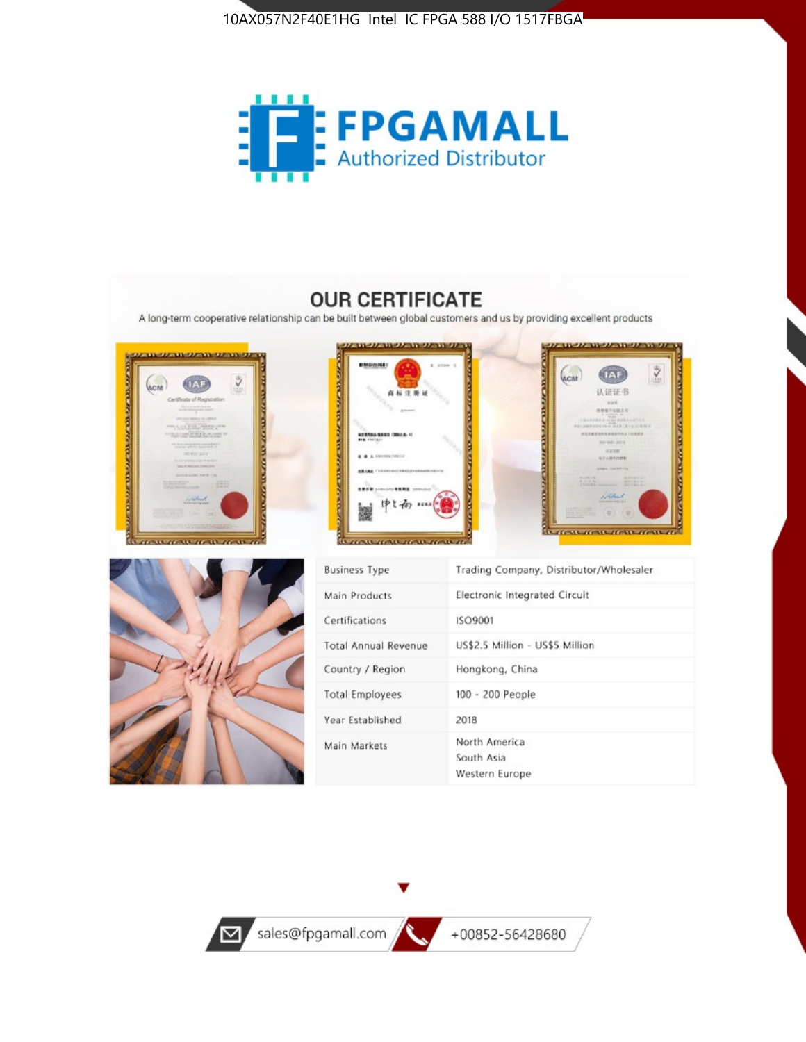FPGAMALL
Authorized Distributor

## OUR CERTIFICATE

A long-term cooperative relationship can be built between global customers and us by providing excellent products

| | |
|---|---|
| Business Type | Trading Company, Distributor/Wholesaler |
| Main Products | Electronic Integrated Circuit |
| Certifications | ISO9001 |
| Total Annual Revenue | US$2.5 Million - US$5 Million |
| Country / Region | Hongkong, China |
| Total Employees | 100 - 200 People |
| Year Established | 2018 |
| Main Markets | North America<br>South Asia<br>Western Europe |

sales@fpgamall.com +00852-56428680